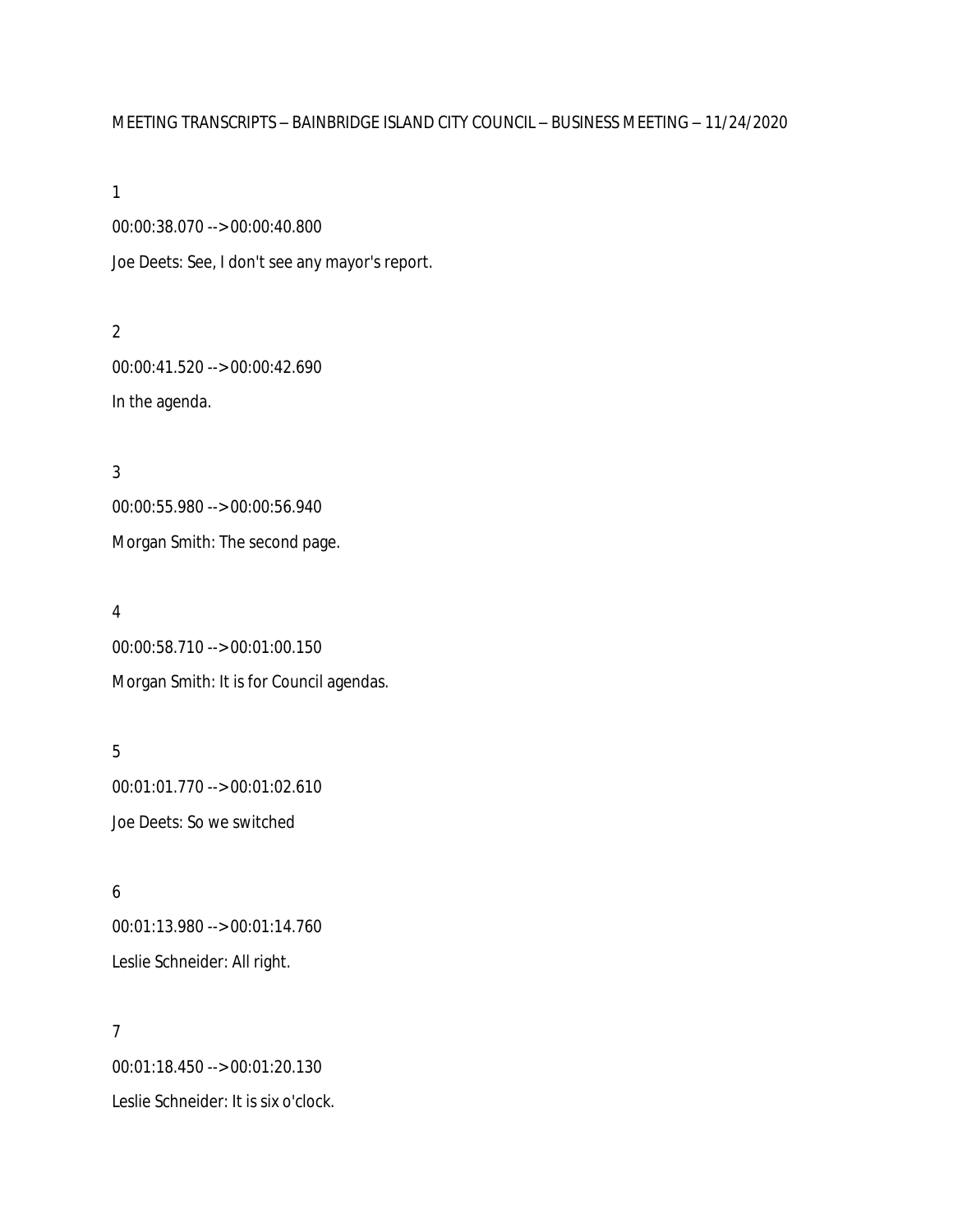MEETING TRANSCRIPTS – BAINBRIDGE ISLAND CITY COUNCIL – BUSINESS MEETING – 11/24/2020

1

00:00:38.070 --> 00:00:40.800

Joe Deets: See, I don't see any mayor's report.

2

00:00:41.520 --> 00:00:42.690

In the agenda.

3

00:00:55.980 --> 00:00:56.940

Morgan Smith: The second page.

4

00:00:58.710 --> 00:01:00.150

Morgan Smith: It is for Council agendas.

5

00:01:01.770 --> 00:01:02.610

Joe Deets: So we switched

6

00:01:13.980 --> 00:01:14.760

Leslie Schneider: All right.

7

00:01:18.450 --> 00:01:20.130

Leslie Schneider: It is six o'clock.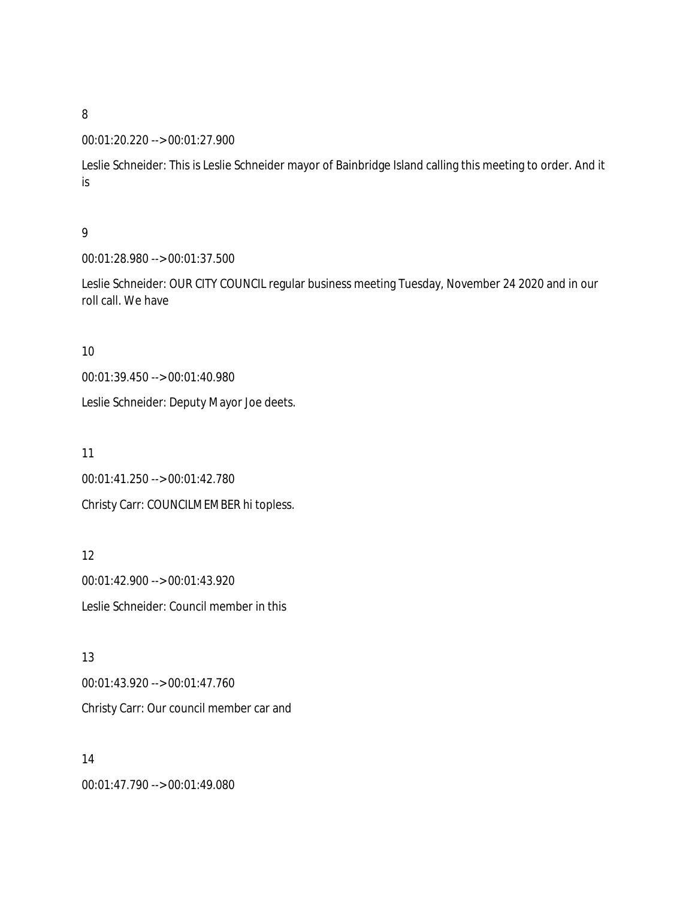8

00:01:20.220 --> 00:01:27.900

Leslie Schneider: This is Leslie Schneider mayor of Bainbridge Island calling this meeting to order. And it is

9

00:01:28.980 --> 00:01:37.500

Leslie Schneider: OUR CITY COUNCIL regular business meeting Tuesday, November 24 2020 and in our roll call. We have

10

00:01:39.450 --> 00:01:40.980

Leslie Schneider: Deputy Mayor Joe deets.

11

00:01:41.250 --> 00:01:42.780

Christy Carr: COUNCILMEMBER hi topless.

12

00:01:42.900 --> 00:01:43.920

Leslie Schneider: Council member in this

13

00:01:43.920 --> 00:01:47.760

Christy Carr: Our council member car and

14

00:01:47.790 --> 00:01:49.080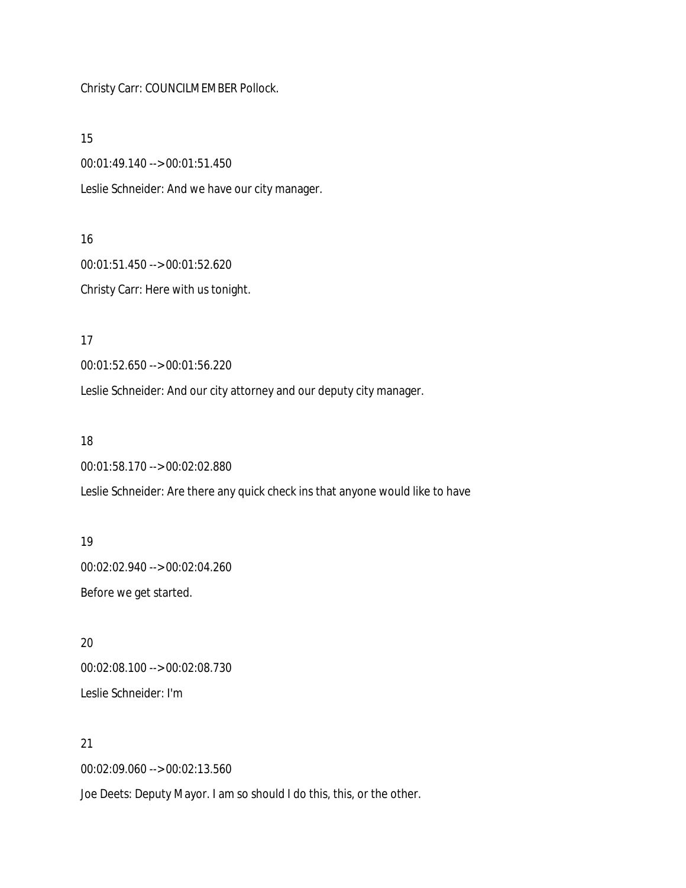Christy Carr: COUNCILMEMBER Pollock.

15

00:01:49.140 --> 00:01:51.450

Leslie Schneider: And we have our city manager.

16

00:01:51.450 --> 00:01:52.620

Christy Carr: Here with us tonight.

17

00:01:52.650 --> 00:01:56.220

Leslie Schneider: And our city attorney and our deputy city manager.

18

00:01:58.170 --> 00:02:02.880

Leslie Schneider: Are there any quick check ins that anyone would like to have

19

00:02:02.940 --> 00:02:04.260

Before we get started.

20

00:02:08.100 --> 00:02:08.730

Leslie Schneider: I'm

21

00:02:09.060 --> 00:02:13.560

Joe Deets: Deputy Mayor. I am so should I do this, this, or the other.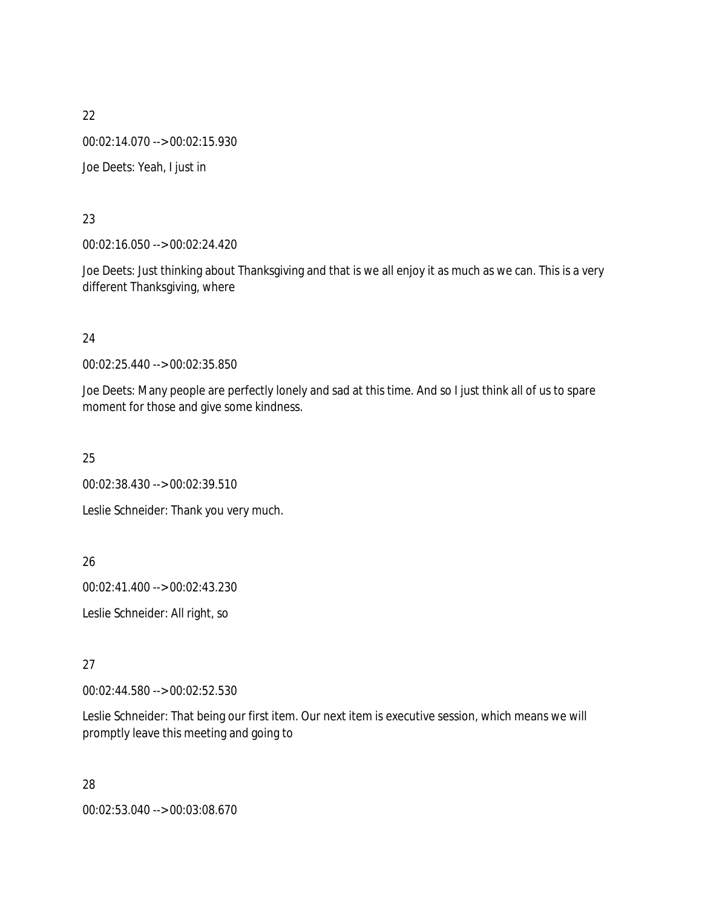22

00:02:14.070 --> 00:02:15.930

Joe Deets: Yeah, I just in

23

00:02:16.050 --> 00:02:24.420

Joe Deets: Just thinking about Thanksgiving and that is we all enjoy it as much as we can. This is a very different Thanksgiving, where

24

00:02:25.440 --> 00:02:35.850

Joe Deets: Many people are perfectly lonely and sad at this time. And so I just think all of us to spare moment for those and give some kindness.

25

00:02:38.430 --> 00:02:39.510

Leslie Schneider: Thank you very much.

26

00:02:41.400 --> 00:02:43.230

Leslie Schneider: All right, so

27

00:02:44.580 --> 00:02:52.530

Leslie Schneider: That being our first item. Our next item is executive session, which means we will promptly leave this meeting and going to

28

00:02:53.040 --> 00:03:08.670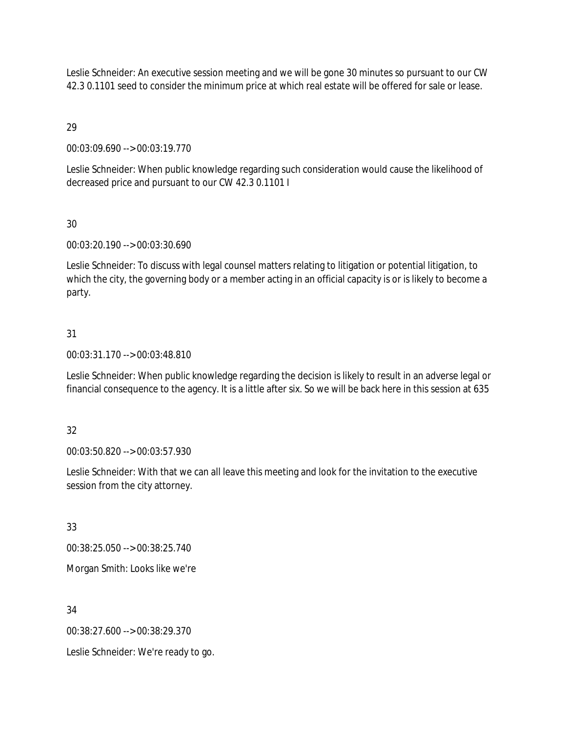Leslie Schneider: An executive session meeting and we will be gone 30 minutes so pursuant to our CW 42.3 0.1101 seed to consider the minimum price at which real estate will be offered for sale or lease.

29

00:03:09.690 --> 00:03:19.770

Leslie Schneider: When public knowledge regarding such consideration would cause the likelihood of decreased price and pursuant to our CW 42.3 0.1101 I

30

00:03:20.190 --> 00:03:30.690

Leslie Schneider: To discuss with legal counsel matters relating to litigation or potential litigation, to which the city, the governing body or a member acting in an official capacity is or is likely to become a party.

31

00:03:31.170 --> 00:03:48.810

Leslie Schneider: When public knowledge regarding the decision is likely to result in an adverse legal or financial consequence to the agency. It is a little after six. So we will be back here in this session at 635

32

00:03:50.820 --> 00:03:57.930

Leslie Schneider: With that we can all leave this meeting and look for the invitation to the executive session from the city attorney.

33

00:38:25.050 --> 00:38:25.740

Morgan Smith: Looks like we're

34

00:38:27.600 --> 00:38:29.370

Leslie Schneider: We're ready to go.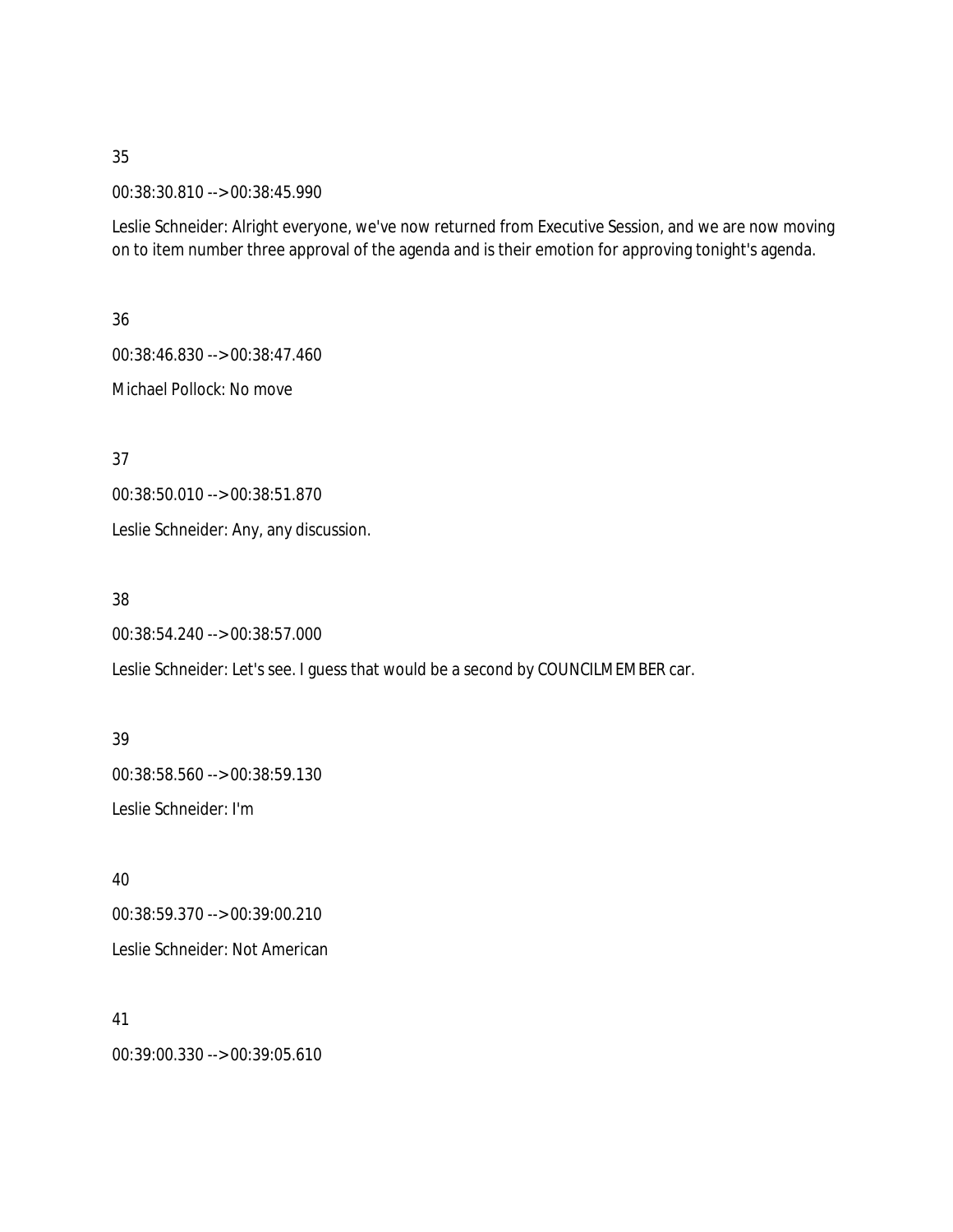35

00:38:30.810 --> 00:38:45.990

Leslie Schneider: Alright everyone, we've now returned from Executive Session, and we are now moving on to item number three approval of the agenda and is their emotion for approving tonight's agenda.

36

00:38:46.830 --> 00:38:47.460

Michael Pollock: No move

37

00:38:50.010 --> 00:38:51.870

Leslie Schneider: Any, any discussion.

38

00:38:54.240 --> 00:38:57.000

Leslie Schneider: Let's see. I guess that would be a second by COUNCILMEMBER car.

39

00:38:58.560 --> 00:38:59.130

Leslie Schneider: I'm

40

00:38:59.370 --> 00:39:00.210

Leslie Schneider: Not American

41

00:39:00.330 --> 00:39:05.610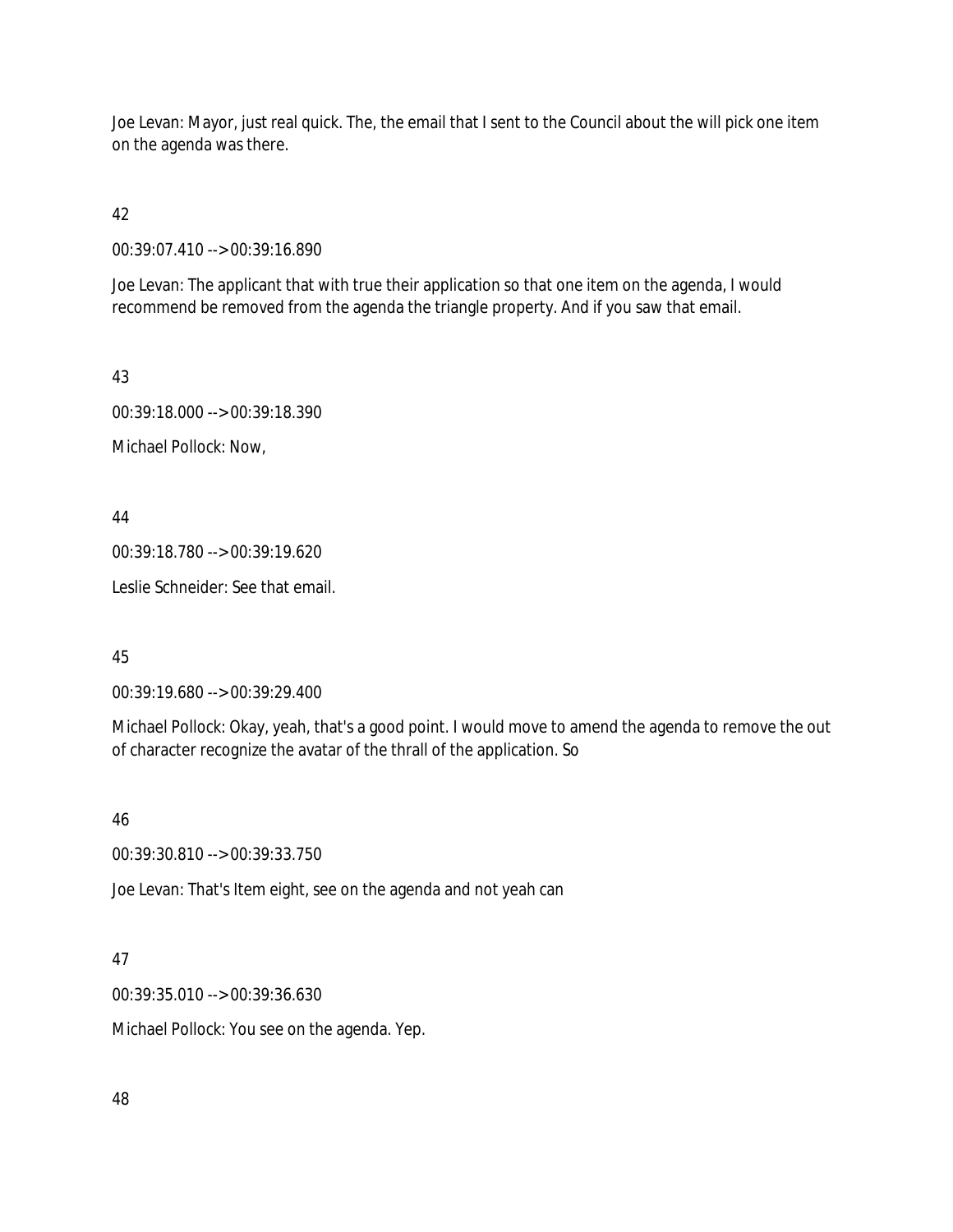Joe Levan: Mayor, just real quick. The, the email that I sent to the Council about the will pick one item on the agenda was there.

42

00:39:07.410 --> 00:39:16.890

Joe Levan: The applicant that with true their application so that one item on the agenda, I would recommend be removed from the agenda the triangle property. And if you saw that email.

43

00:39:18.000 --> 00:39:18.390

Michael Pollock: Now,

44

00:39:18.780 --> 00:39:19.620

Leslie Schneider: See that email.

45

00:39:19.680 --> 00:39:29.400

Michael Pollock: Okay, yeah, that's a good point. I would move to amend the agenda to remove the out of character recognize the avatar of the thrall of the application. So

46

00:39:30.810 --> 00:39:33.750

Joe Levan: That's Item eight, see on the agenda and not yeah can

47

00:39:35.010 --> 00:39:36.630

Michael Pollock: You see on the agenda. Yep.

48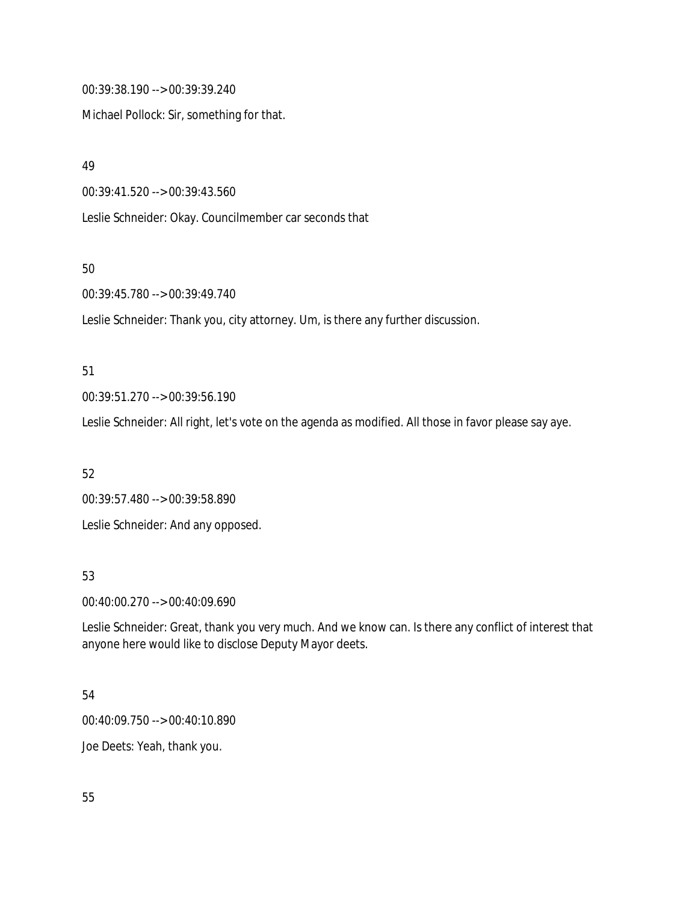00:39:38.190 --> 00:39:39.240

Michael Pollock: Sir, something for that.

49

00:39:41.520 --> 00:39:43.560

Leslie Schneider: Okay. Councilmember car seconds that

50

00:39:45.780 --> 00:39:49.740

Leslie Schneider: Thank you, city attorney. Um, is there any further discussion.

51

00:39:51.270 --> 00:39:56.190

Leslie Schneider: All right, let's vote on the agenda as modified. All those in favor please say aye.

52

00:39:57.480 --> 00:39:58.890

Leslie Schneider: And any opposed.

53

00:40:00.270 --> 00:40:09.690

Leslie Schneider: Great, thank you very much. And we know can. Is there any conflict of interest that anyone here would like to disclose Deputy Mayor deets.

54

00:40:09.750 --> 00:40:10.890

Joe Deets: Yeah, thank you.

55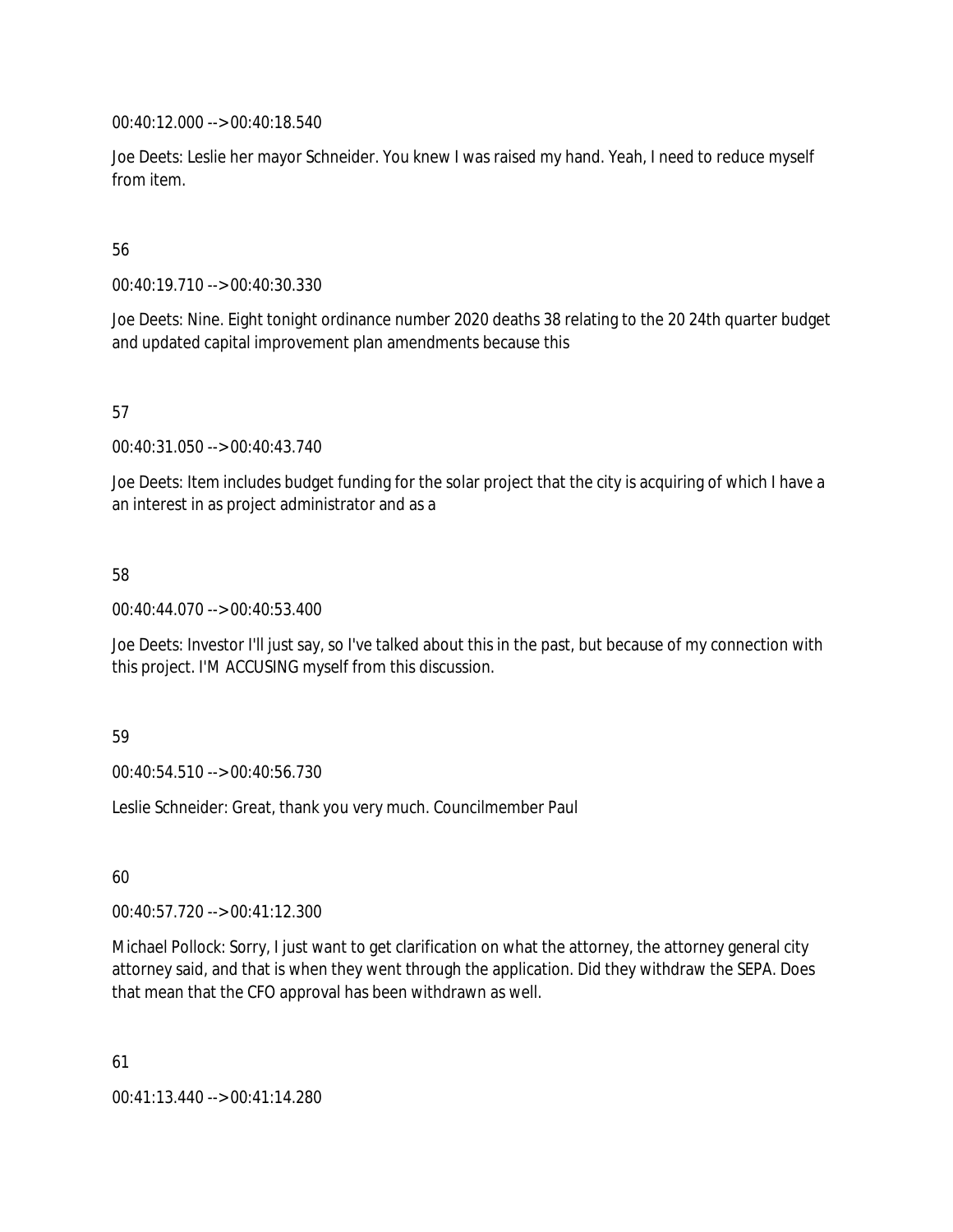00:40:12.000 --> 00:40:18.540

Joe Deets: Leslie her mayor Schneider. You knew I was raised my hand. Yeah, I need to reduce myself from item.

56

00:40:19.710 --> 00:40:30.330

Joe Deets: Nine. Eight tonight ordinance number 2020 deaths 38 relating to the 20 24th quarter budget and updated capital improvement plan amendments because this

57

00:40:31.050 --> 00:40:43.740

Joe Deets: Item includes budget funding for the solar project that the city is acquiring of which I have a an interest in as project administrator and as a

58

00:40:44.070 --> 00:40:53.400

Joe Deets: Investor I'll just say, so I've talked about this in the past, but because of my connection with this project. I'M ACCUSING myself from this discussion.

59

00:40:54.510 --> 00:40:56.730

Leslie Schneider: Great, thank you very much. Councilmember Paul

60

00:40:57.720 --> 00:41:12.300

Michael Pollock: Sorry, I just want to get clarification on what the attorney, the attorney general city attorney said, and that is when they went through the application. Did they withdraw the SEPA. Does that mean that the CFO approval has been withdrawn as well.

61

00:41:13.440 --> 00:41:14.280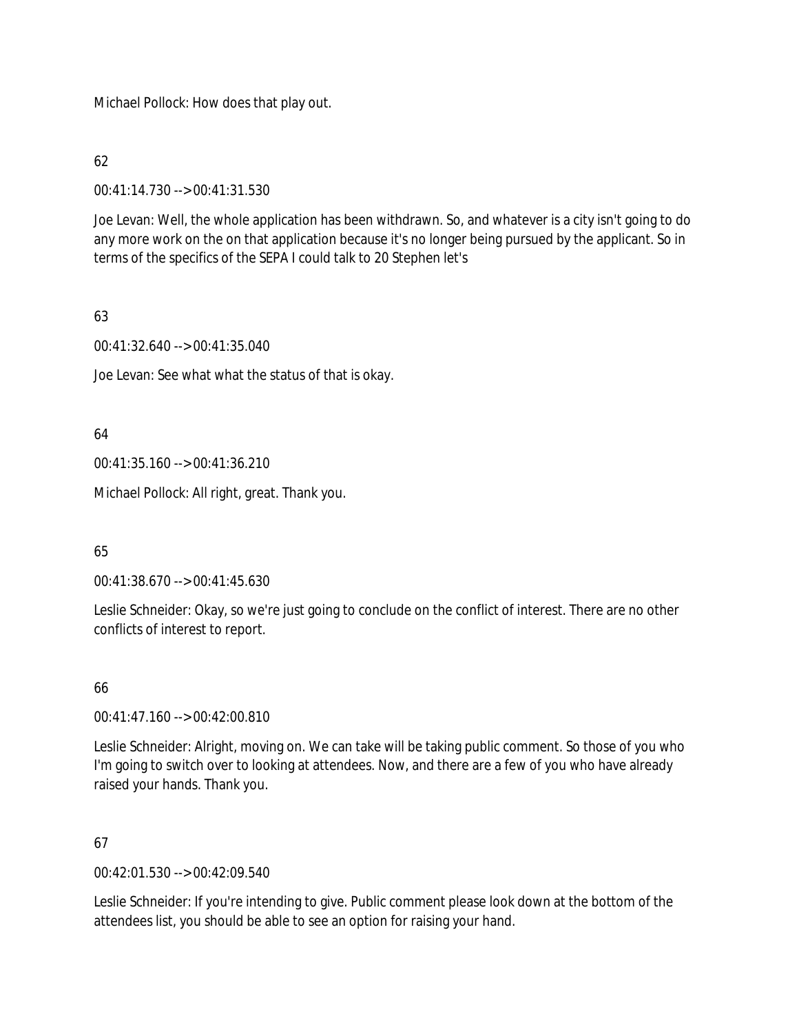Michael Pollock: How does that play out.

62

00:41:14.730 --> 00:41:31.530

Joe Levan: Well, the whole application has been withdrawn. So, and whatever is a city isn't going to do any more work on the on that application because it's no longer being pursued by the applicant. So in terms of the specifics of the SEPA I could talk to 20 Stephen let's

63

00:41:32.640 --> 00:41:35.040

Joe Levan: See what what the status of that is okay.

64

00:41:35.160 --> 00:41:36.210

Michael Pollock: All right, great. Thank you.

65

00:41:38.670 --> 00:41:45.630

Leslie Schneider: Okay, so we're just going to conclude on the conflict of interest. There are no other conflicts of interest to report.

66

00:41:47.160 --> 00:42:00.810

Leslie Schneider: Alright, moving on. We can take will be taking public comment. So those of you who I'm going to switch over to looking at attendees. Now, and there are a few of you who have already raised your hands. Thank you.

67

00:42:01.530 --> 00:42:09.540

Leslie Schneider: If you're intending to give. Public comment please look down at the bottom of the attendees list, you should be able to see an option for raising your hand.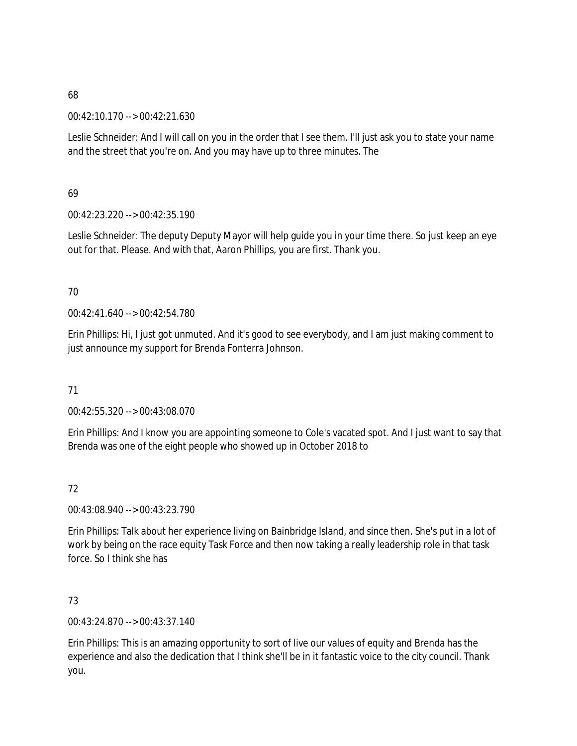68

00:42:10.170 --> 00:42:21.630

Leslie Schneider: And I will call on you in the order that I see them. I'll just ask you to state your name and the street that you're on. And you may have up to three minutes. The

69

00:42:23.220 --> 00:42:35.190

Leslie Schneider: The deputy Deputy Mayor will help guide you in your time there. So just keep an eye out for that. Please. And with that, Aaron Phillips, you are first. Thank you.

70

00:42:41.640 --> 00:42:54.780

Erin Phillips: Hi, I just got unmuted. And it's good to see everybody, and I am just making comment to just announce my support for Brenda Fonterra Johnson.

71

00:42:55.320 --> 00:43:08.070

Erin Phillips: And I know you are appointing someone to Cole's vacated spot. And I just want to say that Brenda was one of the eight people who showed up in October 2018 to

72

00:43:08.940 --> 00:43:23.790

Erin Phillips: Talk about her experience living on Bainbridge Island, and since then. She's put in a lot of work by being on the race equity Task Force and then now taking a really leadership role in that task force. So I think she has

73

00:43:24.870 --> 00:43:37.140

Erin Phillips: This is an amazing opportunity to sort of live our values of equity and Brenda has the experience and also the dedication that I think she'll be in it fantastic voice to the city council. Thank you.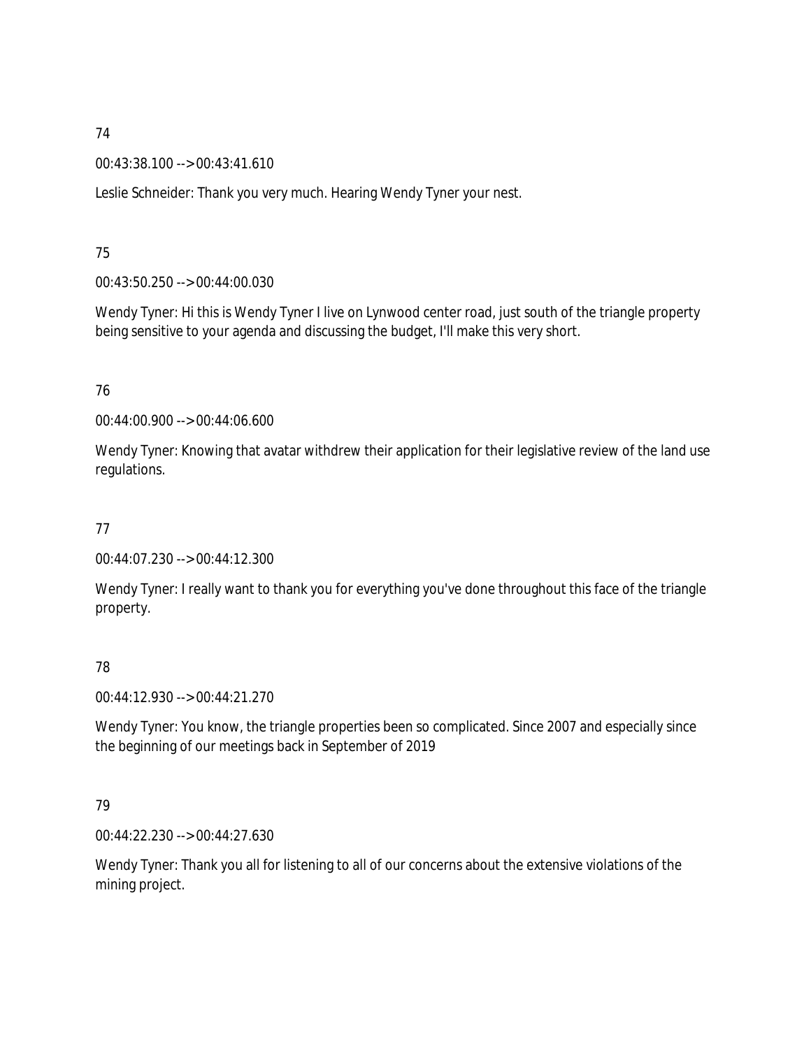74

00:43:38.100 --> 00:43:41.610

Leslie Schneider: Thank you very much. Hearing Wendy Tyner your nest.

75

00:43:50.250 --> 00:44:00.030

Wendy Tyner: Hi this is Wendy Tyner I live on Lynwood center road, just south of the triangle property being sensitive to your agenda and discussing the budget, I'll make this very short.

76

00:44:00.900 --> 00:44:06.600

Wendy Tyner: Knowing that avatar withdrew their application for their legislative review of the land use regulations.

77

00:44:07.230 --> 00:44:12.300

Wendy Tyner: I really want to thank you for everything you've done throughout this face of the triangle property.

78

00:44:12.930 --> 00:44:21.270

Wendy Tyner: You know, the triangle properties been so complicated. Since 2007 and especially since the beginning of our meetings back in September of 2019

79

00:44:22.230 --> 00:44:27.630

Wendy Tyner: Thank you all for listening to all of our concerns about the extensive violations of the mining project.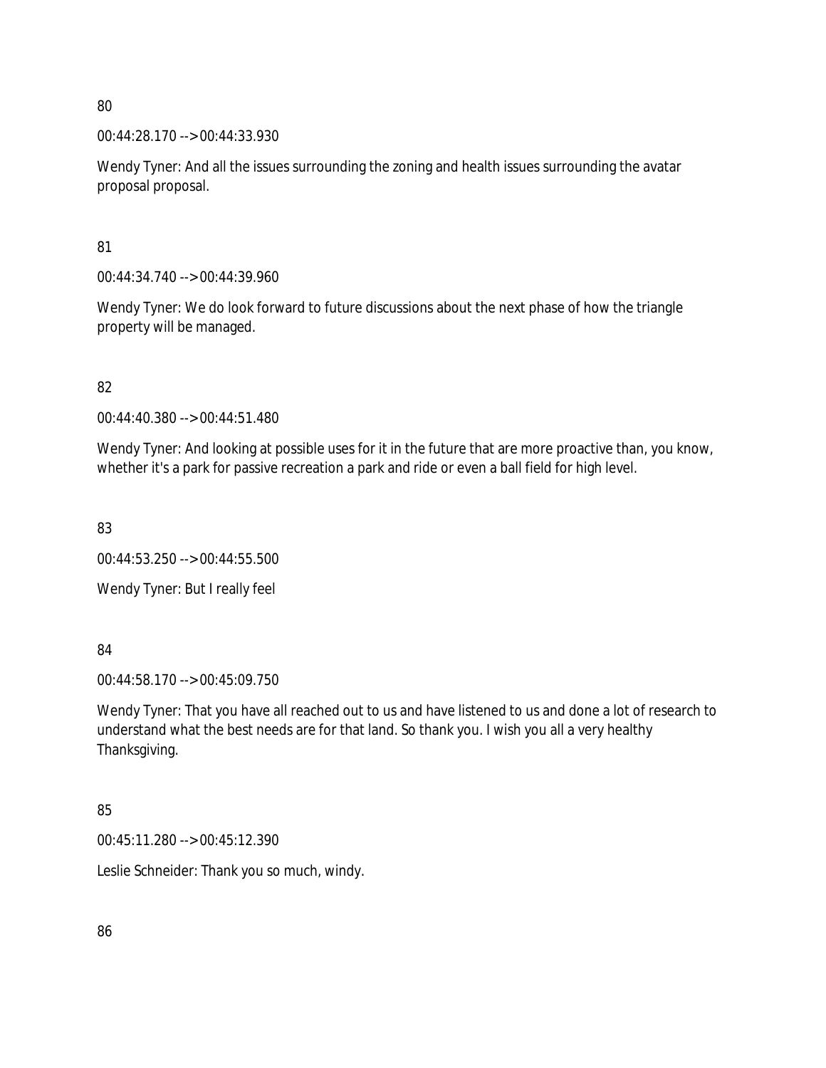80

00:44:28.170 --> 00:44:33.930

Wendy Tyner: And all the issues surrounding the zoning and health issues surrounding the avatar proposal proposal.

81

00:44:34.740 --> 00:44:39.960

Wendy Tyner: We do look forward to future discussions about the next phase of how the triangle property will be managed.

82

00:44:40.380 --> 00:44:51.480

Wendy Tyner: And looking at possible uses for it in the future that are more proactive than, you know, whether it's a park for passive recreation a park and ride or even a ball field for high level.

83

00:44:53.250 --> 00:44:55.500

Wendy Tyner: But I really feel

84

00:44:58.170 --> 00:45:09.750

Wendy Tyner: That you have all reached out to us and have listened to us and done a lot of research to understand what the best needs are for that land. So thank you. I wish you all a very healthy Thanksgiving.

85

00:45:11.280 --> 00:45:12.390

Leslie Schneider: Thank you so much, windy.

86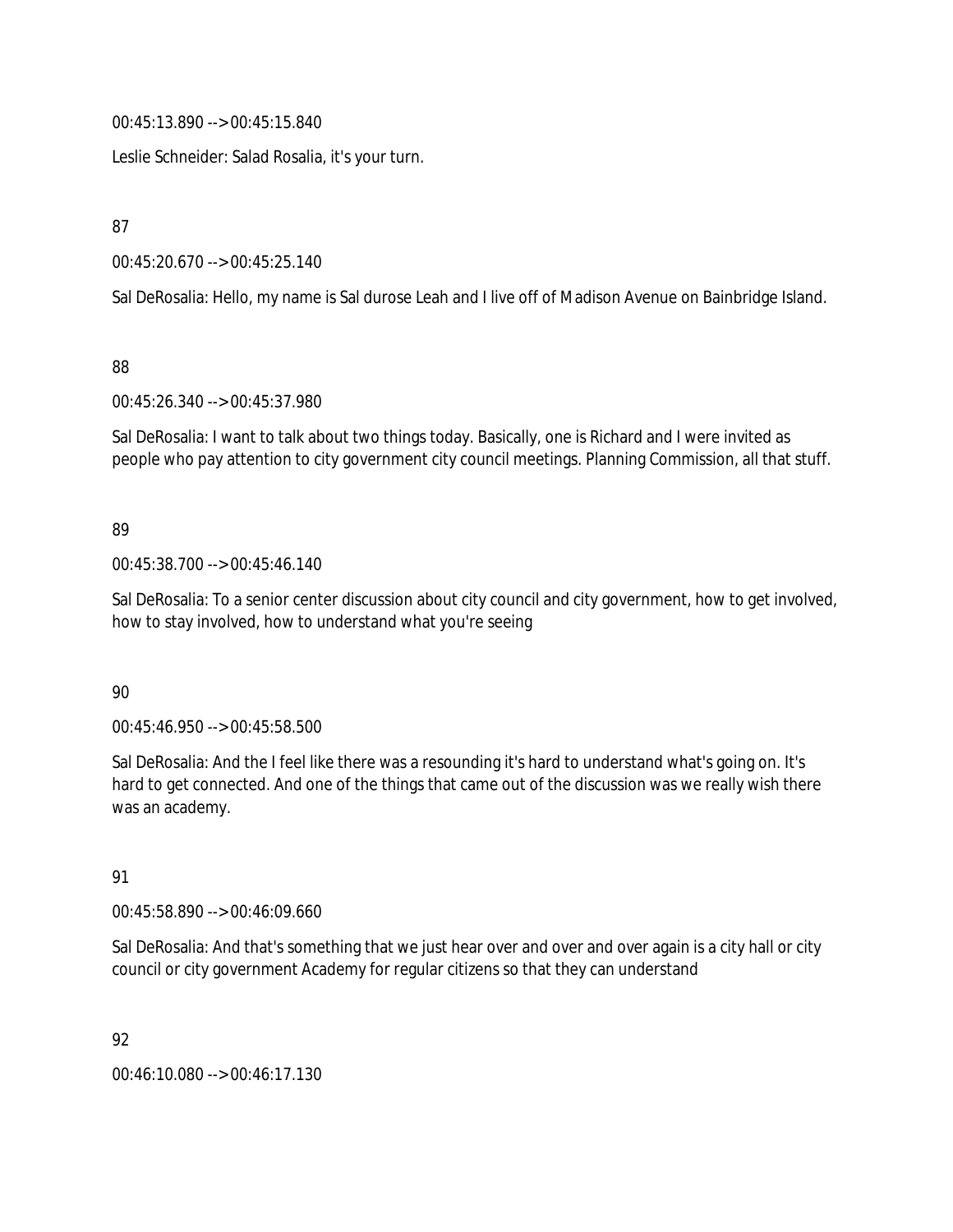00:45:13.890 --> 00:45:15.840

Leslie Schneider: Salad Rosalia, it's your turn.

87

00:45:20.670 --> 00:45:25.140

Sal DeRosalia: Hello, my name is Sal durose Leah and I live off of Madison Avenue on Bainbridge Island.

88

00:45:26.340 --> 00:45:37.980

Sal DeRosalia: I want to talk about two things today. Basically, one is Richard and I were invited as people who pay attention to city government city council meetings. Planning Commission, all that stuff.

89

00:45:38.700 --> 00:45:46.140

Sal DeRosalia: To a senior center discussion about city council and city government, how to get involved, how to stay involved, how to understand what you're seeing

90

00:45:46.950 --> 00:45:58.500

Sal DeRosalia: And the I feel like there was a resounding it's hard to understand what's going on. It's hard to get connected. And one of the things that came out of the discussion was we really wish there was an academy.

91

00:45:58.890 --> 00:46:09.660

Sal DeRosalia: And that's something that we just hear over and over and over again is a city hall or city council or city government Academy for regular citizens so that they can understand

92

00:46:10.080 --> 00:46:17.130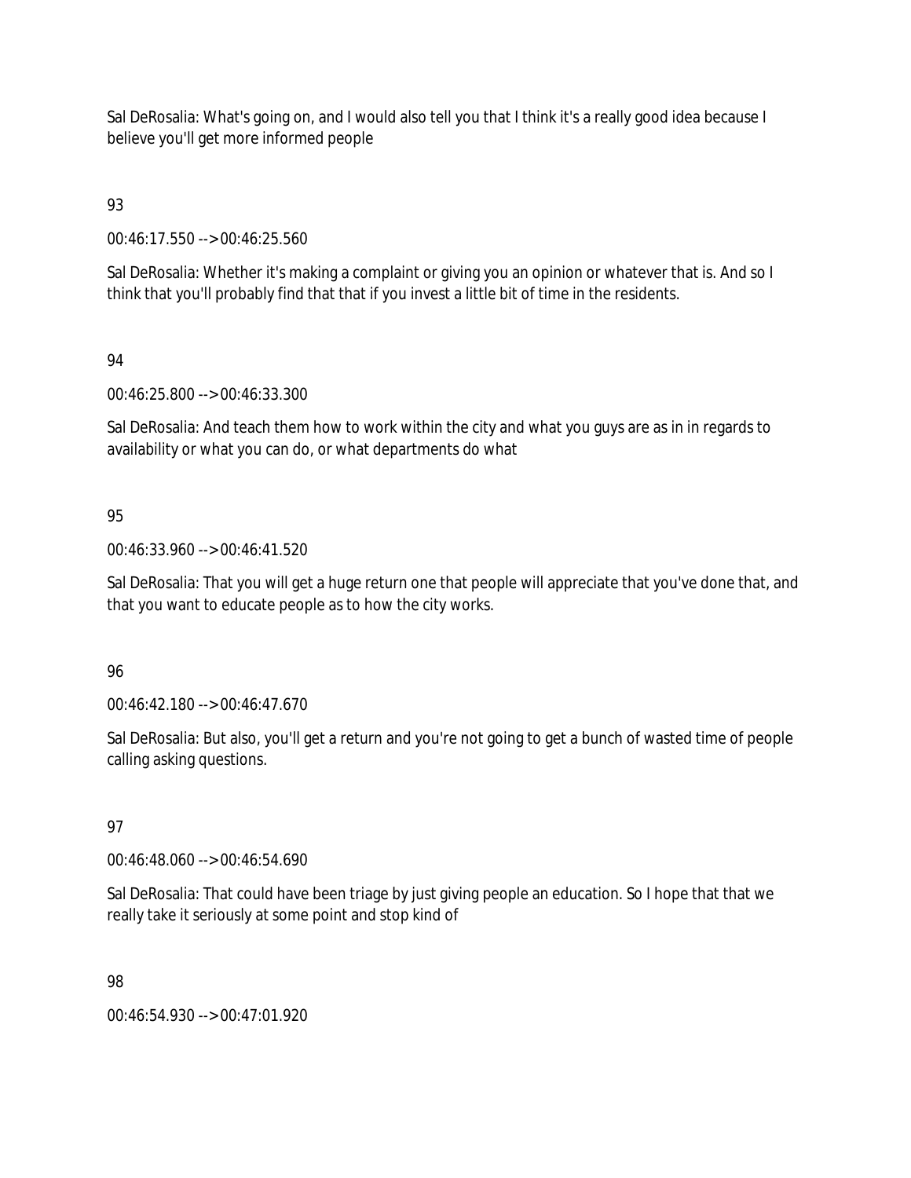Sal DeRosalia: What's going on, and I would also tell you that I think it's a really good idea because I believe you'll get more informed people

93

00:46:17.550 --> 00:46:25.560

Sal DeRosalia: Whether it's making a complaint or giving you an opinion or whatever that is. And so I think that you'll probably find that that if you invest a little bit of time in the residents.

94

00:46:25.800 --> 00:46:33.300

Sal DeRosalia: And teach them how to work within the city and what you guys are as in in regards to availability or what you can do, or what departments do what

95

00:46:33.960 --> 00:46:41.520

Sal DeRosalia: That you will get a huge return one that people will appreciate that you've done that, and that you want to educate people as to how the city works.

96

00:46:42.180 --> 00:46:47.670

Sal DeRosalia: But also, you'll get a return and you're not going to get a bunch of wasted time of people calling asking questions.

97

00:46:48.060 --> 00:46:54.690

Sal DeRosalia: That could have been triage by just giving people an education. So I hope that that we really take it seriously at some point and stop kind of

98

00:46:54.930 --> 00:47:01.920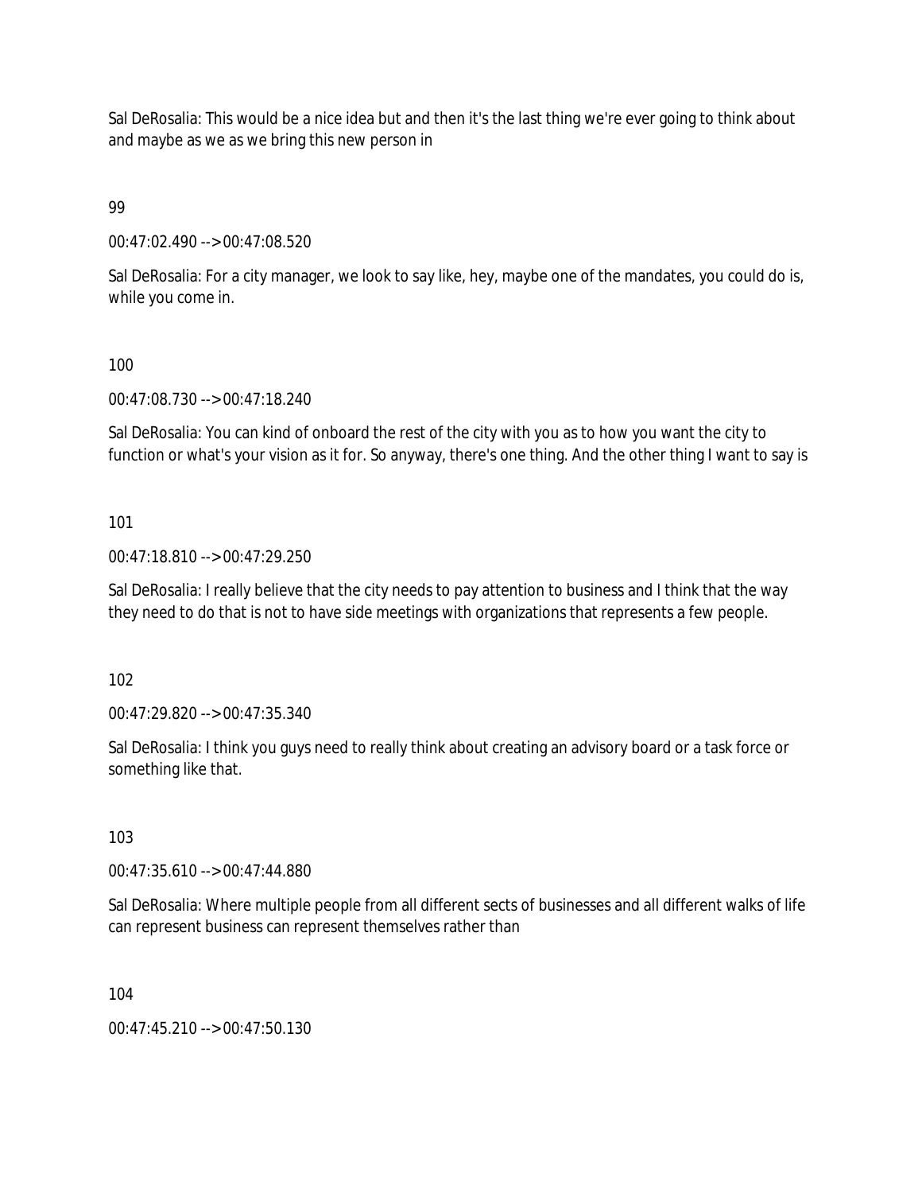Sal DeRosalia: This would be a nice idea but and then it's the last thing we're ever going to think about and maybe as we as we bring this new person in

99

00:47:02.490 --> 00:47:08.520

Sal DeRosalia: For a city manager, we look to say like, hey, maybe one of the mandates, you could do is, while you come in.

100

00:47:08.730 --> 00:47:18.240

Sal DeRosalia: You can kind of onboard the rest of the city with you as to how you want the city to function or what's your vision as it for. So anyway, there's one thing. And the other thing I want to say is

101

00:47:18.810 --> 00:47:29.250

Sal DeRosalia: I really believe that the city needs to pay attention to business and I think that the way they need to do that is not to have side meetings with organizations that represents a few people.

102

00:47:29.820 --> 00:47:35.340

Sal DeRosalia: I think you guys need to really think about creating an advisory board or a task force or something like that.

103

00:47:35.610 --> 00:47:44.880

Sal DeRosalia: Where multiple people from all different sects of businesses and all different walks of life can represent business can represent themselves rather than

104

00:47:45.210 --> 00:47:50.130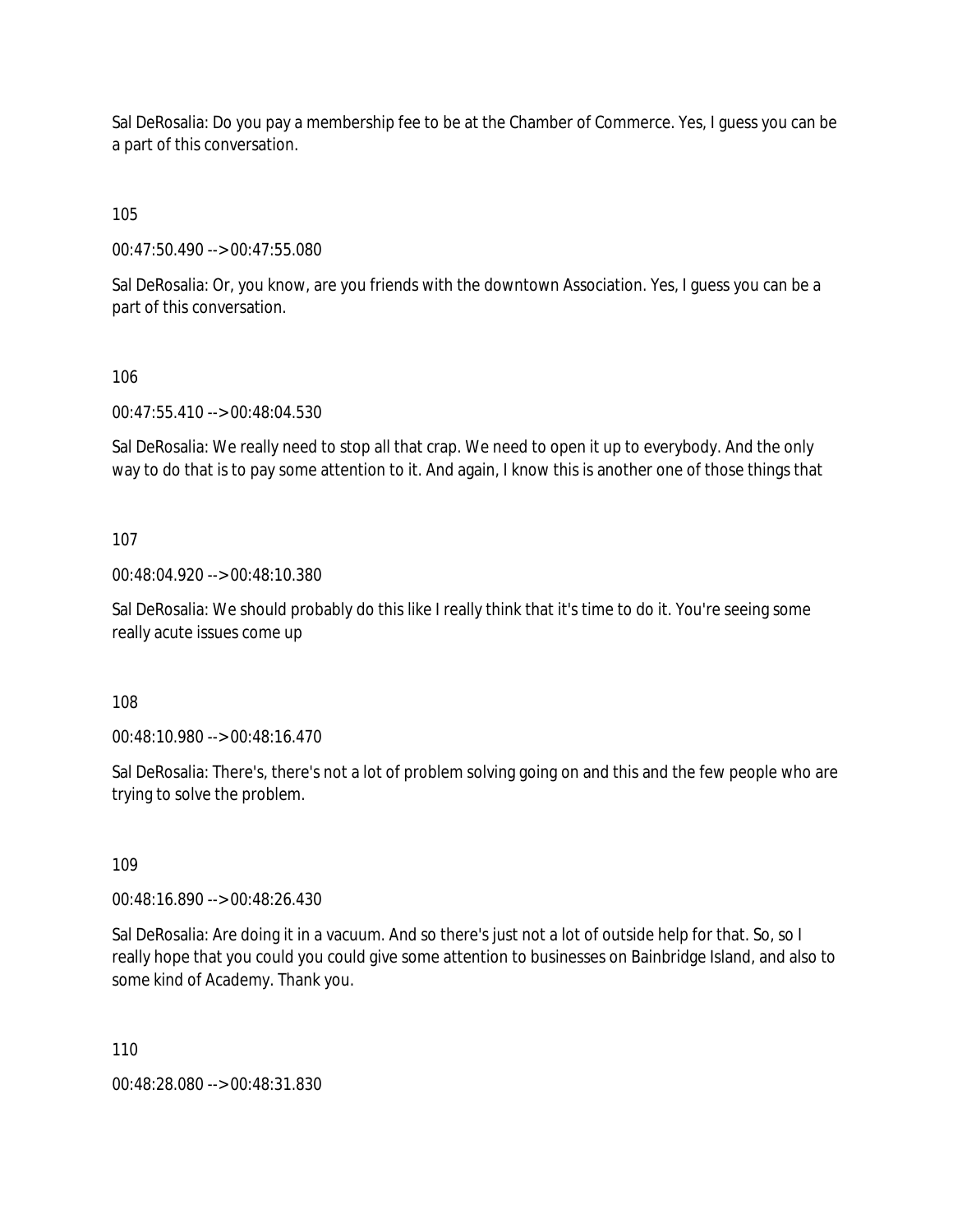Sal DeRosalia: Do you pay a membership fee to be at the Chamber of Commerce. Yes, I guess you can be a part of this conversation.

105

00:47:50.490 --> 00:47:55.080

Sal DeRosalia: Or, you know, are you friends with the downtown Association. Yes, I guess you can be a part of this conversation.

106

00:47:55.410 --> 00:48:04.530

Sal DeRosalia: We really need to stop all that crap. We need to open it up to everybody. And the only way to do that is to pay some attention to it. And again, I know this is another one of those things that

107

00:48:04.920 --> 00:48:10.380

Sal DeRosalia: We should probably do this like I really think that it's time to do it. You're seeing some really acute issues come up

108

00:48:10.980 --> 00:48:16.470

Sal DeRosalia: There's, there's not a lot of problem solving going on and this and the few people who are trying to solve the problem.

109

00:48:16.890 --> 00:48:26.430

Sal DeRosalia: Are doing it in a vacuum. And so there's just not a lot of outside help for that. So, so I really hope that you could you could give some attention to businesses on Bainbridge Island, and also to some kind of Academy. Thank you.

110

00:48:28.080 --> 00:48:31.830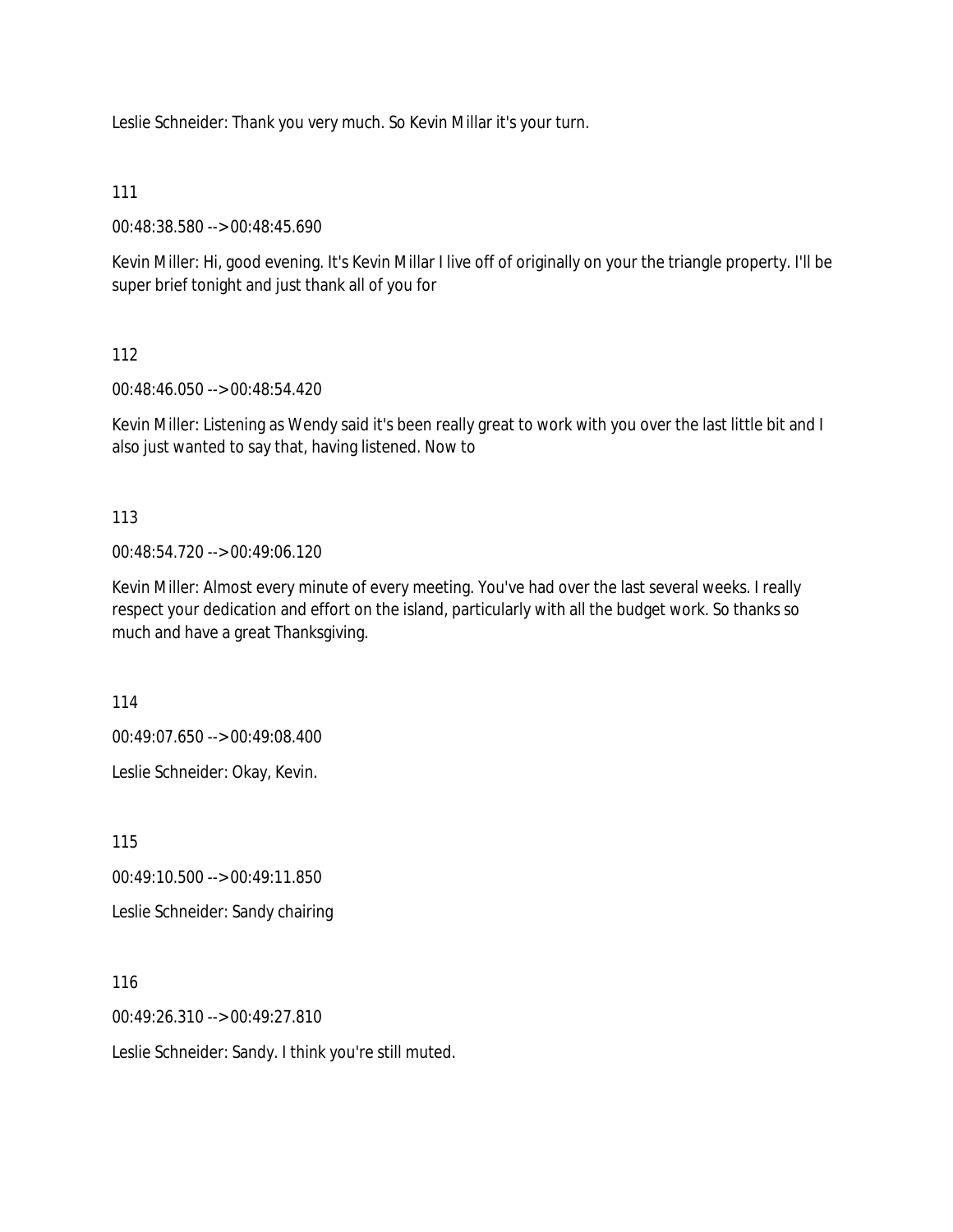Leslie Schneider: Thank you very much. So Kevin Millar it's your turn.

111

00:48:38.580 --> 00:48:45.690

Kevin Miller: Hi, good evening. It's Kevin Millar I live off of originally on your the triangle property. I'll be super brief tonight and just thank all of you for

112

00:48:46.050 --> 00:48:54.420

Kevin Miller: Listening as Wendy said it's been really great to work with you over the last little bit and I also just wanted to say that, having listened. Now to

113

00:48:54.720 --> 00:49:06.120

Kevin Miller: Almost every minute of every meeting. You've had over the last several weeks. I really respect your dedication and effort on the island, particularly with all the budget work. So thanks so much and have a great Thanksgiving.

114

00:49:07.650 --> 00:49:08.400

Leslie Schneider: Okay, Kevin.

115

00:49:10.500 --> 00:49:11.850

Leslie Schneider: Sandy chairing

116

00:49:26.310 --> 00:49:27.810

Leslie Schneider: Sandy. I think you're still muted.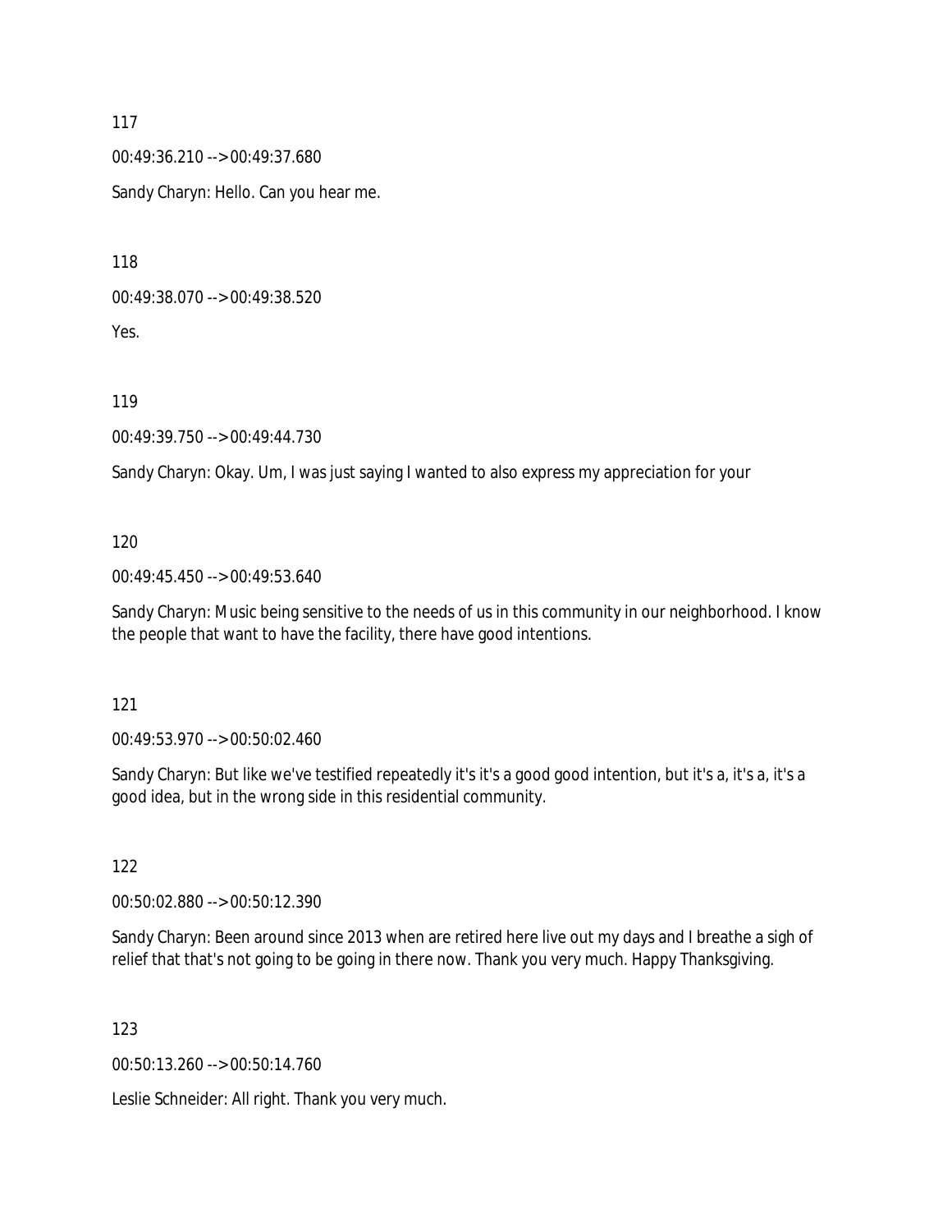117

00:49:36.210 --> 00:49:37.680

Sandy Charyn: Hello. Can you hear me.

118

00:49:38.070 --> 00:49:38.520

Yes.

119

00:49:39.750 --> 00:49:44.730

Sandy Charyn: Okay. Um, I was just saying I wanted to also express my appreciation for your

120

00:49:45.450 --> 00:49:53.640

Sandy Charyn: Music being sensitive to the needs of us in this community in our neighborhood. I know the people that want to have the facility, there have good intentions.

121

00:49:53.970 --> 00:50:02.460

Sandy Charyn: But like we've testified repeatedly it's it's a good good intention, but it's a, it's a, it's a good idea, but in the wrong side in this residential community.

122

00:50:02.880 --> 00:50:12.390

Sandy Charyn: Been around since 2013 when are retired here live out my days and I breathe a sigh of relief that that's not going to be going in there now. Thank you very much. Happy Thanksgiving.

123

00:50:13.260 --> 00:50:14.760

Leslie Schneider: All right. Thank you very much.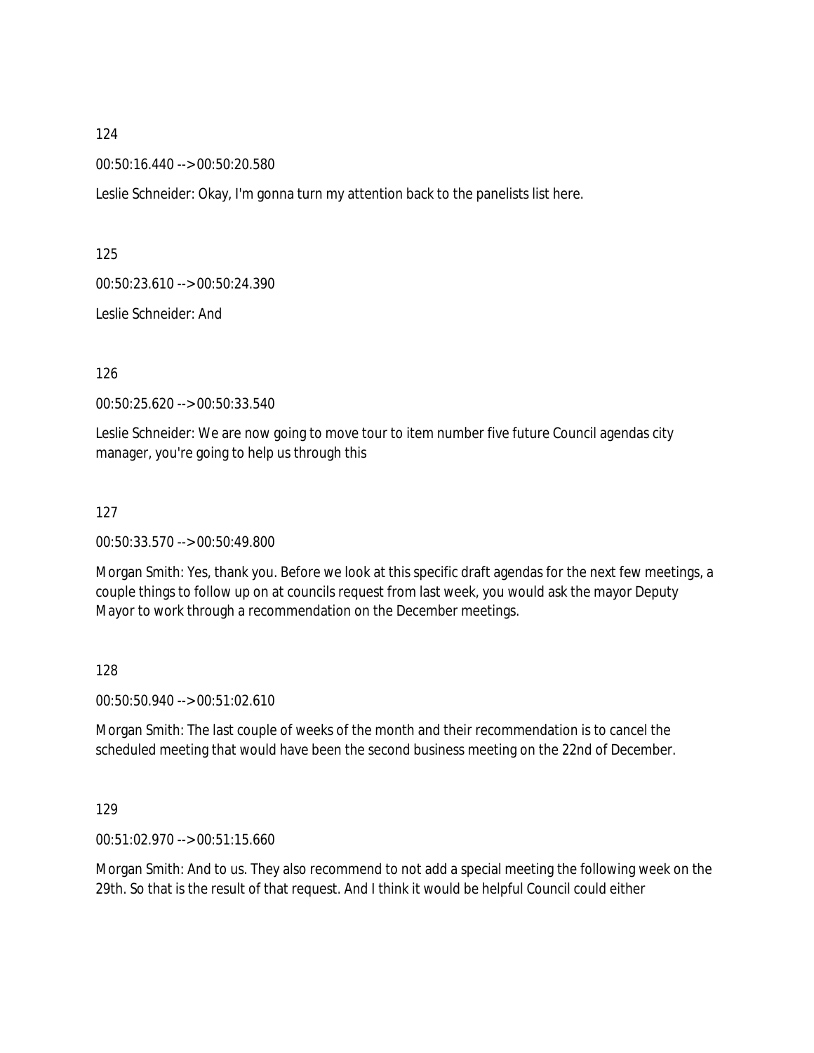124

00:50:16.440 --> 00:50:20.580

Leslie Schneider: Okay, I'm gonna turn my attention back to the panelists list here.

125

00:50:23.610 --> 00:50:24.390

Leslie Schneider: And

126

00:50:25.620 --> 00:50:33.540

Leslie Schneider: We are now going to move tour to item number five future Council agendas city manager, you're going to help us through this

127

00:50:33.570 --> 00:50:49.800

Morgan Smith: Yes, thank you. Before we look at this specific draft agendas for the next few meetings, a couple things to follow up on at councils request from last week, you would ask the mayor Deputy Mayor to work through a recommendation on the December meetings.

128

00:50:50.940 --> 00:51:02.610

Morgan Smith: The last couple of weeks of the month and their recommendation is to cancel the scheduled meeting that would have been the second business meeting on the 22nd of December.

129

00:51:02.970 --> 00:51:15.660

Morgan Smith: And to us. They also recommend to not add a special meeting the following week on the 29th. So that is the result of that request. And I think it would be helpful Council could either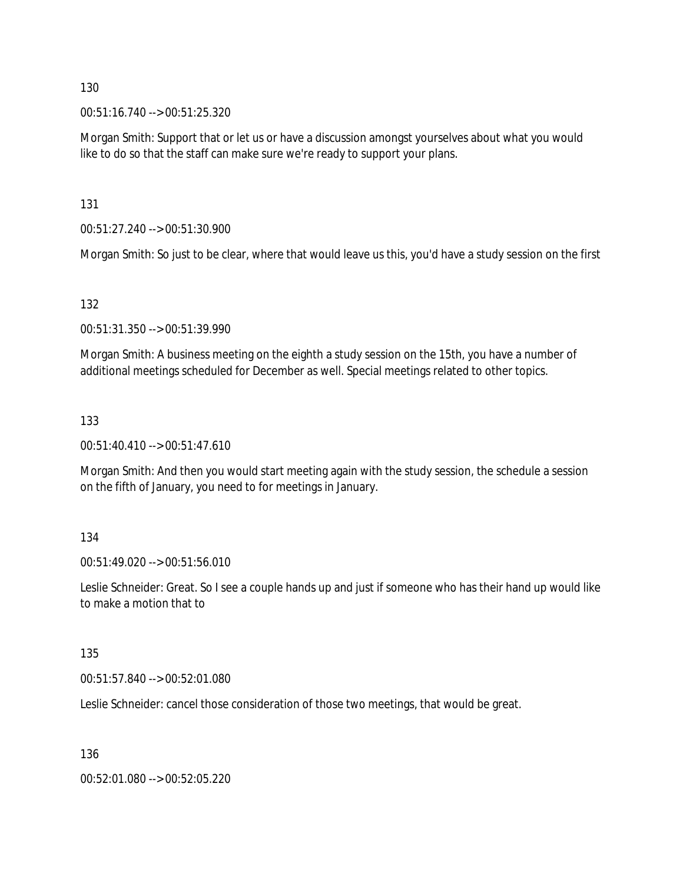130

00:51:16.740 --> 00:51:25.320

Morgan Smith: Support that or let us or have a discussion amongst yourselves about what you would like to do so that the staff can make sure we're ready to support your plans.

131

00:51:27.240 --> 00:51:30.900

Morgan Smith: So just to be clear, where that would leave us this, you'd have a study session on the first

132

00:51:31.350 --> 00:51:39.990

Morgan Smith: A business meeting on the eighth a study session on the 15th, you have a number of additional meetings scheduled for December as well. Special meetings related to other topics.

133

00:51:40.410 --> 00:51:47.610

Morgan Smith: And then you would start meeting again with the study session, the schedule a session on the fifth of January, you need to for meetings in January.

134

00:51:49.020 --> 00:51:56.010

Leslie Schneider: Great. So I see a couple hands up and just if someone who has their hand up would like to make a motion that to

135

00:51:57.840 --> 00:52:01.080

Leslie Schneider: cancel those consideration of those two meetings, that would be great.

136

00:52:01.080 --> 00:52:05.220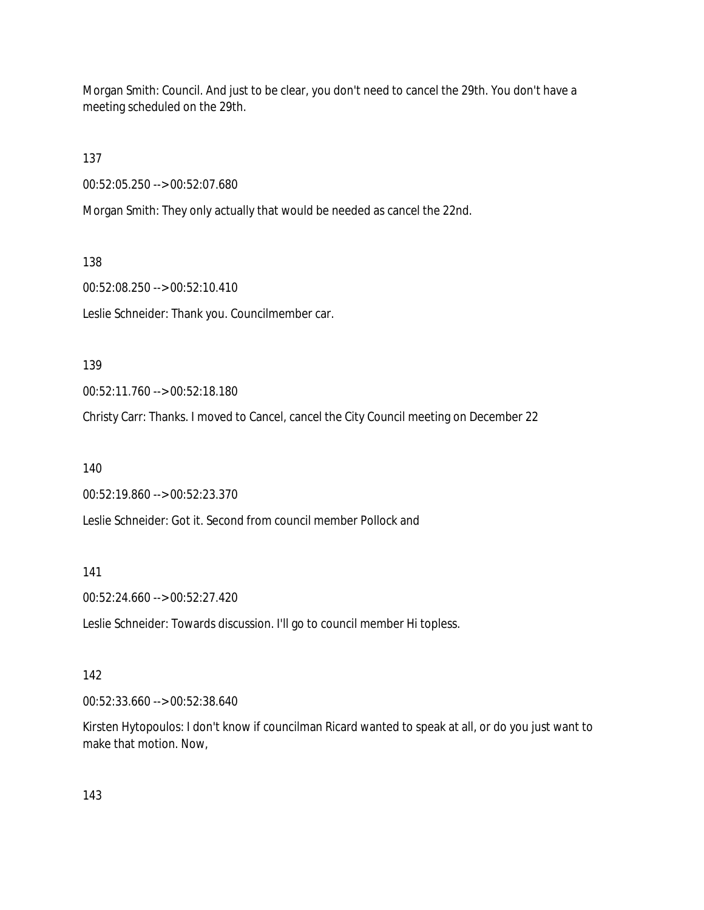Morgan Smith: Council. And just to be clear, you don't need to cancel the 29th. You don't have a meeting scheduled on the 29th.

137

00:52:05.250 --> 00:52:07.680

Morgan Smith: They only actually that would be needed as cancel the 22nd.

138

00:52:08.250 --> 00:52:10.410

Leslie Schneider: Thank you. Councilmember car.

139

00:52:11.760 --> 00:52:18.180

Christy Carr: Thanks. I moved to Cancel, cancel the City Council meeting on December 22

140

00:52:19.860 --> 00:52:23.370

Leslie Schneider: Got it. Second from council member Pollock and

141

00:52:24.660 --> 00:52:27.420

Leslie Schneider: Towards discussion. I'll go to council member Hi topless.

142

00:52:33.660 --> 00:52:38.640

Kirsten Hytopoulos: I don't know if councilman Ricard wanted to speak at all, or do you just want to make that motion. Now,

143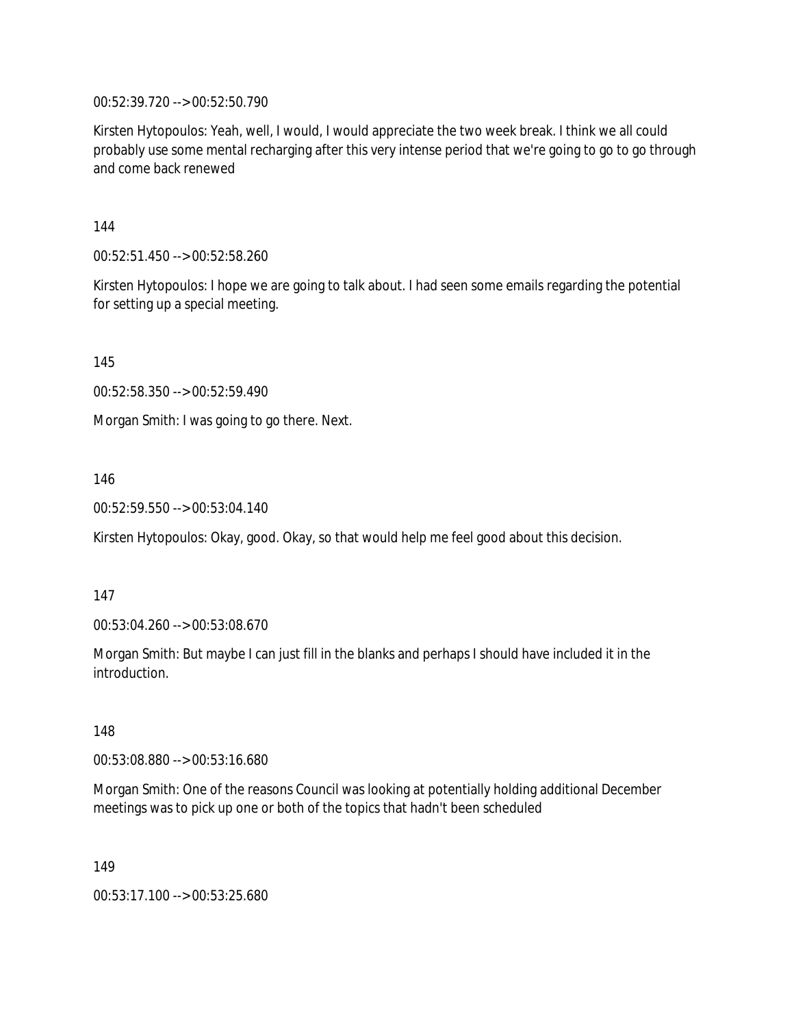00:52:39.720 --> 00:52:50.790

Kirsten Hytopoulos: Yeah, well, I would, I would appreciate the two week break. I think we all could probably use some mental recharging after this very intense period that we're going to go to go through and come back renewed

144

00:52:51.450 --> 00:52:58.260

Kirsten Hytopoulos: I hope we are going to talk about. I had seen some emails regarding the potential for setting up a special meeting.

145

00:52:58.350 --> 00:52:59.490

Morgan Smith: I was going to go there. Next.

146

00:52:59.550 --> 00:53:04.140

Kirsten Hytopoulos: Okay, good. Okay, so that would help me feel good about this decision.

147

00:53:04.260 --> 00:53:08.670

Morgan Smith: But maybe I can just fill in the blanks and perhaps I should have included it in the introduction.

148

00:53:08.880 --> 00:53:16.680

Morgan Smith: One of the reasons Council was looking at potentially holding additional December meetings was to pick up one or both of the topics that hadn't been scheduled

149

00:53:17.100 --> 00:53:25.680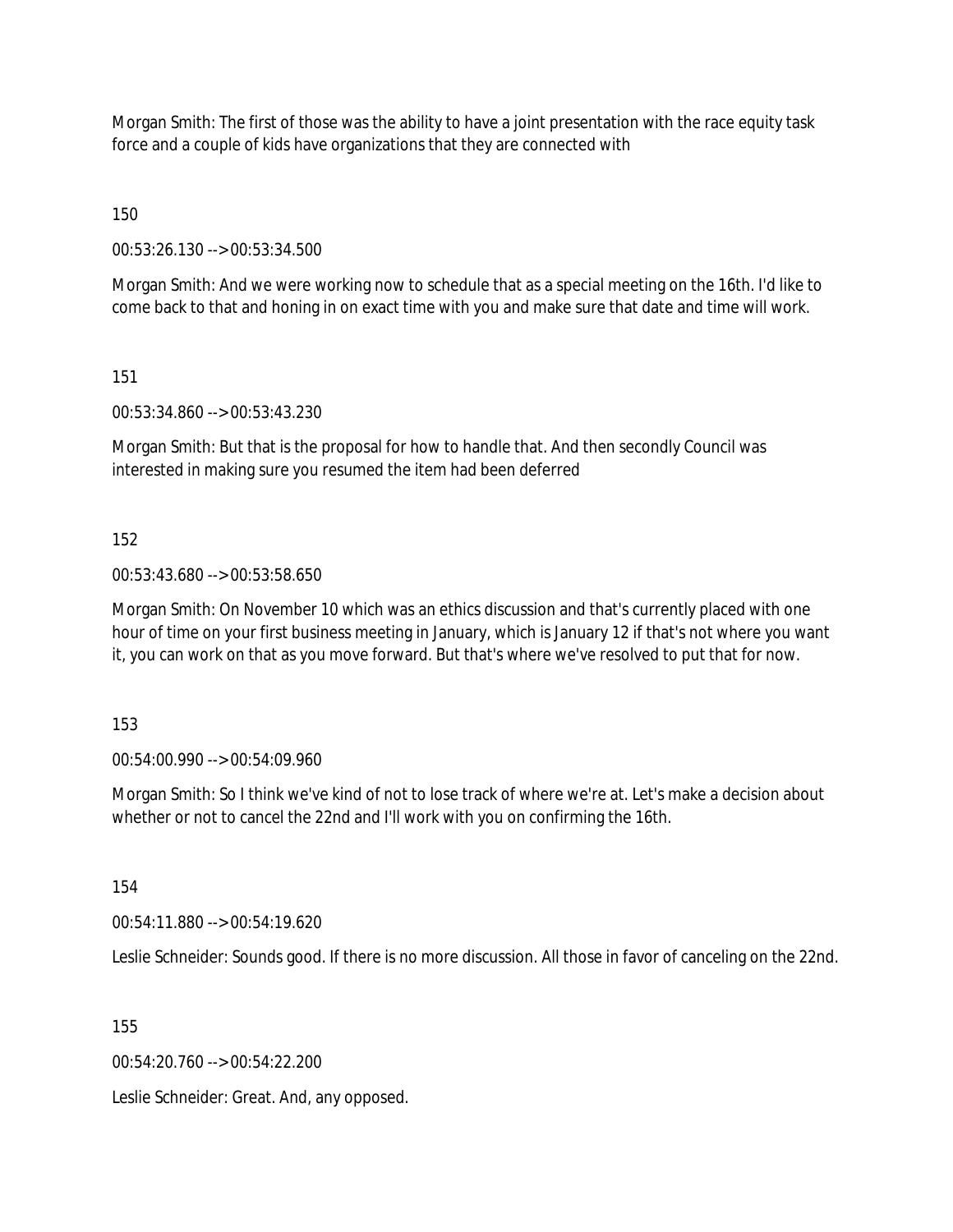Morgan Smith: The first of those was the ability to have a joint presentation with the race equity task force and a couple of kids have organizations that they are connected with

150

00:53:26.130 --> 00:53:34.500

Morgan Smith: And we were working now to schedule that as a special meeting on the 16th. I'd like to come back to that and honing in on exact time with you and make sure that date and time will work.

151

00:53:34.860 --> 00:53:43.230

Morgan Smith: But that is the proposal for how to handle that. And then secondly Council was interested in making sure you resumed the item had been deferred

152

00:53:43.680 --> 00:53:58.650

Morgan Smith: On November 10 which was an ethics discussion and that's currently placed with one hour of time on your first business meeting in January, which is January 12 if that's not where you want it, you can work on that as you move forward. But that's where we've resolved to put that for now.

153

00:54:00.990 --> 00:54:09.960

Morgan Smith: So I think we've kind of not to lose track of where we're at. Let's make a decision about whether or not to cancel the 22nd and I'll work with you on confirming the 16th.

154

00:54:11.880 --> 00:54:19.620

Leslie Schneider: Sounds good. If there is no more discussion. All those in favor of canceling on the 22nd.

155

00:54:20.760 --> 00:54:22.200

Leslie Schneider: Great. And, any opposed.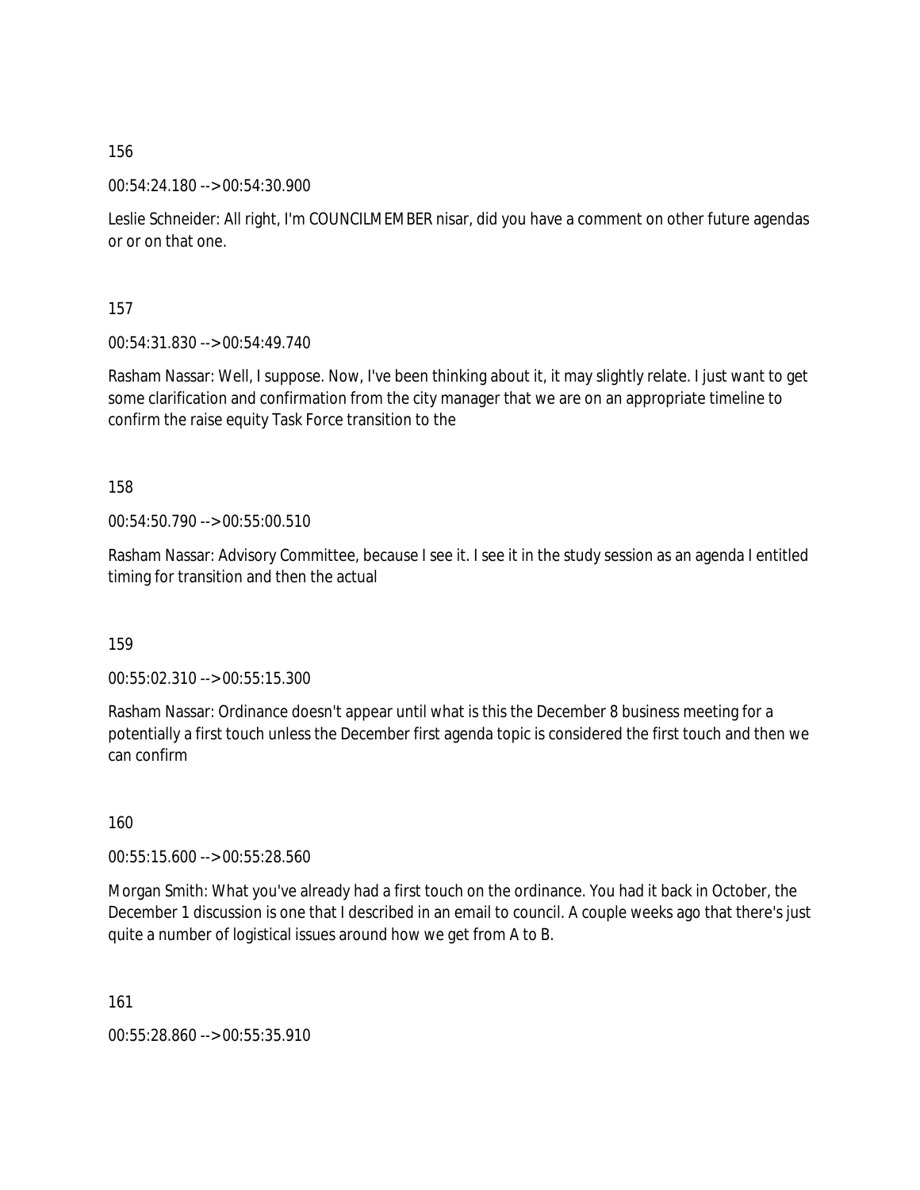156

00:54:24.180 --> 00:54:30.900

Leslie Schneider: All right, I'm COUNCILMEMBER nisar, did you have a comment on other future agendas or or on that one.

157

00:54:31.830 --> 00:54:49.740

Rasham Nassar: Well, I suppose. Now, I've been thinking about it, it may slightly relate. I just want to get some clarification and confirmation from the city manager that we are on an appropriate timeline to confirm the raise equity Task Force transition to the

158

00:54:50.790 --> 00:55:00.510

Rasham Nassar: Advisory Committee, because I see it. I see it in the study session as an agenda I entitled timing for transition and then the actual

159

00:55:02.310 --> 00:55:15.300

Rasham Nassar: Ordinance doesn't appear until what is this the December 8 business meeting for a potentially a first touch unless the December first agenda topic is considered the first touch and then we can confirm

160

00:55:15.600 --> 00:55:28.560

Morgan Smith: What you've already had a first touch on the ordinance. You had it back in October, the December 1 discussion is one that I described in an email to council. A couple weeks ago that there's just quite a number of logistical issues around how we get from A to B.

161

00:55:28.860 --> 00:55:35.910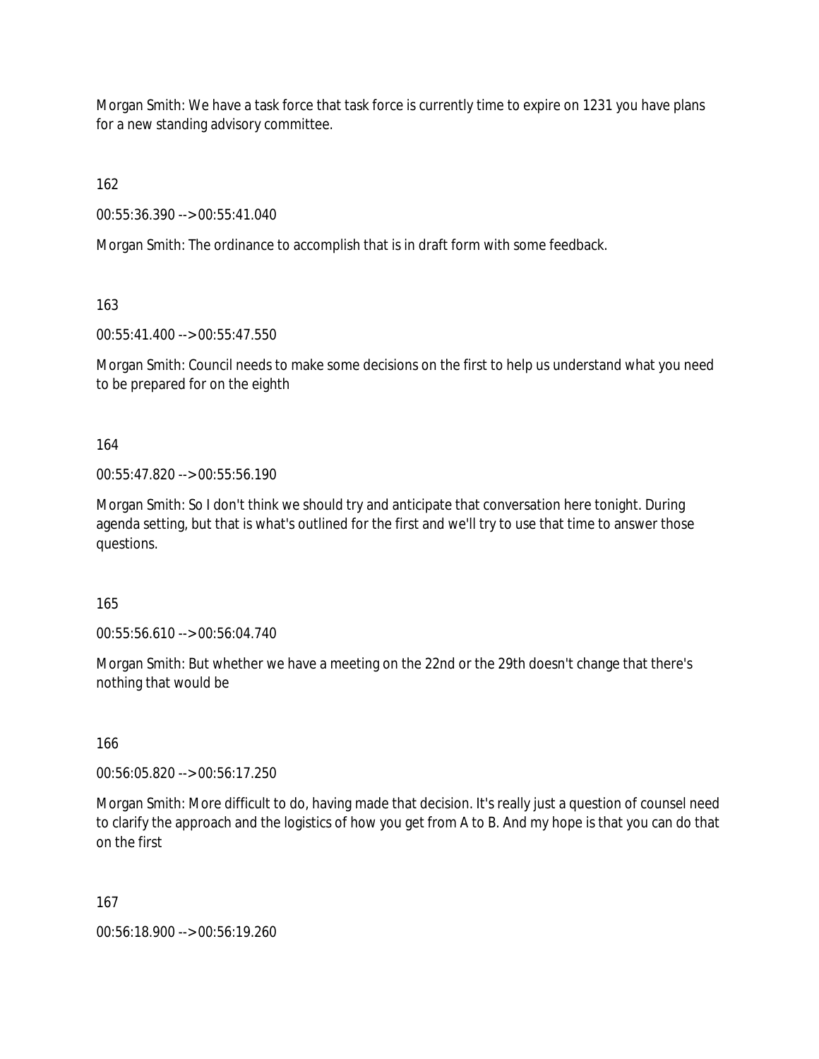Morgan Smith: We have a task force that task force is currently time to expire on 1231 you have plans for a new standing advisory committee.

162

00:55:36.390 --> 00:55:41.040

Morgan Smith: The ordinance to accomplish that is in draft form with some feedback.

163

00:55:41.400 --> 00:55:47.550

Morgan Smith: Council needs to make some decisions on the first to help us understand what you need to be prepared for on the eighth

164

00:55:47.820 --> 00:55:56.190

Morgan Smith: So I don't think we should try and anticipate that conversation here tonight. During agenda setting, but that is what's outlined for the first and we'll try to use that time to answer those questions.

165

00:55:56.610 --> 00:56:04.740

Morgan Smith: But whether we have a meeting on the 22nd or the 29th doesn't change that there's nothing that would be

166

00:56:05.820 --> 00:56:17.250

Morgan Smith: More difficult to do, having made that decision. It's really just a question of counsel need to clarify the approach and the logistics of how you get from A to B. And my hope is that you can do that on the first

167

00:56:18.900 --> 00:56:19.260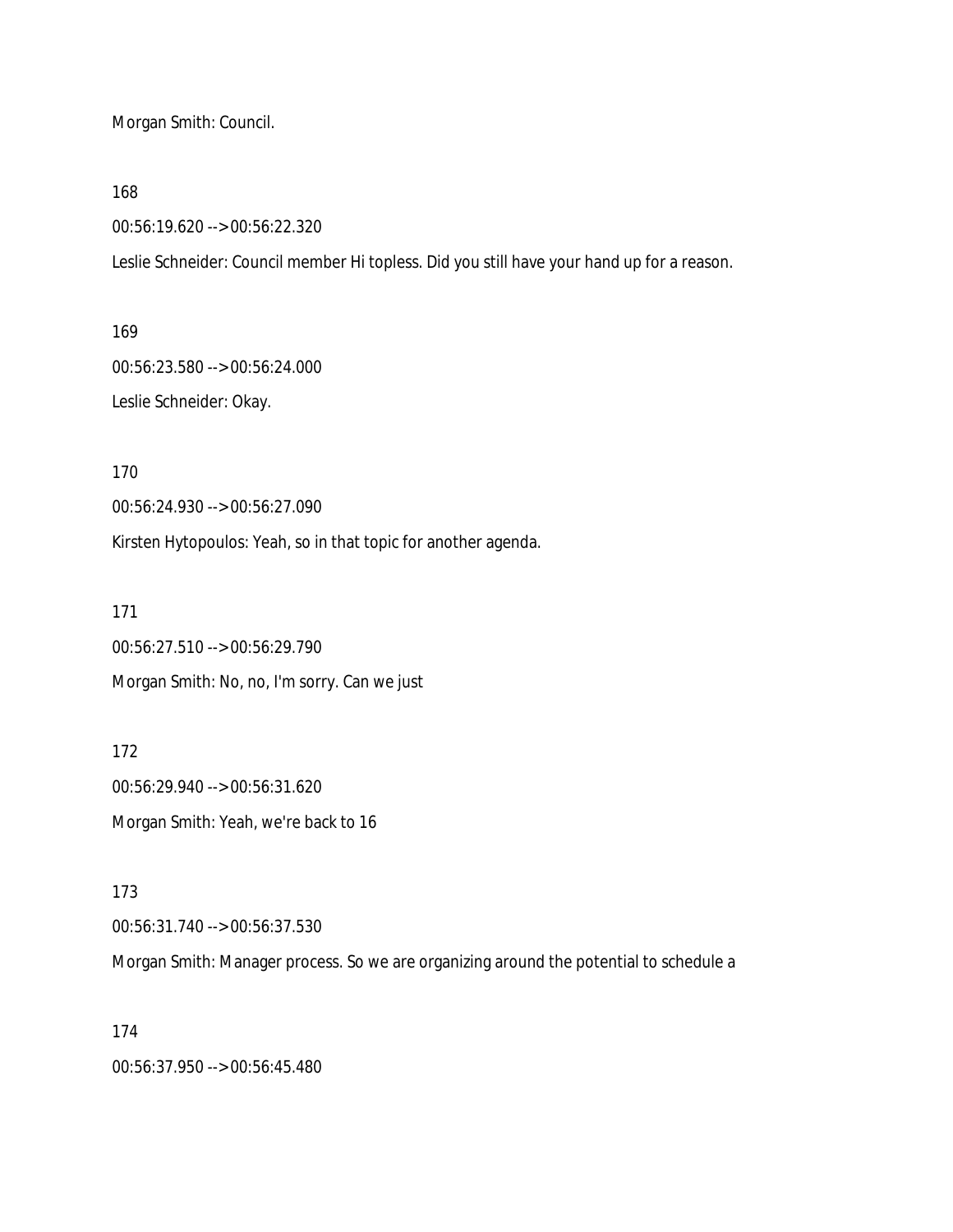Morgan Smith: Council.

168

00:56:19.620 --> 00:56:22.320

Leslie Schneider: Council member Hi topless. Did you still have your hand up for a reason.

169

00:56:23.580 --> 00:56:24.000

Leslie Schneider: Okay.

170

00:56:24.930 --> 00:56:27.090

Kirsten Hytopoulos: Yeah, so in that topic for another agenda.

171

00:56:27.510 --> 00:56:29.790

Morgan Smith: No, no, I'm sorry. Can we just

172

00:56:29.940 --> 00:56:31.620

Morgan Smith: Yeah, we're back to 16

173

00:56:31.740 --> 00:56:37.530

Morgan Smith: Manager process. So we are organizing around the potential to schedule a

174

00:56:37.950 --> 00:56:45.480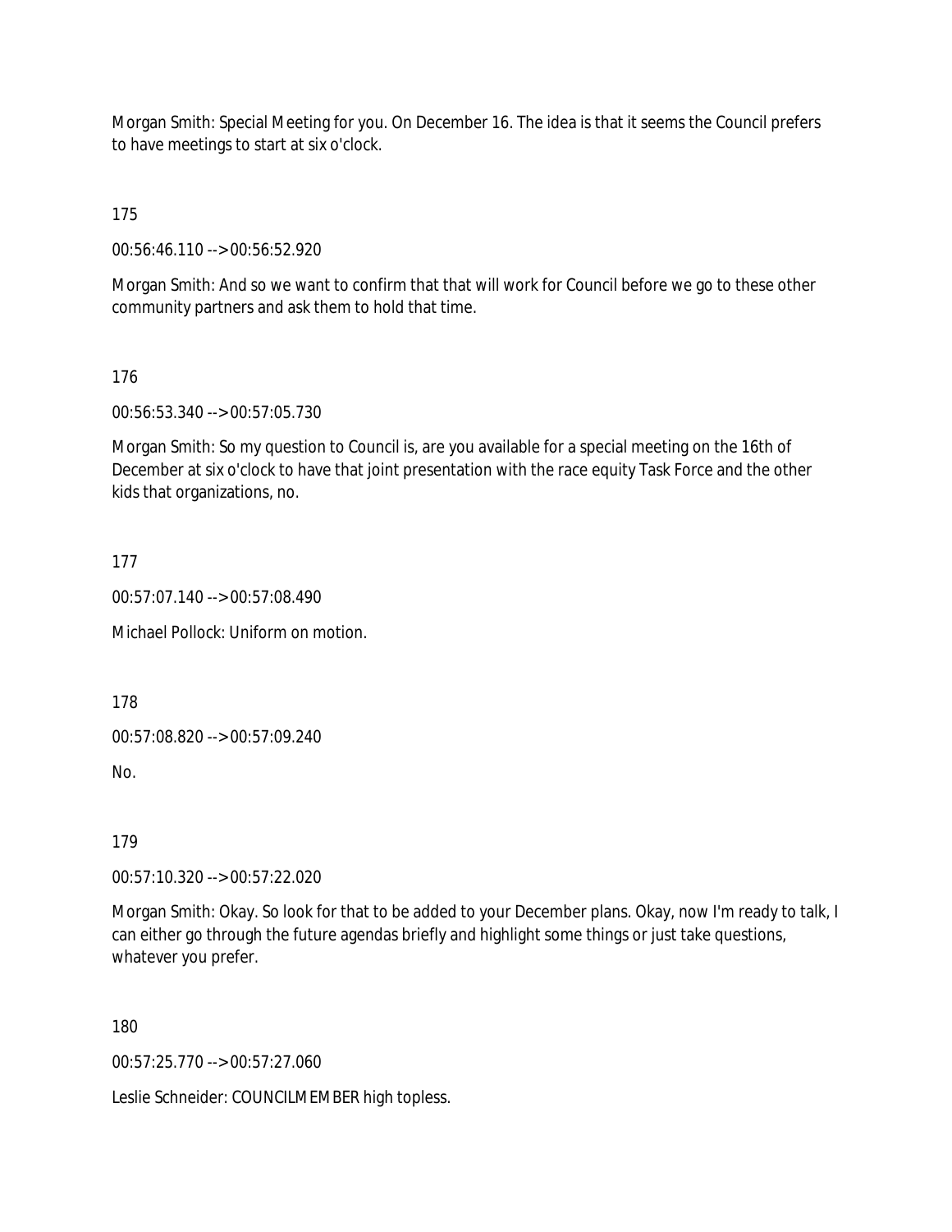Morgan Smith: Special Meeting for you. On December 16. The idea is that it seems the Council prefers to have meetings to start at six o'clock.

175

00:56:46.110 --> 00:56:52.920

Morgan Smith: And so we want to confirm that that will work for Council before we go to these other community partners and ask them to hold that time.

176

00:56:53.340 --> 00:57:05.730

Morgan Smith: So my question to Council is, are you available for a special meeting on the 16th of December at six o'clock to have that joint presentation with the race equity Task Force and the other kids that organizations, no.

177

00:57:07.140 --> 00:57:08.490

Michael Pollock: Uniform on motion.

178

00:57:08.820 --> 00:57:09.240

No.

179

00:57:10.320 --> 00:57:22.020

Morgan Smith: Okay. So look for that to be added to your December plans. Okay, now I'm ready to talk, I can either go through the future agendas briefly and highlight some things or just take questions, whatever you prefer.

180

00:57:25.770 --> 00:57:27.060

Leslie Schneider: COUNCILMEMBER high topless.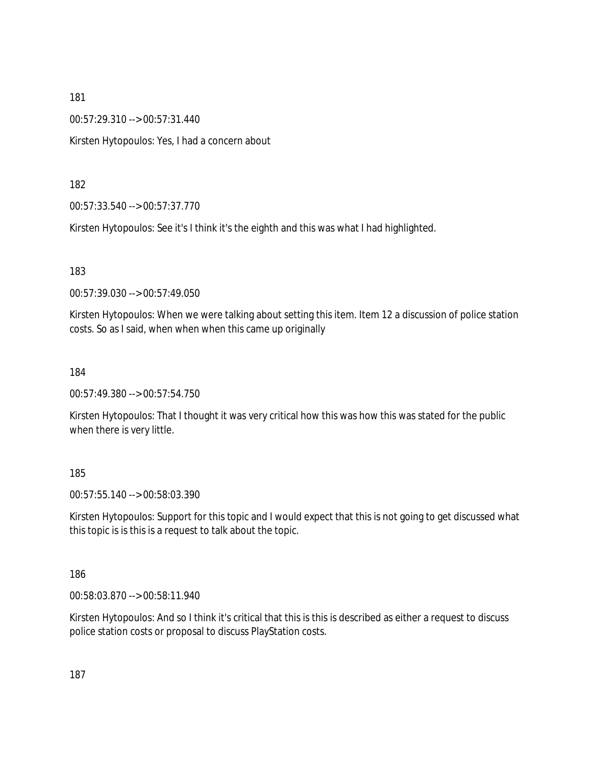181

00:57:29.310 --> 00:57:31.440

Kirsten Hytopoulos: Yes, I had a concern about

182

00:57:33.540 --> 00:57:37.770

Kirsten Hytopoulos: See it's I think it's the eighth and this was what I had highlighted.

183

00:57:39.030 --> 00:57:49.050

Kirsten Hytopoulos: When we were talking about setting this item. Item 12 a discussion of police station costs. So as I said, when when when this came up originally

184

00:57:49.380 --> 00:57:54.750

Kirsten Hytopoulos: That I thought it was very critical how this was how this was stated for the public when there is very little.

185

00:57:55.140 --> 00:58:03.390

Kirsten Hytopoulos: Support for this topic and I would expect that this is not going to get discussed what this topic is is this is a request to talk about the topic.

186

00:58:03.870 --> 00:58:11.940

Kirsten Hytopoulos: And so I think it's critical that this is this is described as either a request to discuss police station costs or proposal to discuss PlayStation costs.

187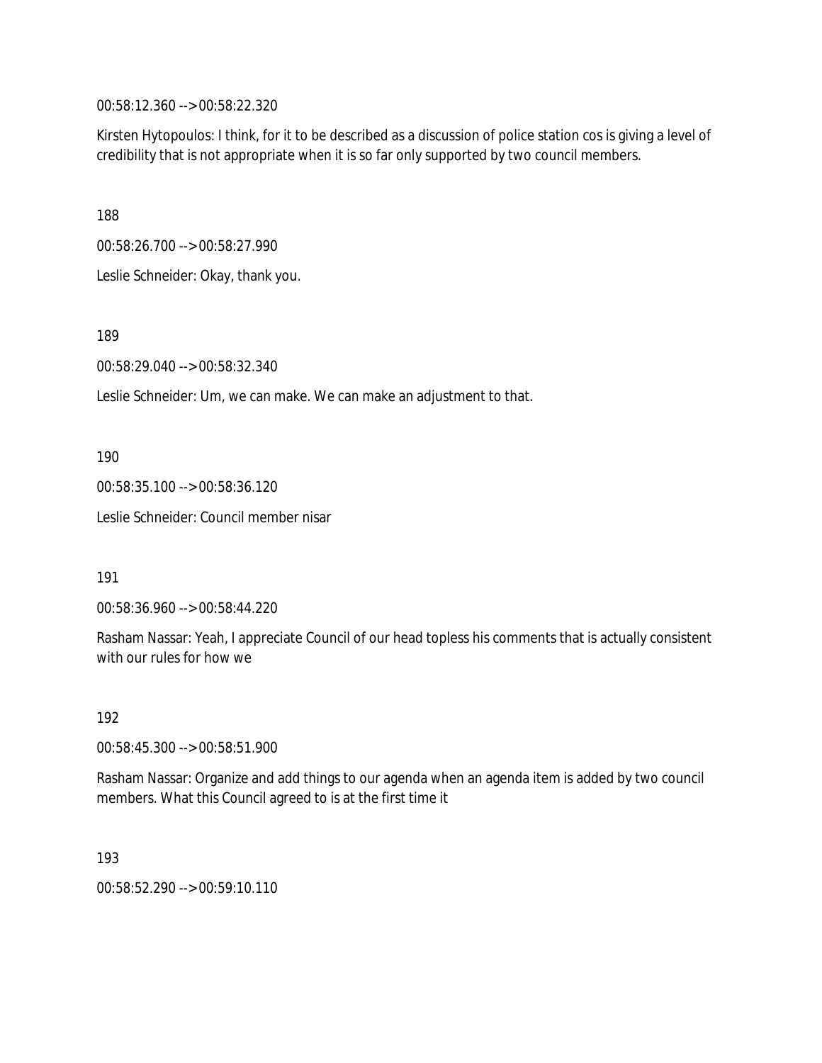00:58:12.360 --> 00:58:22.320

Kirsten Hytopoulos: I think, for it to be described as a discussion of police station cos is giving a level of credibility that is not appropriate when it is so far only supported by two council members.

188

00:58:26.700 --> 00:58:27.990

Leslie Schneider: Okay, thank you.

189

00:58:29.040 --> 00:58:32.340

Leslie Schneider: Um, we can make. We can make an adjustment to that.

190

00:58:35.100 --> 00:58:36.120

Leslie Schneider: Council member nisar

191

00:58:36.960 --> 00:58:44.220

Rasham Nassar: Yeah, I appreciate Council of our head topless his comments that is actually consistent with our rules for how we

192

00:58:45.300 --> 00:58:51.900

Rasham Nassar: Organize and add things to our agenda when an agenda item is added by two council members. What this Council agreed to is at the first time it

193

00:58:52.290 --> 00:59:10.110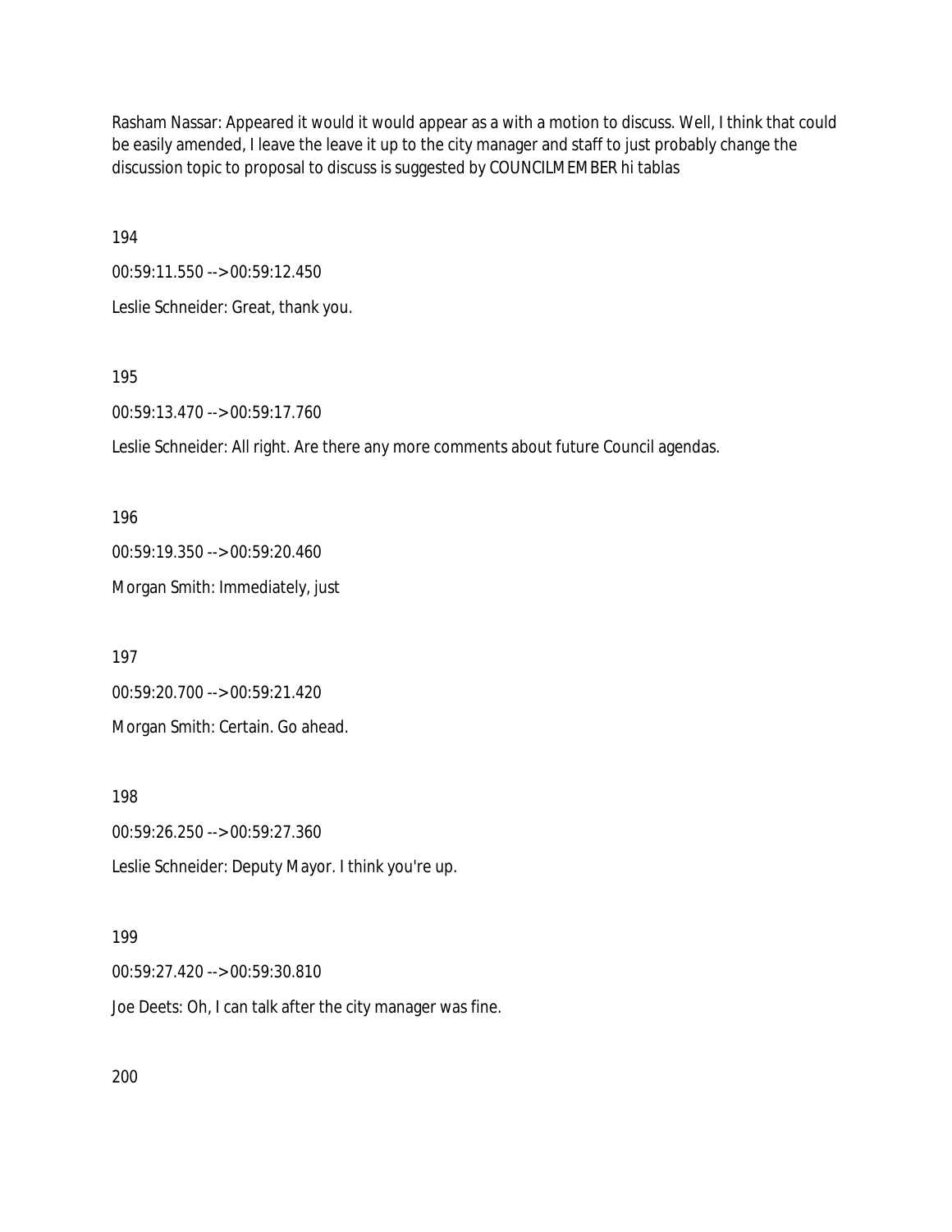Rasham Nassar: Appeared it would it would appear as a with a motion to discuss. Well, I think that could be easily amended, I leave the leave it up to the city manager and staff to just probably change the discussion topic to proposal to discuss is suggested by COUNCILMEMBER hi tablas

194

00:59:11.550 --> 00:59:12.450

Leslie Schneider: Great, thank you.

195

00:59:13.470 --> 00:59:17.760

Leslie Schneider: All right. Are there any more comments about future Council agendas.

196

00:59:19.350 --> 00:59:20.460

Morgan Smith: Immediately, just

197

00:59:20.700 --> 00:59:21.420

Morgan Smith: Certain. Go ahead.

198

00:59:26.250 --> 00:59:27.360

Leslie Schneider: Deputy Mayor. I think you're up.

199

00:59:27.420 --> 00:59:30.810

Joe Deets: Oh, I can talk after the city manager was fine.

200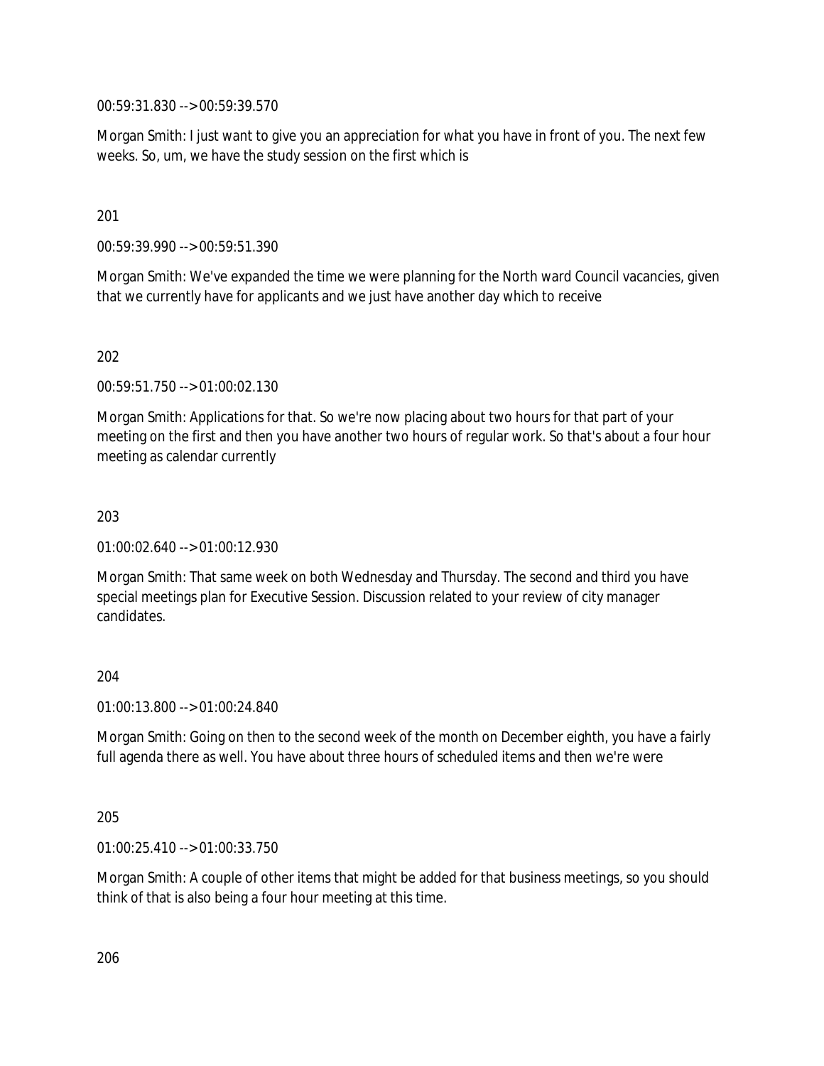00:59:31.830 --> 00:59:39.570

Morgan Smith: I just want to give you an appreciation for what you have in front of you. The next few weeks. So, um, we have the study session on the first which is

201

00:59:39.990 --> 00:59:51.390

Morgan Smith: We've expanded the time we were planning for the North ward Council vacancies, given that we currently have for applicants and we just have another day which to receive

202

00:59:51.750 --> 01:00:02.130

Morgan Smith: Applications for that. So we're now placing about two hours for that part of your meeting on the first and then you have another two hours of regular work. So that's about a four hour meeting as calendar currently

203

01:00:02.640 --> 01:00:12.930

Morgan Smith: That same week on both Wednesday and Thursday. The second and third you have special meetings plan for Executive Session. Discussion related to your review of city manager candidates.

204

01:00:13.800 --> 01:00:24.840

Morgan Smith: Going on then to the second week of the month on December eighth, you have a fairly full agenda there as well. You have about three hours of scheduled items and then we're were

205

01:00:25.410 --> 01:00:33.750

Morgan Smith: A couple of other items that might be added for that business meetings, so you should think of that is also being a four hour meeting at this time.

206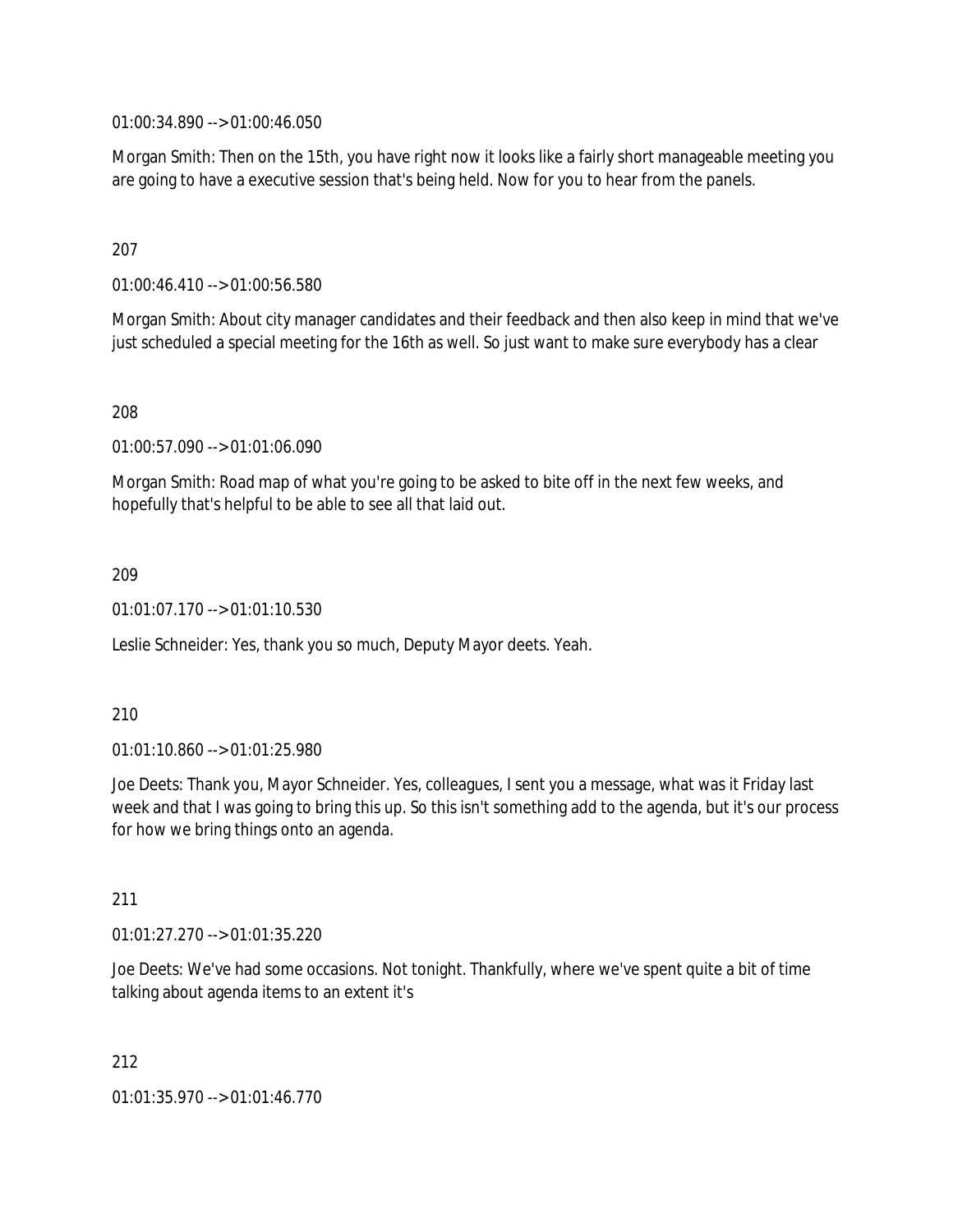01:00:34.890 --> 01:00:46.050

Morgan Smith: Then on the 15th, you have right now it looks like a fairly short manageable meeting you are going to have a executive session that's being held. Now for you to hear from the panels.

207

01:00:46.410 --> 01:00:56.580

Morgan Smith: About city manager candidates and their feedback and then also keep in mind that we've just scheduled a special meeting for the 16th as well. So just want to make sure everybody has a clear

208

01:00:57.090 --> 01:01:06.090

Morgan Smith: Road map of what you're going to be asked to bite off in the next few weeks, and hopefully that's helpful to be able to see all that laid out.

209

01:01:07.170 --> 01:01:10.530

Leslie Schneider: Yes, thank you so much, Deputy Mayor deets. Yeah.

210

01:01:10.860 --> 01:01:25.980

Joe Deets: Thank you, Mayor Schneider. Yes, colleagues, I sent you a message, what was it Friday last week and that I was going to bring this up. So this isn't something add to the agenda, but it's our process for how we bring things onto an agenda.

211

01:01:27.270 --> 01:01:35.220

Joe Deets: We've had some occasions. Not tonight. Thankfully, where we've spent quite a bit of time talking about agenda items to an extent it's

212

01:01:35.970 --> 01:01:46.770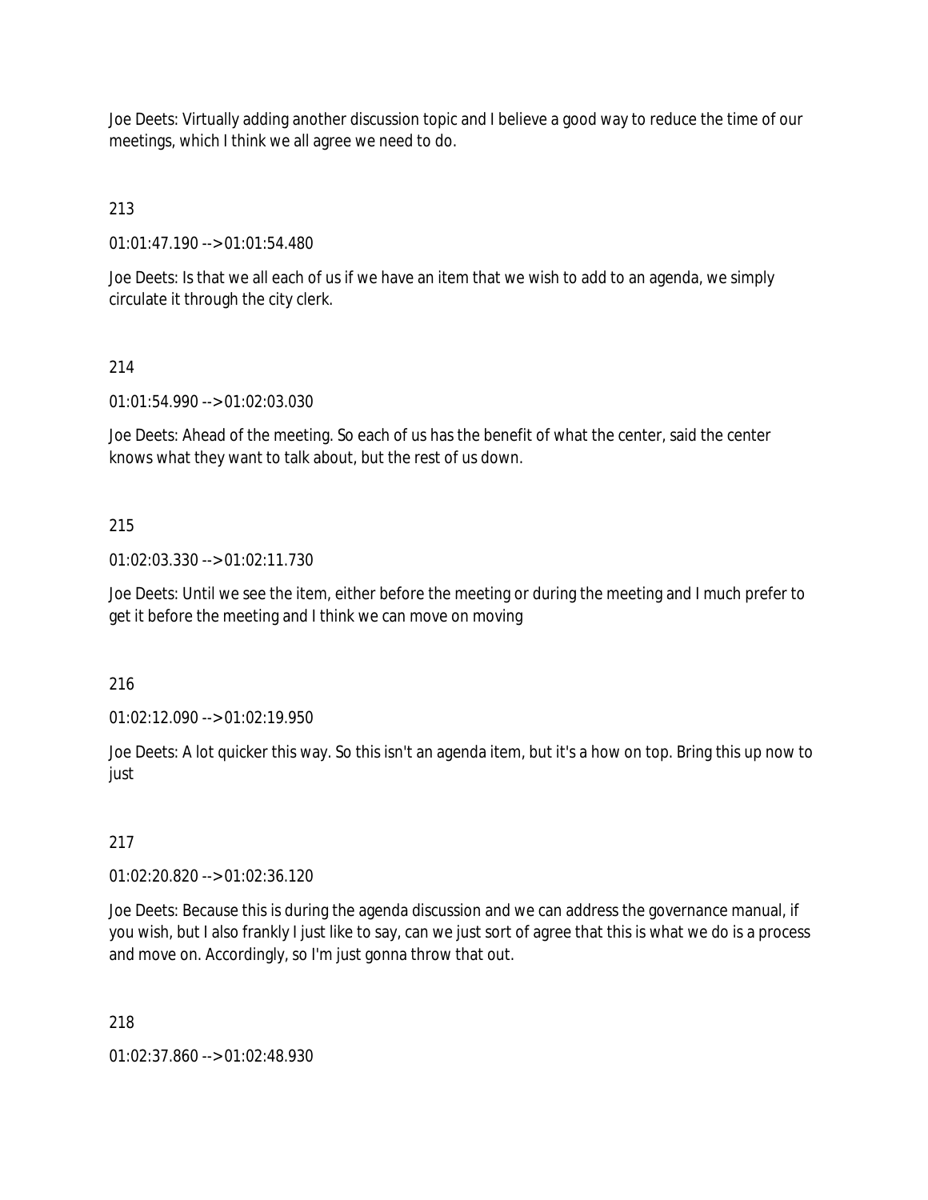Joe Deets: Virtually adding another discussion topic and I believe a good way to reduce the time of our meetings, which I think we all agree we need to do.

213

01:01:47.190 --> 01:01:54.480

Joe Deets: Is that we all each of us if we have an item that we wish to add to an agenda, we simply circulate it through the city clerk.

214

01:01:54.990 --> 01:02:03.030

Joe Deets: Ahead of the meeting. So each of us has the benefit of what the center, said the center knows what they want to talk about, but the rest of us down.

215

01:02:03.330 --> 01:02:11.730

Joe Deets: Until we see the item, either before the meeting or during the meeting and I much prefer to get it before the meeting and I think we can move on moving

216

01:02:12.090 --> 01:02:19.950

Joe Deets: A lot quicker this way. So this isn't an agenda item, but it's a how on top. Bring this up now to just

217

01:02:20.820 --> 01:02:36.120

Joe Deets: Because this is during the agenda discussion and we can address the governance manual, if you wish, but I also frankly I just like to say, can we just sort of agree that this is what we do is a process and move on. Accordingly, so I'm just gonna throw that out.

218

01:02:37.860 --> 01:02:48.930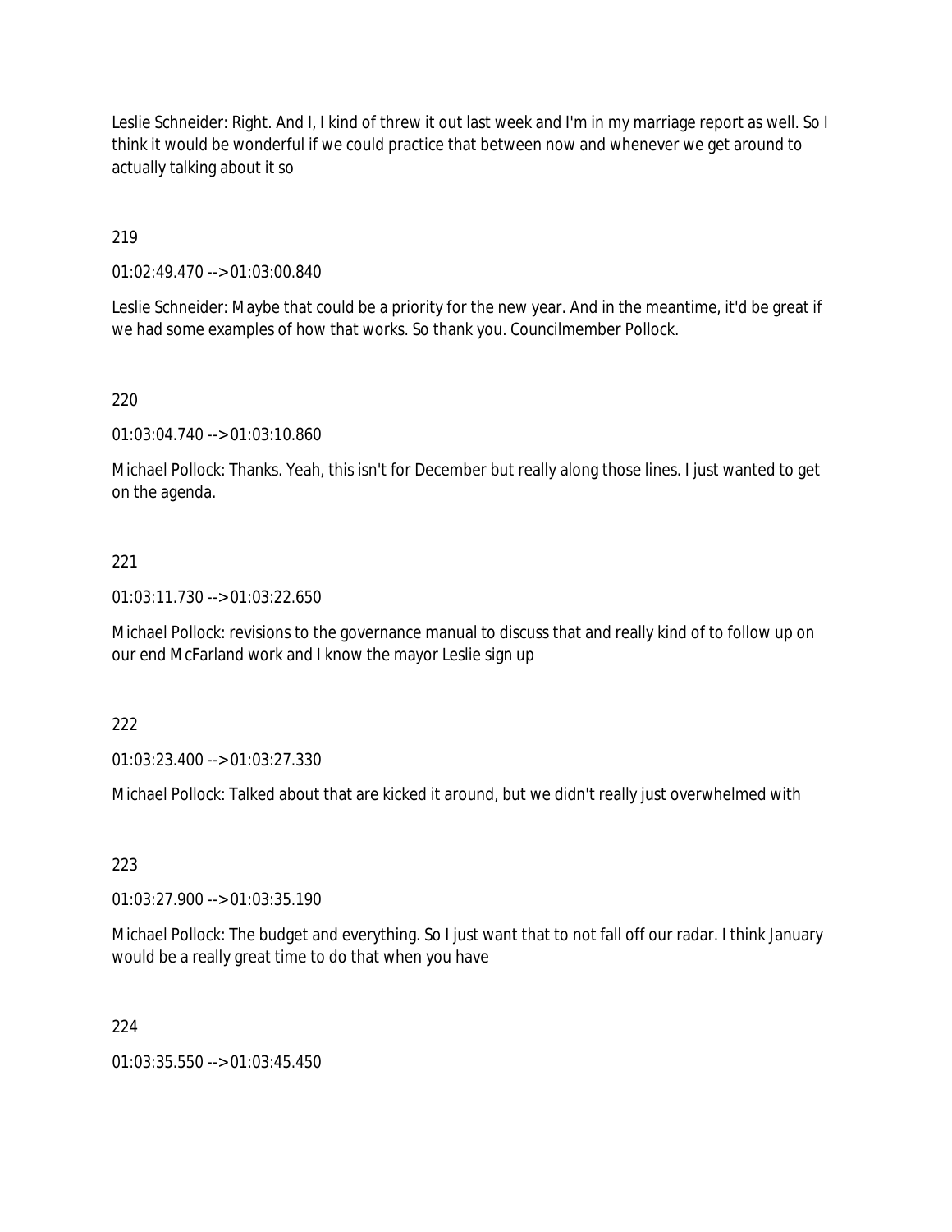Leslie Schneider: Right. And I, I kind of threw it out last week and I'm in my marriage report as well. So I think it would be wonderful if we could practice that between now and whenever we get around to actually talking about it so

219

01:02:49.470 --> 01:03:00.840

Leslie Schneider: Maybe that could be a priority for the new year. And in the meantime, it'd be great if we had some examples of how that works. So thank you. Councilmember Pollock.

220

01:03:04.740 --> 01:03:10.860

Michael Pollock: Thanks. Yeah, this isn't for December but really along those lines. I just wanted to get on the agenda.

221

01:03:11.730 --> 01:03:22.650

Michael Pollock: revisions to the governance manual to discuss that and really kind of to follow up on our end McFarland work and I know the mayor Leslie sign up

222

01:03:23.400 --> 01:03:27.330

Michael Pollock: Talked about that are kicked it around, but we didn't really just overwhelmed with

223

01:03:27.900 --> 01:03:35.190

Michael Pollock: The budget and everything. So I just want that to not fall off our radar. I think January would be a really great time to do that when you have

224

01:03:35.550 --> 01:03:45.450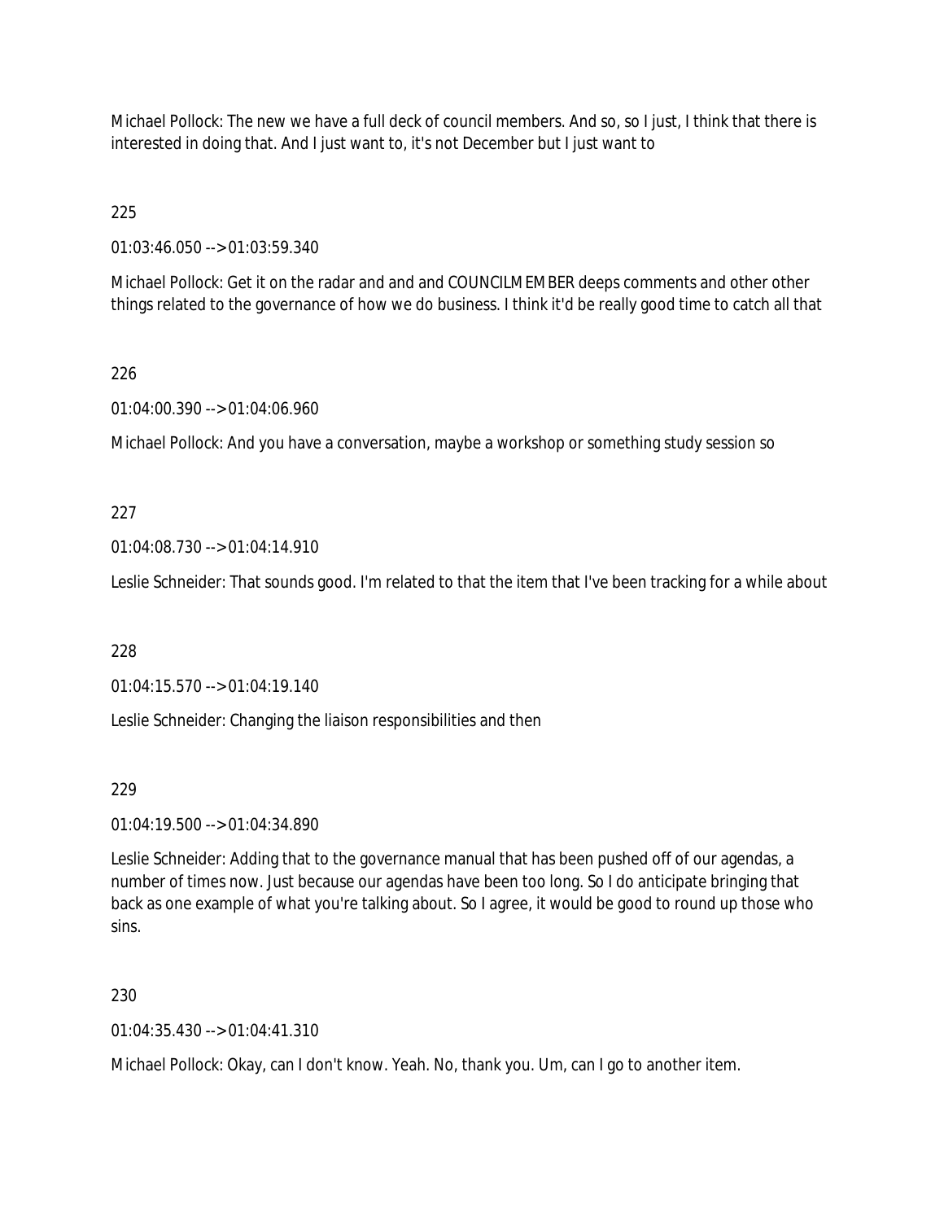Michael Pollock: The new we have a full deck of council members. And so, so I just, I think that there is interested in doing that. And I just want to, it's not December but I just want to

225

01:03:46.050 --> 01:03:59.340

Michael Pollock: Get it on the radar and and and COUNCILMEMBER deeps comments and other other things related to the governance of how we do business. I think it'd be really good time to catch all that

226

01:04:00.390 --> 01:04:06.960

Michael Pollock: And you have a conversation, maybe a workshop or something study session so

227

01:04:08.730 --> 01:04:14.910

Leslie Schneider: That sounds good. I'm related to that the item that I've been tracking for a while about

228

01:04:15.570 --> 01:04:19.140

Leslie Schneider: Changing the liaison responsibilities and then

229

01:04:19.500 --> 01:04:34.890

Leslie Schneider: Adding that to the governance manual that has been pushed off of our agendas, a number of times now. Just because our agendas have been too long. So I do anticipate bringing that back as one example of what you're talking about. So I agree, it would be good to round up those who sins.

230

01:04:35.430 --> 01:04:41.310

Michael Pollock: Okay, can I don't know. Yeah. No, thank you. Um, can I go to another item.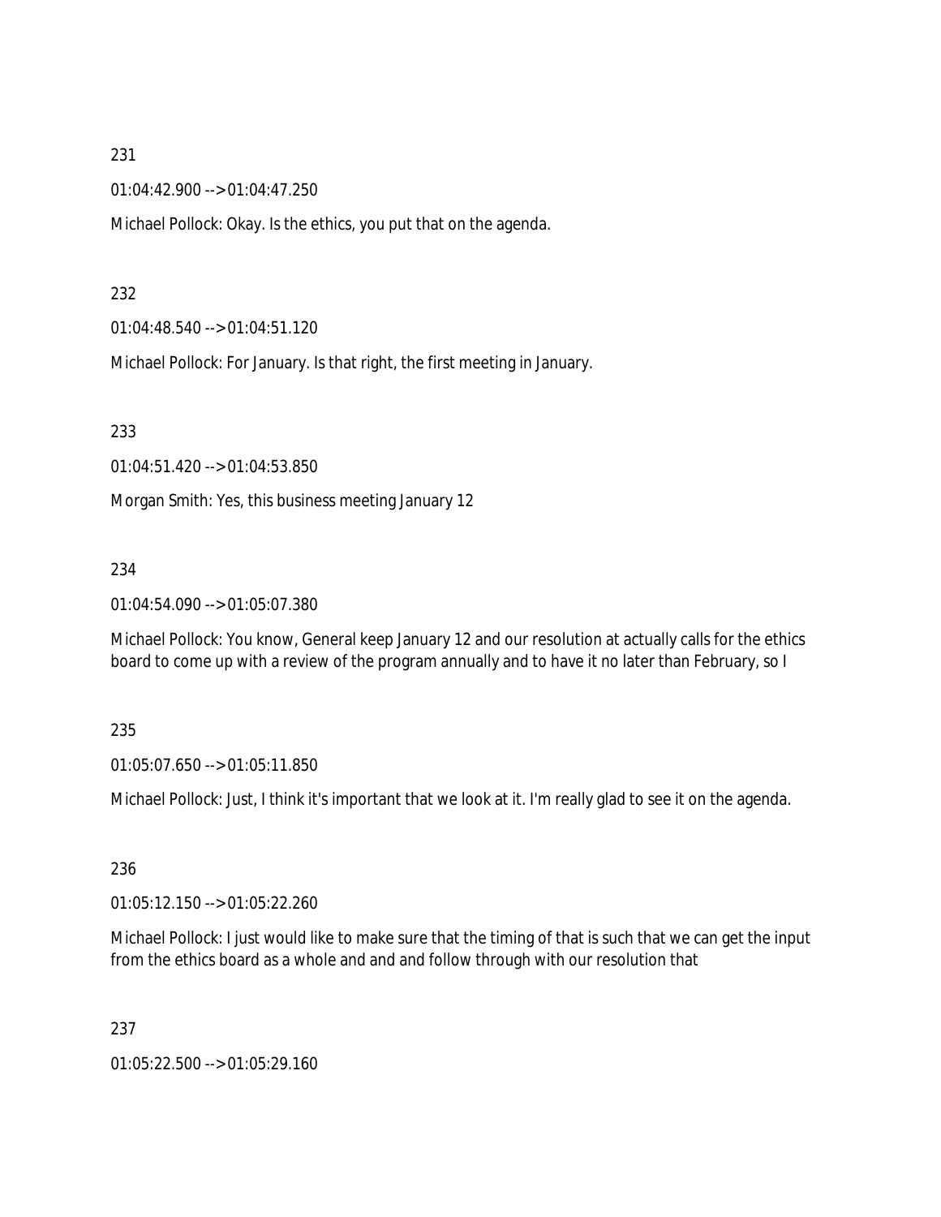231

01:04:42.900 --> 01:04:47.250

Michael Pollock: Okay. Is the ethics, you put that on the agenda.

232

01:04:48.540 --> 01:04:51.120

Michael Pollock: For January. Is that right, the first meeting in January.

233

01:04:51.420 --> 01:04:53.850

Morgan Smith: Yes, this business meeting January 12

234

01:04:54.090 --> 01:05:07.380

Michael Pollock: You know, General keep January 12 and our resolution at actually calls for the ethics board to come up with a review of the program annually and to have it no later than February, so I

235

01:05:07.650 --> 01:05:11.850

Michael Pollock: Just, I think it's important that we look at it. I'm really glad to see it on the agenda.

236

01:05:12.150 --> 01:05:22.260

Michael Pollock: I just would like to make sure that the timing of that is such that we can get the input from the ethics board as a whole and and and follow through with our resolution that

237

01:05:22.500 --> 01:05:29.160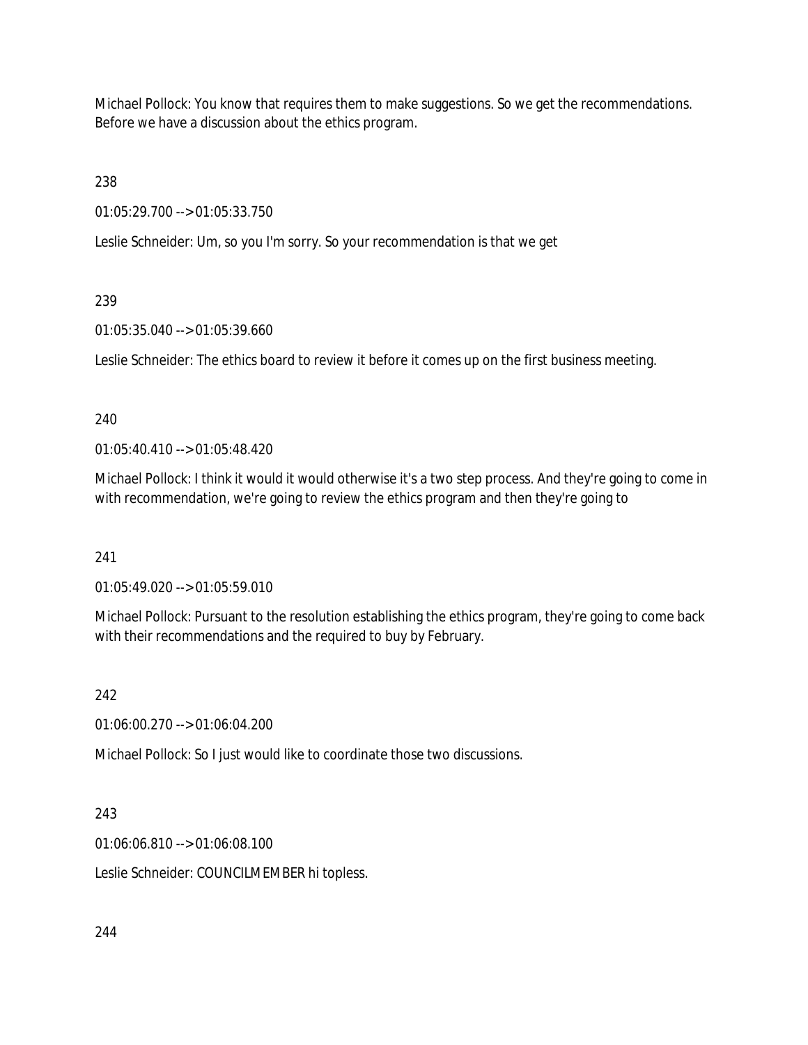Michael Pollock: You know that requires them to make suggestions. So we get the recommendations. Before we have a discussion about the ethics program.

238

01:05:29.700 --> 01:05:33.750

Leslie Schneider: Um, so you I'm sorry. So your recommendation is that we get

239

01:05:35.040 --> 01:05:39.660

Leslie Schneider: The ethics board to review it before it comes up on the first business meeting.

240

01:05:40.410 --> 01:05:48.420

Michael Pollock: I think it would it would otherwise it's a two step process. And they're going to come in with recommendation, we're going to review the ethics program and then they're going to

241

01:05:49.020 --> 01:05:59.010

Michael Pollock: Pursuant to the resolution establishing the ethics program, they're going to come back with their recommendations and the required to buy by February.

242

01:06:00.270 --> 01:06:04.200

Michael Pollock: So I just would like to coordinate those two discussions.

243

01:06:06.810 --> 01:06:08.100

Leslie Schneider: COUNCILMEMBER hi topless.

244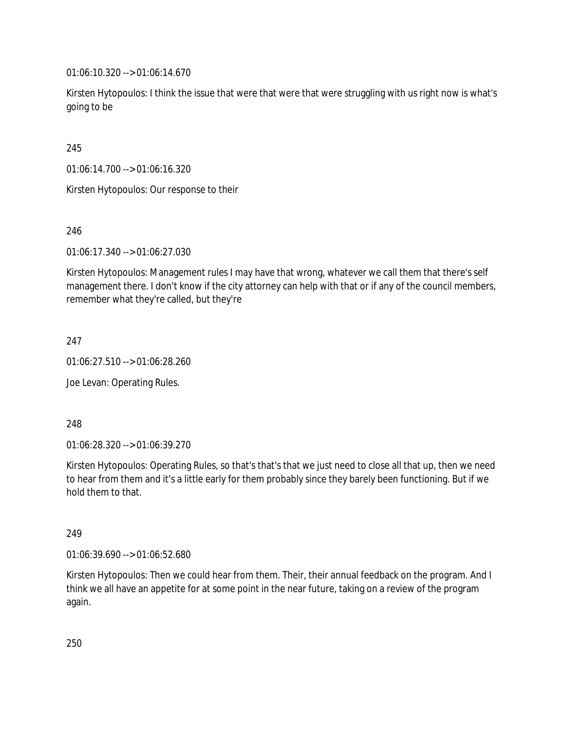01:06:10.320 --> 01:06:14.670

Kirsten Hytopoulos: I think the issue that were that were that were struggling with us right now is what's going to be

245

01:06:14.700 --> 01:06:16.320

Kirsten Hytopoulos: Our response to their

246

01:06:17.340 --> 01:06:27.030

Kirsten Hytopoulos: Management rules I may have that wrong, whatever we call them that there's self management there. I don't know if the city attorney can help with that or if any of the council members, remember what they're called, but they're

247

01:06:27.510 --> 01:06:28.260

Joe Levan: Operating Rules.

248

01:06:28.320 --> 01:06:39.270

Kirsten Hytopoulos: Operating Rules, so that's that's that we just need to close all that up, then we need to hear from them and it's a little early for them probably since they barely been functioning. But if we hold them to that.

249

01:06:39.690 --> 01:06:52.680

Kirsten Hytopoulos: Then we could hear from them. Their, their annual feedback on the program. And I think we all have an appetite for at some point in the near future, taking on a review of the program again.

250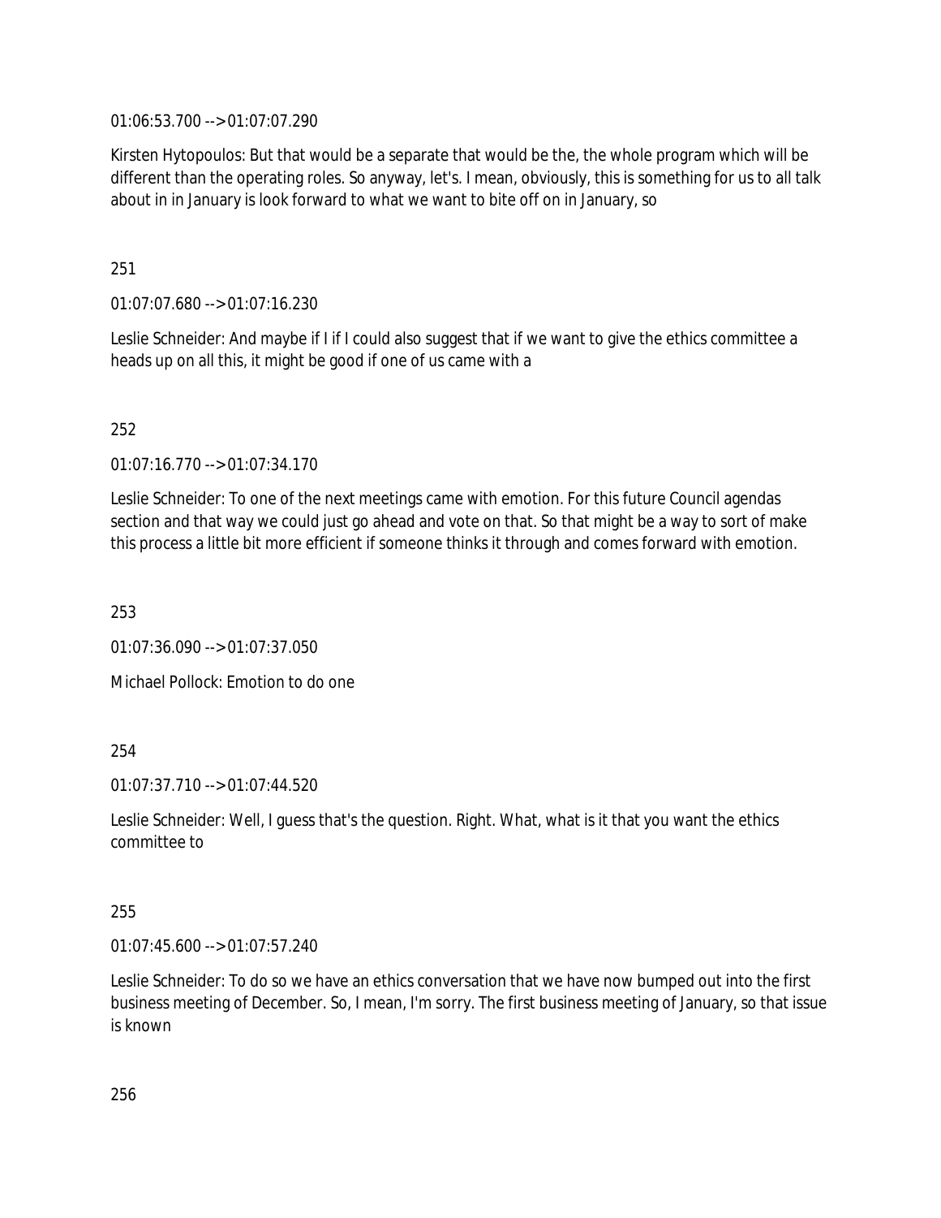01:06:53.700 --> 01:07:07.290

Kirsten Hytopoulos: But that would be a separate that would be the, the whole program which will be different than the operating roles. So anyway, let's. I mean, obviously, this is something for us to all talk about in in January is look forward to what we want to bite off on in January, so

251

01:07:07.680 --> 01:07:16.230

Leslie Schneider: And maybe if I if I could also suggest that if we want to give the ethics committee a heads up on all this, it might be good if one of us came with a

252

01:07:16.770 --> 01:07:34.170

Leslie Schneider: To one of the next meetings came with emotion. For this future Council agendas section and that way we could just go ahead and vote on that. So that might be a way to sort of make this process a little bit more efficient if someone thinks it through and comes forward with emotion.

253

01:07:36.090 --> 01:07:37.050

Michael Pollock: Emotion to do one

254

01:07:37.710 --> 01:07:44.520

Leslie Schneider: Well, I guess that's the question. Right. What, what is it that you want the ethics committee to

255

01:07:45.600 --> 01:07:57.240

Leslie Schneider: To do so we have an ethics conversation that we have now bumped out into the first business meeting of December. So, I mean, I'm sorry. The first business meeting of January, so that issue is known

256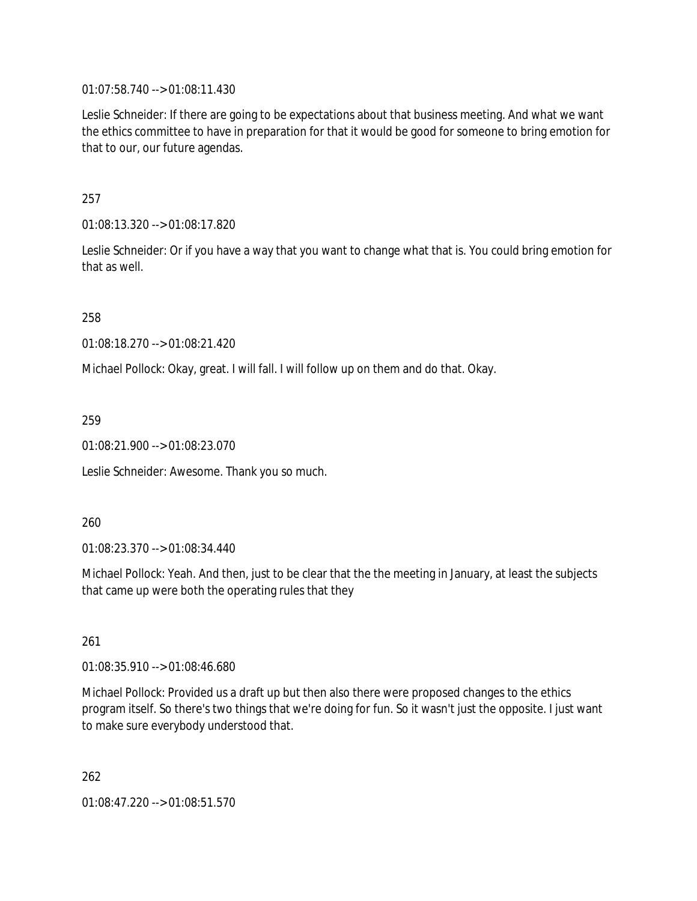01:07:58.740 --> 01:08:11.430

Leslie Schneider: If there are going to be expectations about that business meeting. And what we want the ethics committee to have in preparation for that it would be good for someone to bring emotion for that to our, our future agendas.

257

01:08:13.320 --> 01:08:17.820

Leslie Schneider: Or if you have a way that you want to change what that is. You could bring emotion for that as well.

258

01:08:18.270 --> 01:08:21.420

Michael Pollock: Okay, great. I will fall. I will follow up on them and do that. Okay.

259

01:08:21.900 --> 01:08:23.070

Leslie Schneider: Awesome. Thank you so much.

260

01:08:23.370 --> 01:08:34.440

Michael Pollock: Yeah. And then, just to be clear that the the meeting in January, at least the subjects that came up were both the operating rules that they

261

01:08:35.910 --> 01:08:46.680

Michael Pollock: Provided us a draft up but then also there were proposed changes to the ethics program itself. So there's two things that we're doing for fun. So it wasn't just the opposite. I just want to make sure everybody understood that.

262

01:08:47.220 --> 01:08:51.570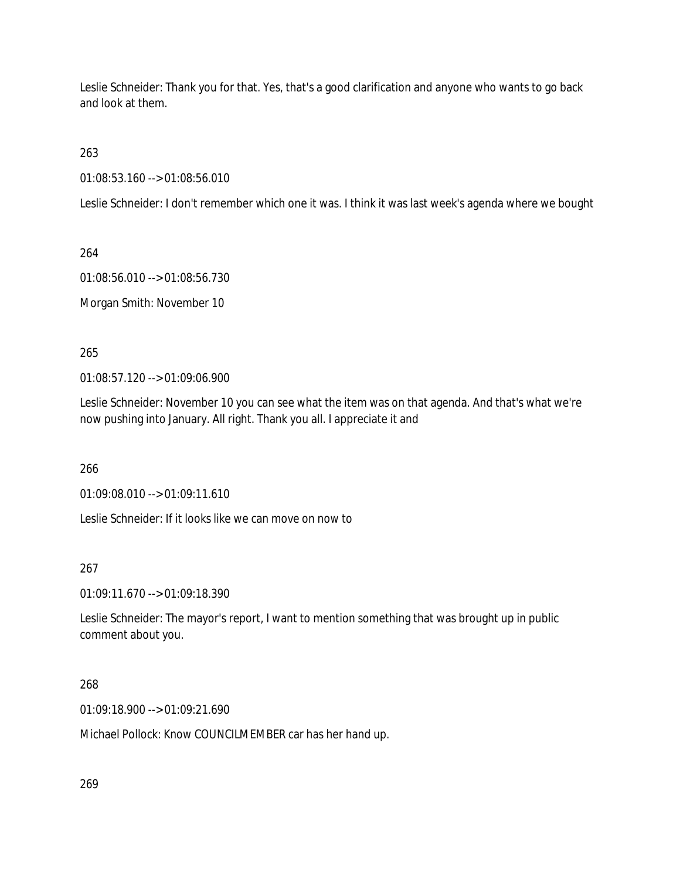Leslie Schneider: Thank you for that. Yes, that's a good clarification and anyone who wants to go back and look at them.

263

01:08:53.160 --> 01:08:56.010

Leslie Schneider: I don't remember which one it was. I think it was last week's agenda where we bought

264

01:08:56.010 --> 01:08:56.730

Morgan Smith: November 10

265

01:08:57.120 --> 01:09:06.900

Leslie Schneider: November 10 you can see what the item was on that agenda. And that's what we're now pushing into January. All right. Thank you all. I appreciate it and

266

01:09:08.010 --> 01:09:11.610

Leslie Schneider: If it looks like we can move on now to

267

01:09:11.670 --> 01:09:18.390

Leslie Schneider: The mayor's report, I want to mention something that was brought up in public comment about you.

268

01:09:18.900 --> 01:09:21.690

Michael Pollock: Know COUNCILMEMBER car has her hand up.

269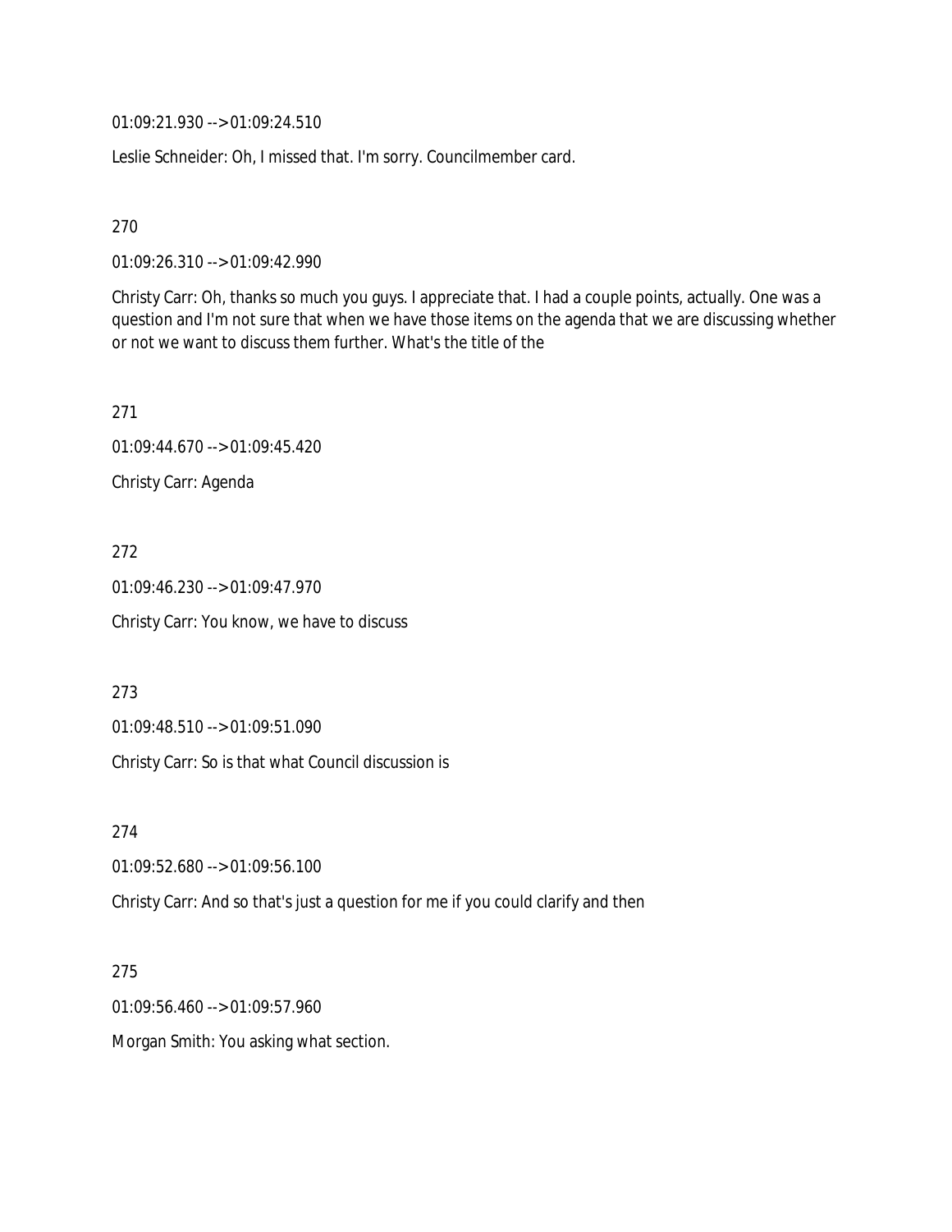01:09:21.930 --> 01:09:24.510

Leslie Schneider: Oh, I missed that. I'm sorry. Councilmember card.

270

01:09:26.310 --> 01:09:42.990

Christy Carr: Oh, thanks so much you guys. I appreciate that. I had a couple points, actually. One was a question and I'm not sure that when we have those items on the agenda that we are discussing whether or not we want to discuss them further. What's the title of the

271

01:09:44.670 --> 01:09:45.420

Christy Carr: Agenda

272

01:09:46.230 --> 01:09:47.970

Christy Carr: You know, we have to discuss

273

01:09:48.510 --> 01:09:51.090

Christy Carr: So is that what Council discussion is

274

01:09:52.680 --> 01:09:56.100

Christy Carr: And so that's just a question for me if you could clarify and then

275

01:09:56.460 --> 01:09:57.960

Morgan Smith: You asking what section.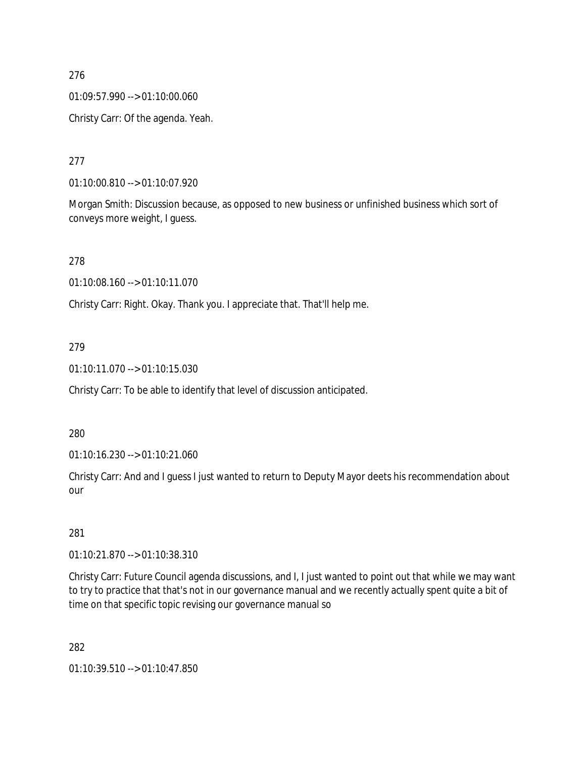276

01:09:57.990 --> 01:10:00.060

Christy Carr: Of the agenda. Yeah.

277

01:10:00.810 --> 01:10:07.920

Morgan Smith: Discussion because, as opposed to new business or unfinished business which sort of conveys more weight, I guess.

278

01:10:08.160 --> 01:10:11.070

Christy Carr: Right. Okay. Thank you. I appreciate that. That'll help me.

279

01:10:11.070 --> 01:10:15.030

Christy Carr: To be able to identify that level of discussion anticipated.

280

01:10:16.230 --> 01:10:21.060

Christy Carr: And and I guess I just wanted to return to Deputy Mayor deets his recommendation about our

281

01:10:21.870 --> 01:10:38.310

Christy Carr: Future Council agenda discussions, and I, I just wanted to point out that while we may want to try to practice that that's not in our governance manual and we recently actually spent quite a bit of time on that specific topic revising our governance manual so

282

01:10:39.510 --> 01:10:47.850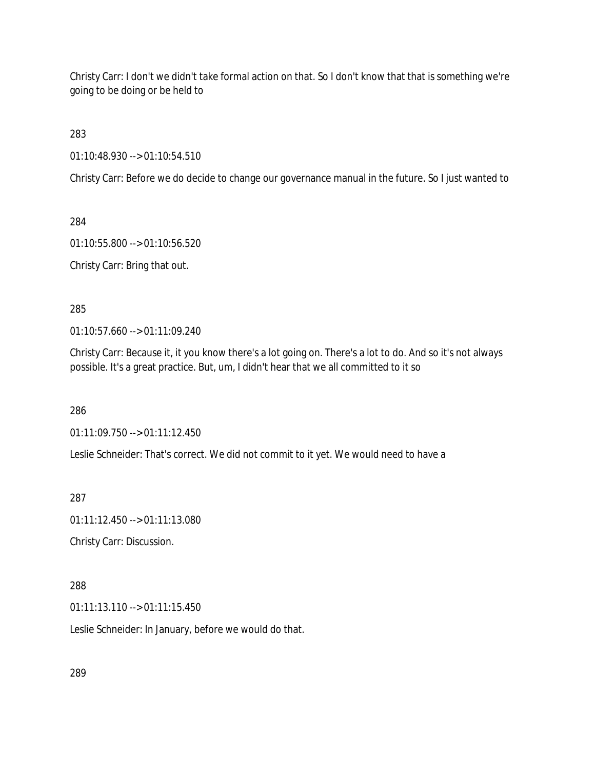Christy Carr: I don't we didn't take formal action on that. So I don't know that that is something we're going to be doing or be held to

283

01:10:48.930 --> 01:10:54.510

Christy Carr: Before we do decide to change our governance manual in the future. So I just wanted to

284

01:10:55.800 --> 01:10:56.520

Christy Carr: Bring that out.

285

01:10:57.660 --> 01:11:09.240

Christy Carr: Because it, it you know there's a lot going on. There's a lot to do. And so it's not always possible. It's a great practice. But, um, I didn't hear that we all committed to it so

286

01:11:09.750 --> 01:11:12.450

Leslie Schneider: That's correct. We did not commit to it yet. We would need to have a

287

01:11:12.450 --> 01:11:13.080

Christy Carr: Discussion.

288

01:11:13.110 --> 01:11:15.450

Leslie Schneider: In January, before we would do that.

289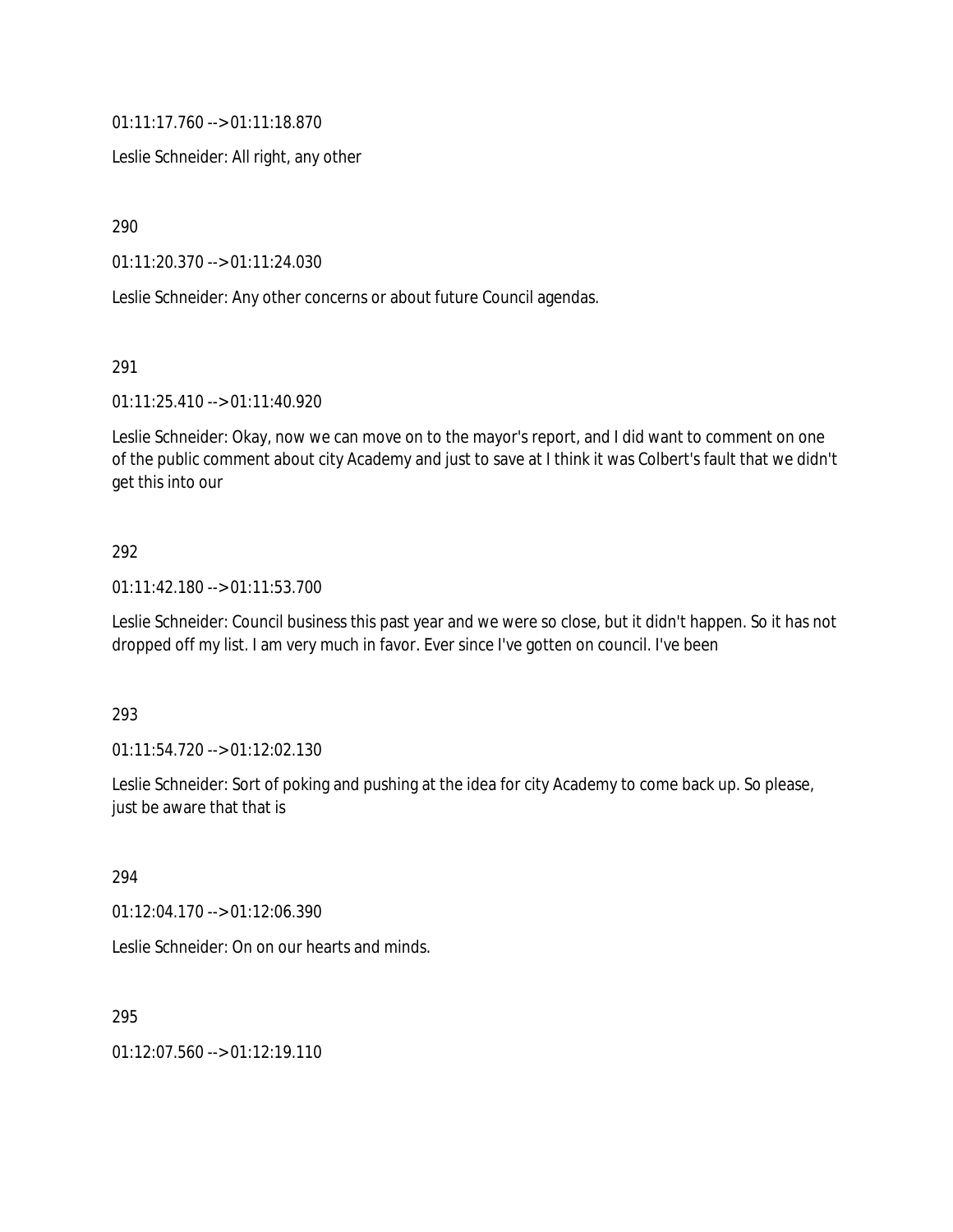01:11:17.760 --> 01:11:18.870

Leslie Schneider: All right, any other

290

01:11:20.370 --> 01:11:24.030

Leslie Schneider: Any other concerns or about future Council agendas.

291

01:11:25.410 --> 01:11:40.920

Leslie Schneider: Okay, now we can move on to the mayor's report, and I did want to comment on one of the public comment about city Academy and just to save at I think it was Colbert's fault that we didn't get this into our

292

01:11:42.180 --> 01:11:53.700

Leslie Schneider: Council business this past year and we were so close, but it didn't happen. So it has not dropped off my list. I am very much in favor. Ever since I've gotten on council. I've been

293

01:11:54.720 --> 01:12:02.130

Leslie Schneider: Sort of poking and pushing at the idea for city Academy to come back up. So please, just be aware that that is

294

01:12:04.170 --> 01:12:06.390

Leslie Schneider: On on our hearts and minds.

295

01:12:07.560 --> 01:12:19.110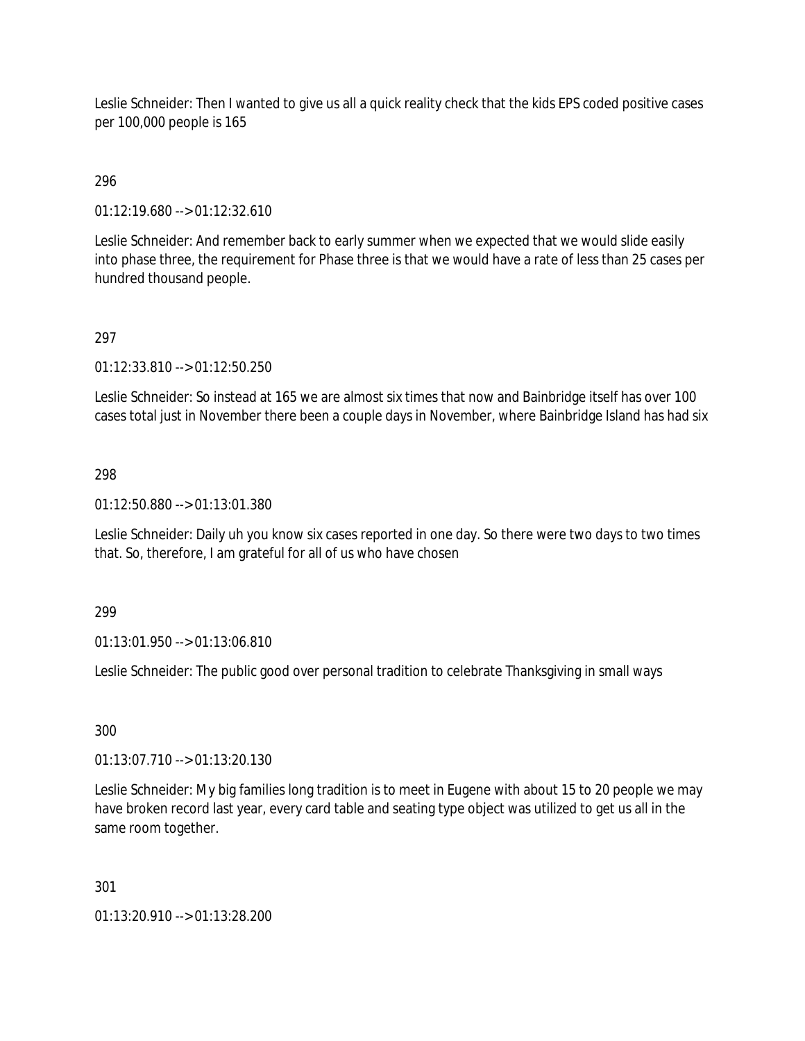Leslie Schneider: Then I wanted to give us all a quick reality check that the kids EPS coded positive cases per 100,000 people is 165

296

01:12:19.680 --> 01:12:32.610

Leslie Schneider: And remember back to early summer when we expected that we would slide easily into phase three, the requirement for Phase three is that we would have a rate of less than 25 cases per hundred thousand people.

297

01:12:33.810 --> 01:12:50.250

Leslie Schneider: So instead at 165 we are almost six times that now and Bainbridge itself has over 100 cases total just in November there been a couple days in November, where Bainbridge Island has had six

298

01:12:50.880 --> 01:13:01.380

Leslie Schneider: Daily uh you know six cases reported in one day. So there were two days to two times that. So, therefore, I am grateful for all of us who have chosen

299

01:13:01.950 --> 01:13:06.810

Leslie Schneider: The public good over personal tradition to celebrate Thanksgiving in small ways

300

01:13:07.710 --> 01:13:20.130

Leslie Schneider: My big families long tradition is to meet in Eugene with about 15 to 20 people we may have broken record last year, every card table and seating type object was utilized to get us all in the same room together.

301

01:13:20.910 --> 01:13:28.200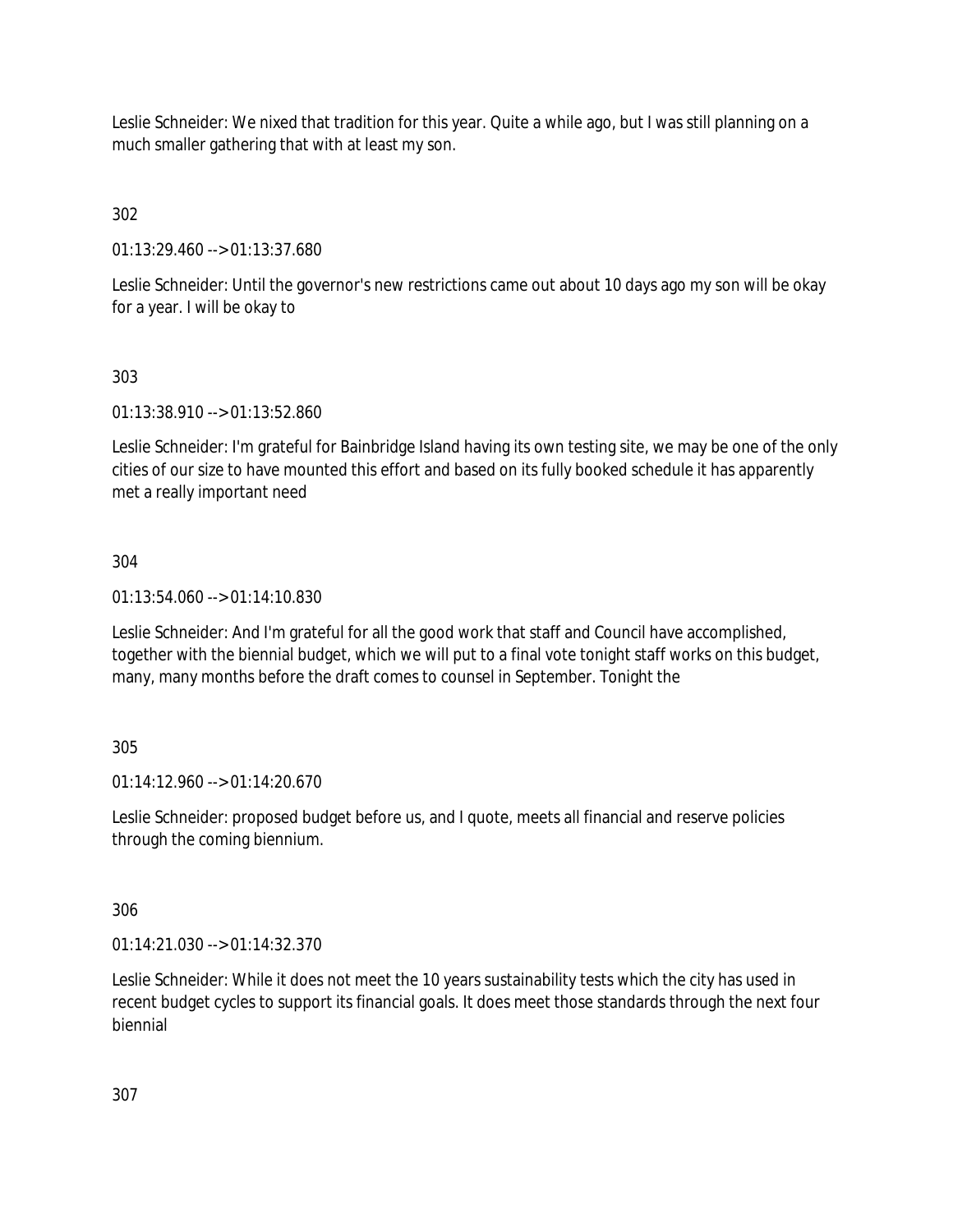Leslie Schneider: We nixed that tradition for this year. Quite a while ago, but I was still planning on a much smaller gathering that with at least my son.

302

01:13:29.460 --> 01:13:37.680

Leslie Schneider: Until the governor's new restrictions came out about 10 days ago my son will be okay for a year. I will be okay to

303

01:13:38.910 --> 01:13:52.860

Leslie Schneider: I'm grateful for Bainbridge Island having its own testing site, we may be one of the only cities of our size to have mounted this effort and based on its fully booked schedule it has apparently met a really important need

304

01:13:54.060 --> 01:14:10.830

Leslie Schneider: And I'm grateful for all the good work that staff and Council have accomplished, together with the biennial budget, which we will put to a final vote tonight staff works on this budget, many, many months before the draft comes to counsel in September. Tonight the

305

01:14:12.960 --> 01:14:20.670

Leslie Schneider: proposed budget before us, and I quote, meets all financial and reserve policies through the coming biennium.

306

01:14:21.030 --> 01:14:32.370

Leslie Schneider: While it does not meet the 10 years sustainability tests which the city has used in recent budget cycles to support its financial goals. It does meet those standards through the next four biennial

307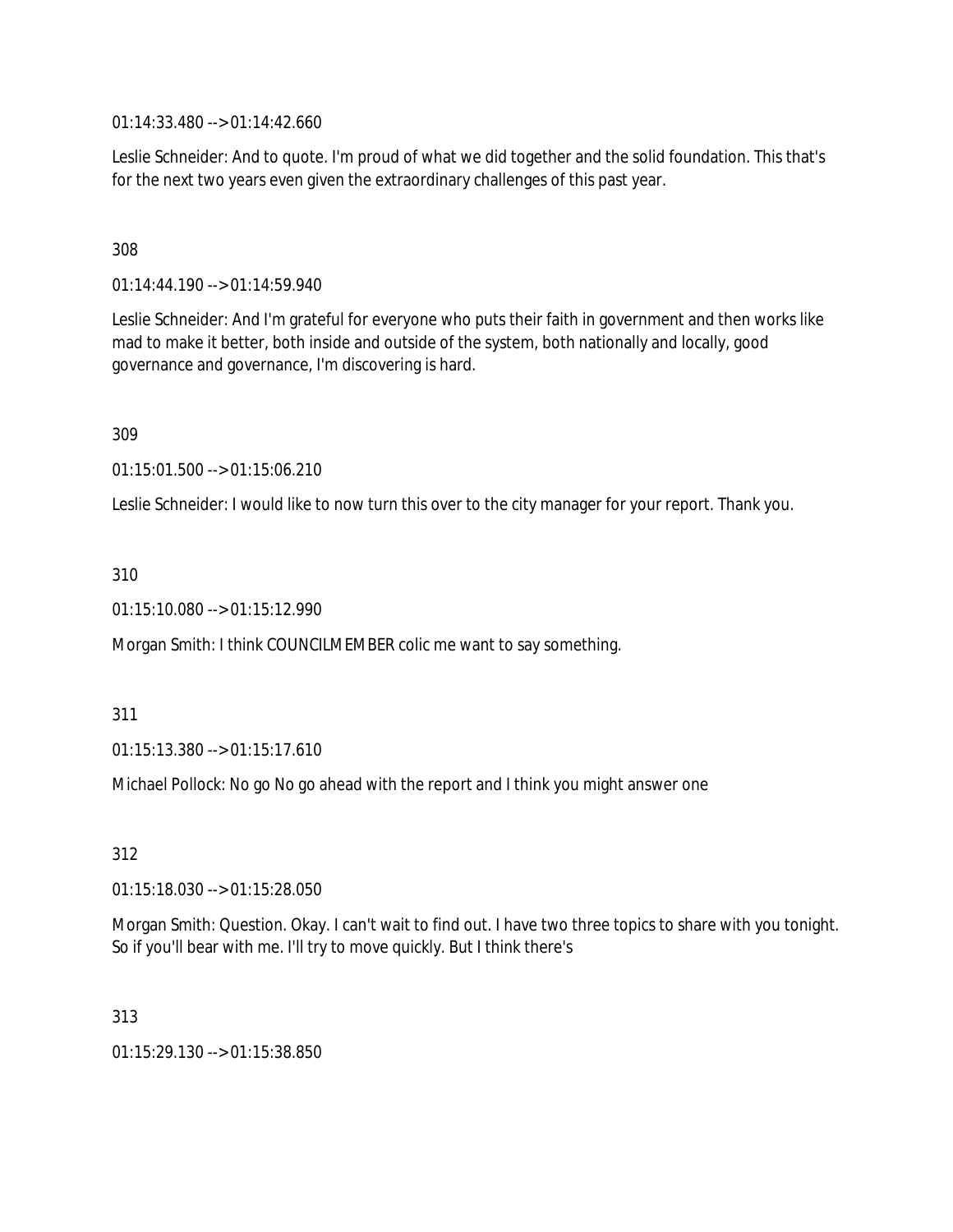01:14:33.480 --> 01:14:42.660

Leslie Schneider: And to quote. I'm proud of what we did together and the solid foundation. This that's for the next two years even given the extraordinary challenges of this past year.

308

01:14:44.190 --> 01:14:59.940

Leslie Schneider: And I'm grateful for everyone who puts their faith in government and then works like mad to make it better, both inside and outside of the system, both nationally and locally, good governance and governance, I'm discovering is hard.

309

01:15:01.500 --> 01:15:06.210

Leslie Schneider: I would like to now turn this over to the city manager for your report. Thank you.

310

01:15:10.080 --> 01:15:12.990

Morgan Smith: I think COUNCILMEMBER colic me want to say something.

311

01:15:13.380 --> 01:15:17.610

Michael Pollock: No go No go ahead with the report and I think you might answer one

312

01:15:18.030 --> 01:15:28.050

Morgan Smith: Question. Okay. I can't wait to find out. I have two three topics to share with you tonight. So if you'll bear with me. I'll try to move quickly. But I think there's

313

01:15:29.130 --> 01:15:38.850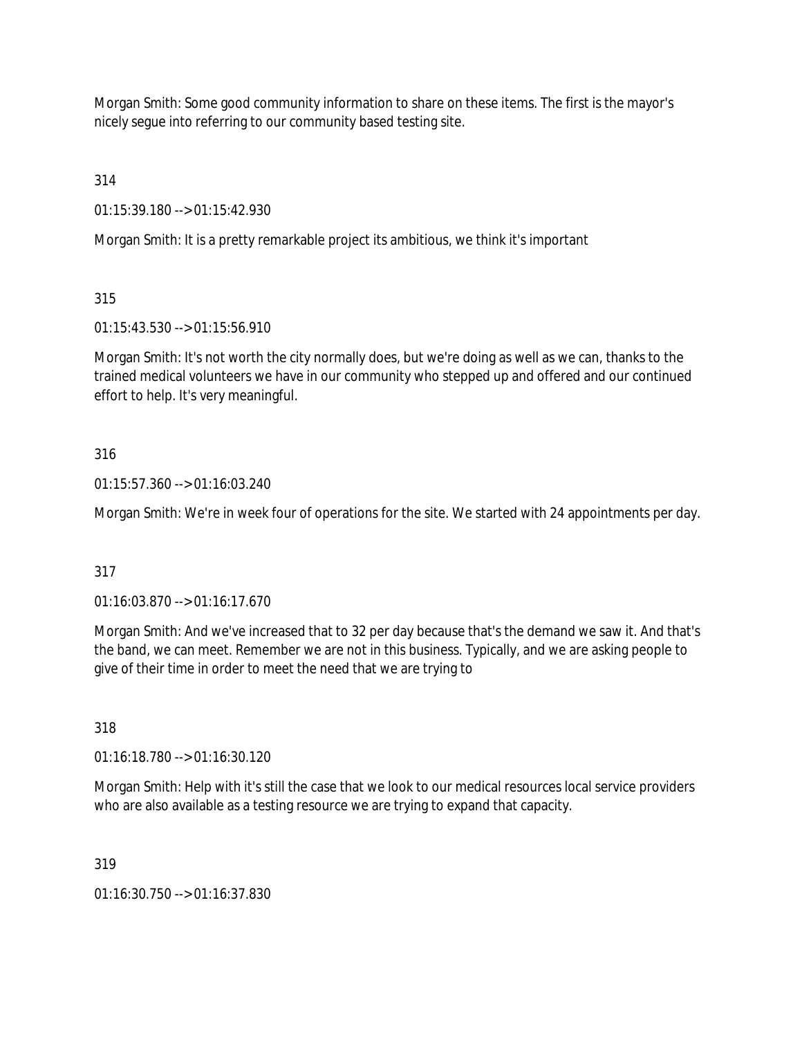Morgan Smith: Some good community information to share on these items. The first is the mayor's nicely segue into referring to our community based testing site.

314

01:15:39.180 --> 01:15:42.930

Morgan Smith: It is a pretty remarkable project its ambitious, we think it's important

315

01:15:43.530 --> 01:15:56.910

Morgan Smith: It's not worth the city normally does, but we're doing as well as we can, thanks to the trained medical volunteers we have in our community who stepped up and offered and our continued effort to help. It's very meaningful.

316

01:15:57.360 --> 01:16:03.240

Morgan Smith: We're in week four of operations for the site. We started with 24 appointments per day.

317

01:16:03.870 --> 01:16:17.670

Morgan Smith: And we've increased that to 32 per day because that's the demand we saw it. And that's the band, we can meet. Remember we are not in this business. Typically, and we are asking people to give of their time in order to meet the need that we are trying to

318

01:16:18.780 --> 01:16:30.120

Morgan Smith: Help with it's still the case that we look to our medical resources local service providers who are also available as a testing resource we are trying to expand that capacity.

319

01:16:30.750 --> 01:16:37.830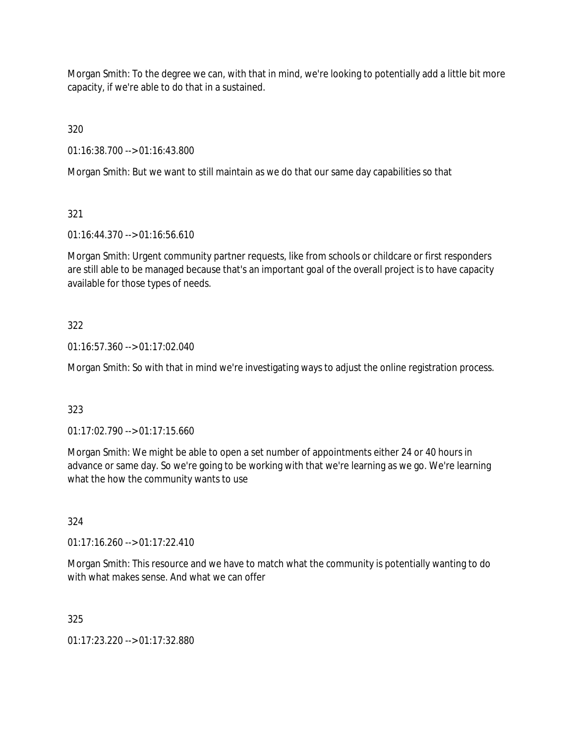Morgan Smith: To the degree we can, with that in mind, we're looking to potentially add a little bit more capacity, if we're able to do that in a sustained.

320

01:16:38.700 --> 01:16:43.800

Morgan Smith: But we want to still maintain as we do that our same day capabilities so that

321

01:16:44.370 --> 01:16:56.610

Morgan Smith: Urgent community partner requests, like from schools or childcare or first responders are still able to be managed because that's an important goal of the overall project is to have capacity available for those types of needs.

322

01:16:57.360 --> 01:17:02.040

Morgan Smith: So with that in mind we're investigating ways to adjust the online registration process.

323

01:17:02.790 --> 01:17:15.660

Morgan Smith: We might be able to open a set number of appointments either 24 or 40 hours in advance or same day. So we're going to be working with that we're learning as we go. We're learning what the how the community wants to use

324

01:17:16.260 --> 01:17:22.410

Morgan Smith: This resource and we have to match what the community is potentially wanting to do with what makes sense. And what we can offer

325

01:17:23.220 --> 01:17:32.880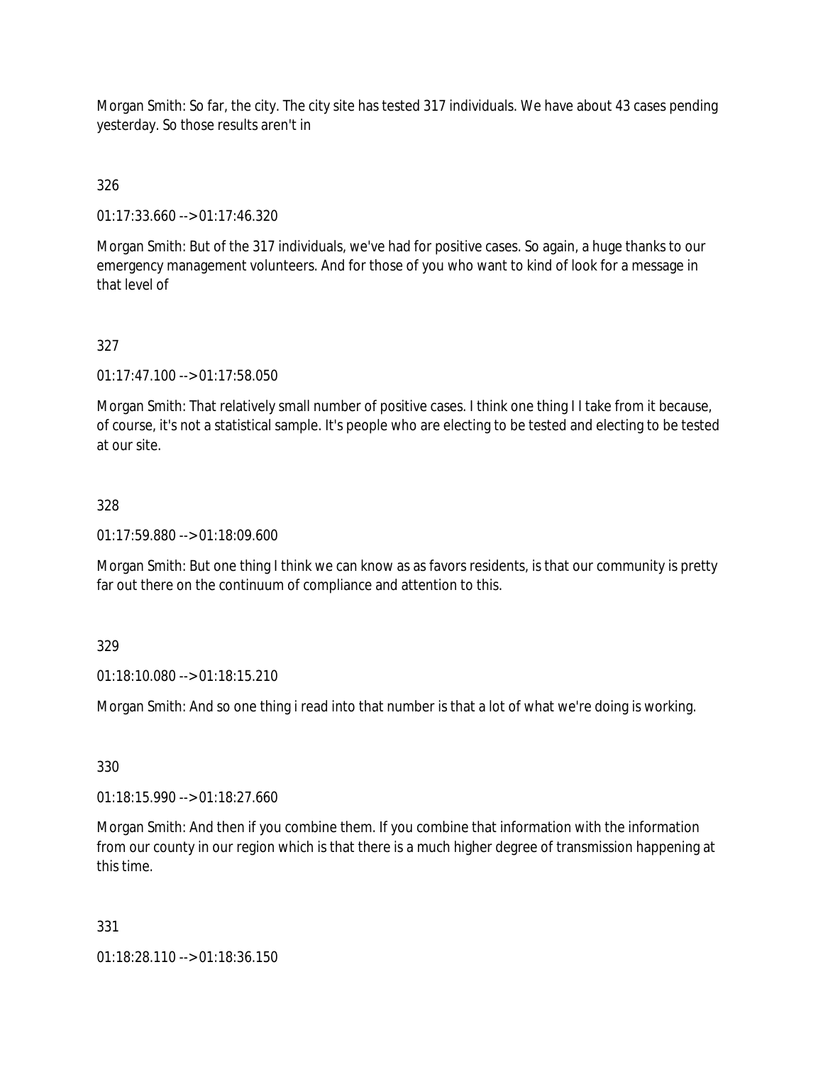Morgan Smith: So far, the city. The city site has tested 317 individuals. We have about 43 cases pending yesterday. So those results aren't in

326

01:17:33.660 --> 01:17:46.320

Morgan Smith: But of the 317 individuals, we've had for positive cases. So again, a huge thanks to our emergency management volunteers. And for those of you who want to kind of look for a message in that level of

327

01:17:47.100 --> 01:17:58.050

Morgan Smith: That relatively small number of positive cases. I think one thing I I take from it because, of course, it's not a statistical sample. It's people who are electing to be tested and electing to be tested at our site.

328

01:17:59.880 --> 01:18:09.600

Morgan Smith: But one thing I think we can know as as favors residents, is that our community is pretty far out there on the continuum of compliance and attention to this.

329

01:18:10.080 --> 01:18:15.210

Morgan Smith: And so one thing i read into that number is that a lot of what we're doing is working.

330

01:18:15.990 --> 01:18:27.660

Morgan Smith: And then if you combine them. If you combine that information with the information from our county in our region which is that there is a much higher degree of transmission happening at this time.

331

01:18:28.110 --> 01:18:36.150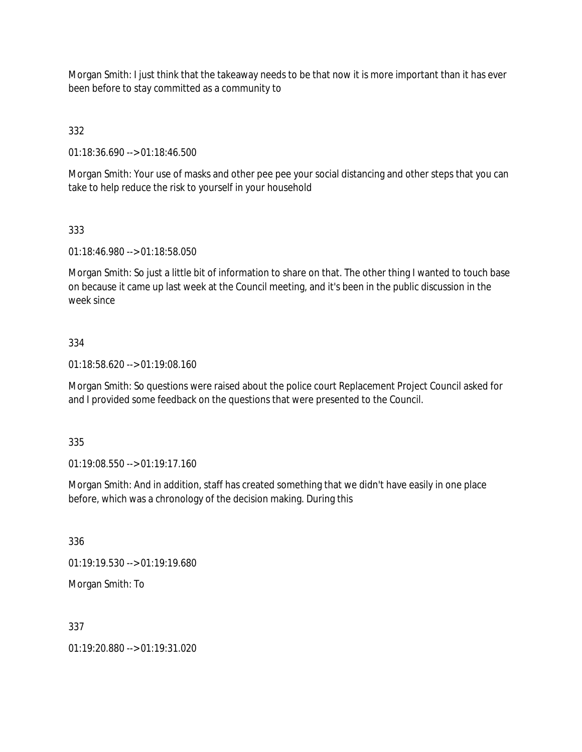Morgan Smith: I just think that the takeaway needs to be that now it is more important than it has ever been before to stay committed as a community to

332

01:18:36.690 --> 01:18:46.500

Morgan Smith: Your use of masks and other pee pee your social distancing and other steps that you can take to help reduce the risk to yourself in your household

333

01:18:46.980 --> 01:18:58.050

Morgan Smith: So just a little bit of information to share on that. The other thing I wanted to touch base on because it came up last week at the Council meeting, and it's been in the public discussion in the week since

334

01:18:58.620 --> 01:19:08.160

Morgan Smith: So questions were raised about the police court Replacement Project Council asked for and I provided some feedback on the questions that were presented to the Council.

335

01:19:08.550 --> 01:19:17.160

Morgan Smith: And in addition, staff has created something that we didn't have easily in one place before, which was a chronology of the decision making. During this

336

01:19:19.530 --> 01:19:19.680

Morgan Smith: To

337

01:19:20.880 --> 01:19:31.020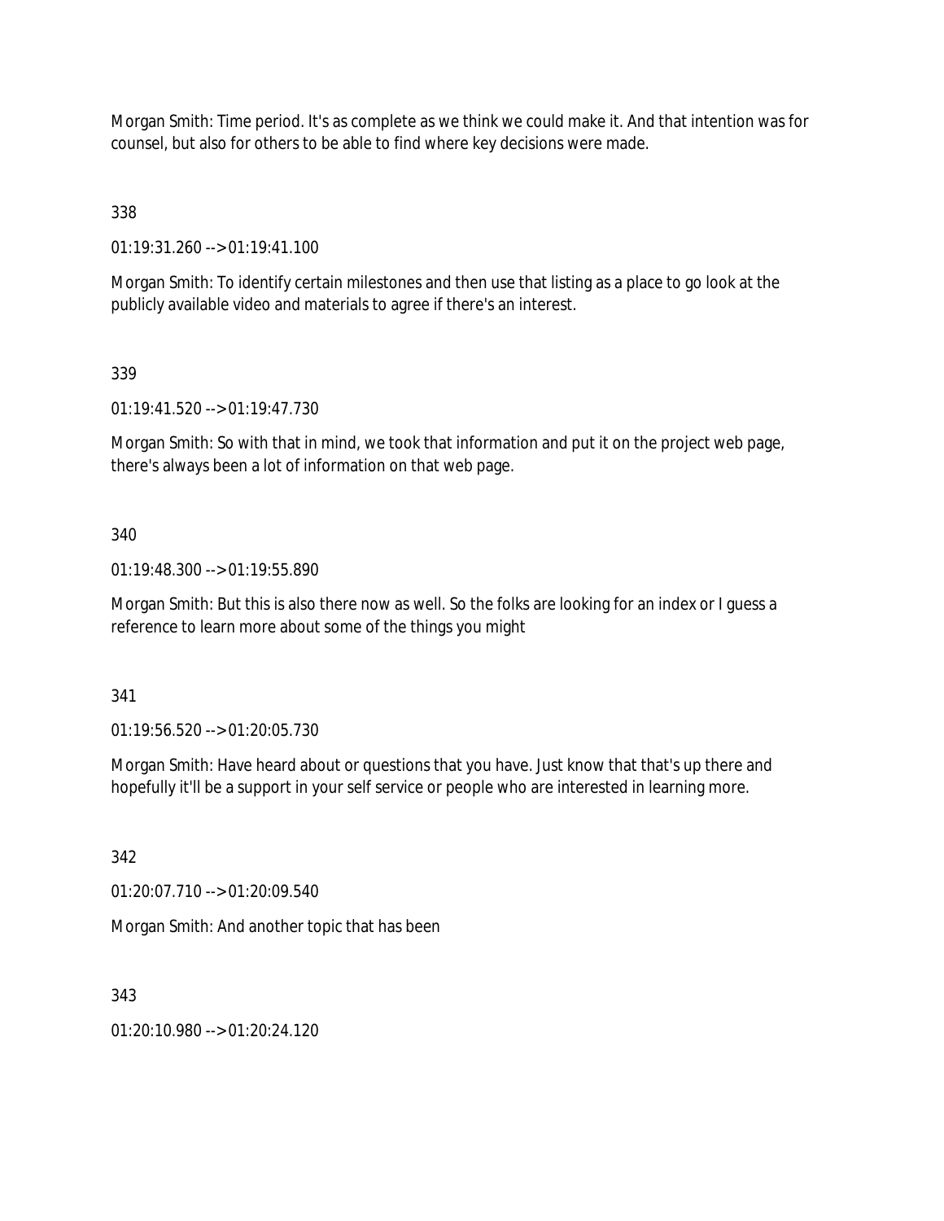Morgan Smith: Time period. It's as complete as we think we could make it. And that intention was for counsel, but also for others to be able to find where key decisions were made.

338

01:19:31.260 --> 01:19:41.100

Morgan Smith: To identify certain milestones and then use that listing as a place to go look at the publicly available video and materials to agree if there's an interest.

339

01:19:41.520 --> 01:19:47.730

Morgan Smith: So with that in mind, we took that information and put it on the project web page, there's always been a lot of information on that web page.

340

01:19:48.300 --> 01:19:55.890

Morgan Smith: But this is also there now as well. So the folks are looking for an index or I guess a reference to learn more about some of the things you might

341

01:19:56.520 --> 01:20:05.730

Morgan Smith: Have heard about or questions that you have. Just know that that's up there and hopefully it'll be a support in your self service or people who are interested in learning more.

342

01:20:07.710 --> 01:20:09.540

Morgan Smith: And another topic that has been

343

01:20:10.980 --> 01:20:24.120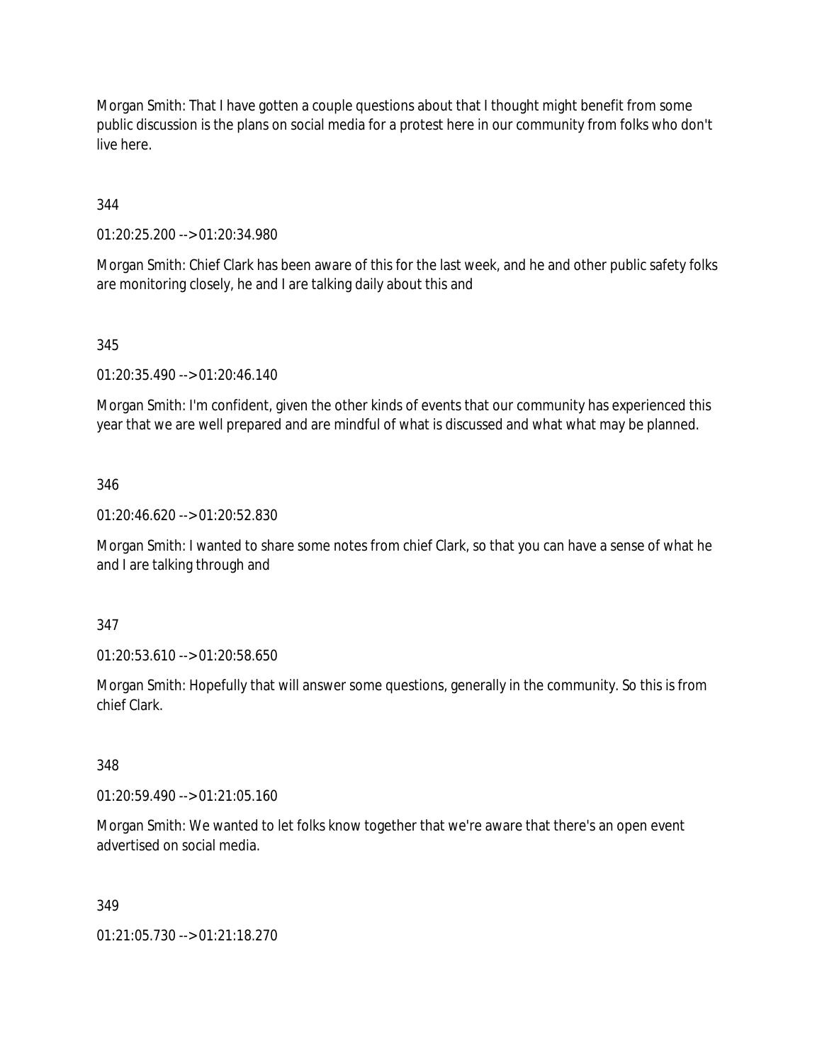Morgan Smith: That I have gotten a couple questions about that I thought might benefit from some public discussion is the plans on social media for a protest here in our community from folks who don't live here.

344

01:20:25.200 --> 01:20:34.980

Morgan Smith: Chief Clark has been aware of this for the last week, and he and other public safety folks are monitoring closely, he and I are talking daily about this and

345

01:20:35.490 --> 01:20:46.140

Morgan Smith: I'm confident, given the other kinds of events that our community has experienced this year that we are well prepared and are mindful of what is discussed and what what may be planned.

346

01:20:46.620 --> 01:20:52.830

Morgan Smith: I wanted to share some notes from chief Clark, so that you can have a sense of what he and I are talking through and

347

01:20:53.610 --> 01:20:58.650

Morgan Smith: Hopefully that will answer some questions, generally in the community. So this is from chief Clark.

348

01:20:59.490 --> 01:21:05.160

Morgan Smith: We wanted to let folks know together that we're aware that there's an open event advertised on social media.

349

01:21:05.730 --> 01:21:18.270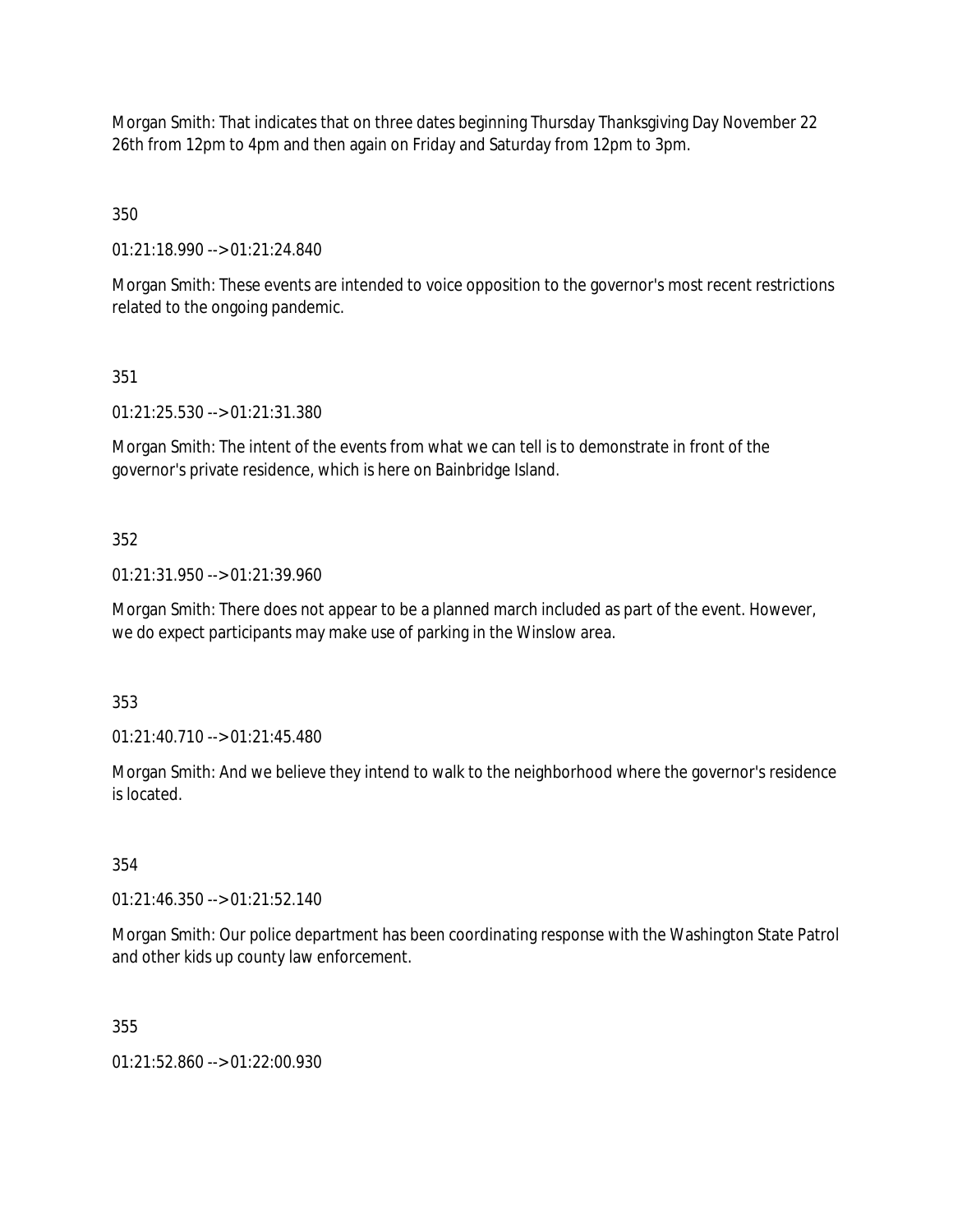Morgan Smith: That indicates that on three dates beginning Thursday Thanksgiving Day November 22 26th from 12pm to 4pm and then again on Friday and Saturday from 12pm to 3pm.

350

01:21:18.990 --> 01:21:24.840

Morgan Smith: These events are intended to voice opposition to the governor's most recent restrictions related to the ongoing pandemic.

351

01:21:25.530 --> 01:21:31.380

Morgan Smith: The intent of the events from what we can tell is to demonstrate in front of the governor's private residence, which is here on Bainbridge Island.

352

01:21:31.950 --> 01:21:39.960

Morgan Smith: There does not appear to be a planned march included as part of the event. However, we do expect participants may make use of parking in the Winslow area.

353

01:21:40.710 --> 01:21:45.480

Morgan Smith: And we believe they intend to walk to the neighborhood where the governor's residence is located.

354

01:21:46.350 --> 01:21:52.140

Morgan Smith: Our police department has been coordinating response with the Washington State Patrol and other kids up county law enforcement.

355

01:21:52.860 --> 01:22:00.930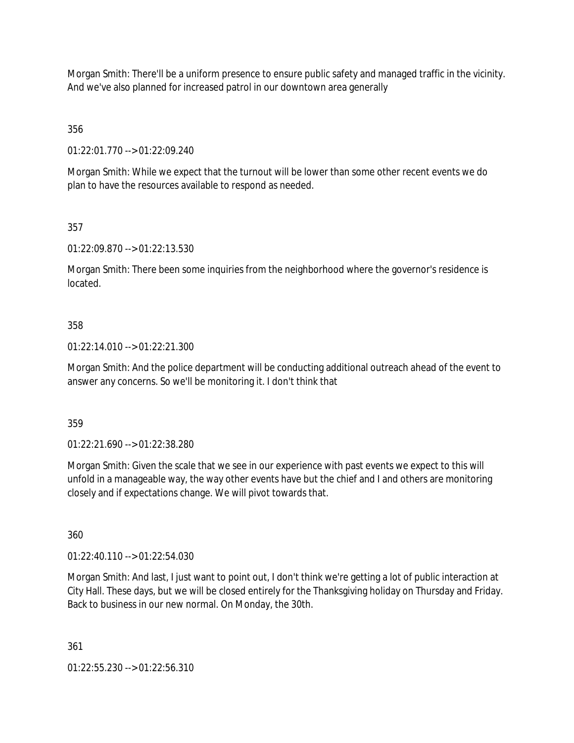Morgan Smith: There'll be a uniform presence to ensure public safety and managed traffic in the vicinity. And we've also planned for increased patrol in our downtown area generally

356

01:22:01.770 --> 01:22:09.240

Morgan Smith: While we expect that the turnout will be lower than some other recent events we do plan to have the resources available to respond as needed.

357

01:22:09.870 --> 01:22:13.530

Morgan Smith: There been some inquiries from the neighborhood where the governor's residence is located.

358

01:22:14.010 --> 01:22:21.300

Morgan Smith: And the police department will be conducting additional outreach ahead of the event to answer any concerns. So we'll be monitoring it. I don't think that

359

01:22:21.690 --> 01:22:38.280

Morgan Smith: Given the scale that we see in our experience with past events we expect to this will unfold in a manageable way, the way other events have but the chief and I and others are monitoring closely and if expectations change. We will pivot towards that.

360

01:22:40.110 --> 01:22:54.030

Morgan Smith: And last, I just want to point out, I don't think we're getting a lot of public interaction at City Hall. These days, but we will be closed entirely for the Thanksgiving holiday on Thursday and Friday. Back to business in our new normal. On Monday, the 30th.

361

01:22:55.230 --> 01:22:56.310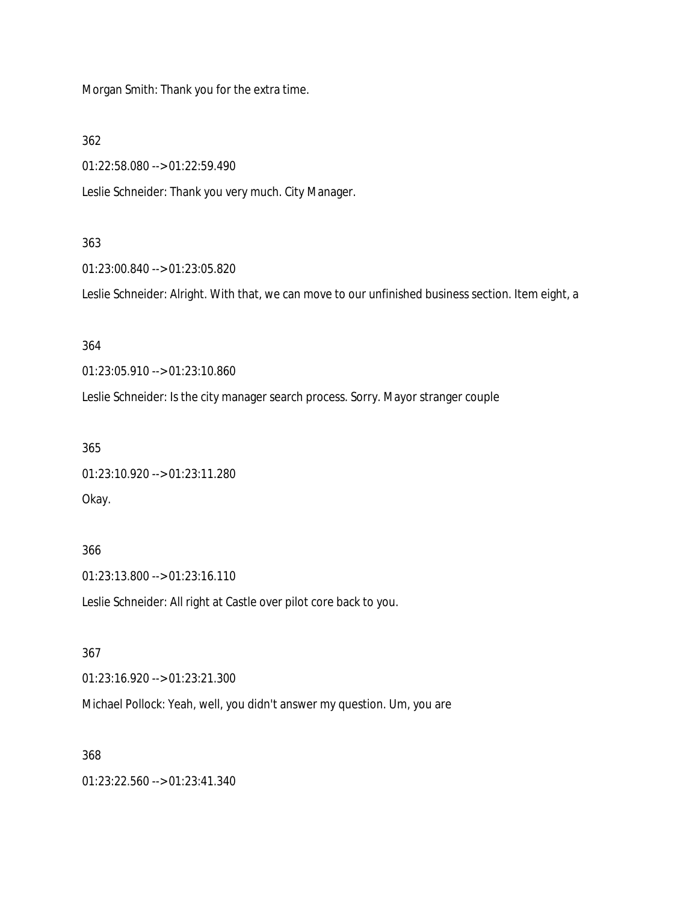Morgan Smith: Thank you for the extra time.

362

01:22:58.080 --> 01:22:59.490

Leslie Schneider: Thank you very much. City Manager.

363

01:23:00.840 --> 01:23:05.820

Leslie Schneider: Alright. With that, we can move to our unfinished business section. Item eight, a

364

01:23:05.910 --> 01:23:10.860

Leslie Schneider: Is the city manager search process. Sorry. Mayor stranger couple

365

01:23:10.920 --> 01:23:11.280

Okay.

366

01:23:13.800 --> 01:23:16.110

Leslie Schneider: All right at Castle over pilot core back to you.

367

01:23:16.920 --> 01:23:21.300

Michael Pollock: Yeah, well, you didn't answer my question. Um, you are

368

01:23:22.560 --> 01:23:41.340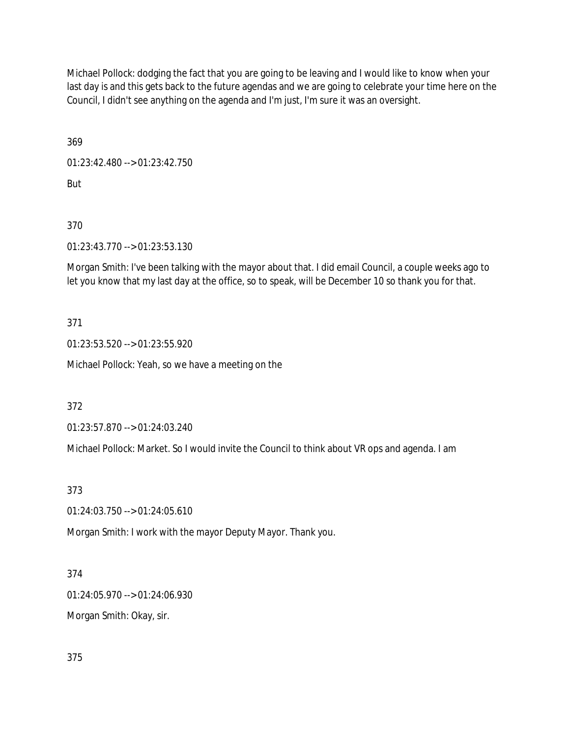Michael Pollock: dodging the fact that you are going to be leaving and I would like to know when your last day is and this gets back to the future agendas and we are going to celebrate your time here on the Council, I didn't see anything on the agenda and I'm just, I'm sure it was an oversight.

369

01:23:42.480 --> 01:23:42.750

But

370

01:23:43.770 --> 01:23:53.130

Morgan Smith: I've been talking with the mayor about that. I did email Council, a couple weeks ago to let you know that my last day at the office, so to speak, will be December 10 so thank you for that.

371

01:23:53.520 --> 01:23:55.920

Michael Pollock: Yeah, so we have a meeting on the

372

01:23:57.870 --> 01:24:03.240

Michael Pollock: Market. So I would invite the Council to think about VR ops and agenda. I am

373

01:24:03.750 --> 01:24:05.610

Morgan Smith: I work with the mayor Deputy Mayor. Thank you.

374

01:24:05.970 --> 01:24:06.930

Morgan Smith: Okay, sir.

375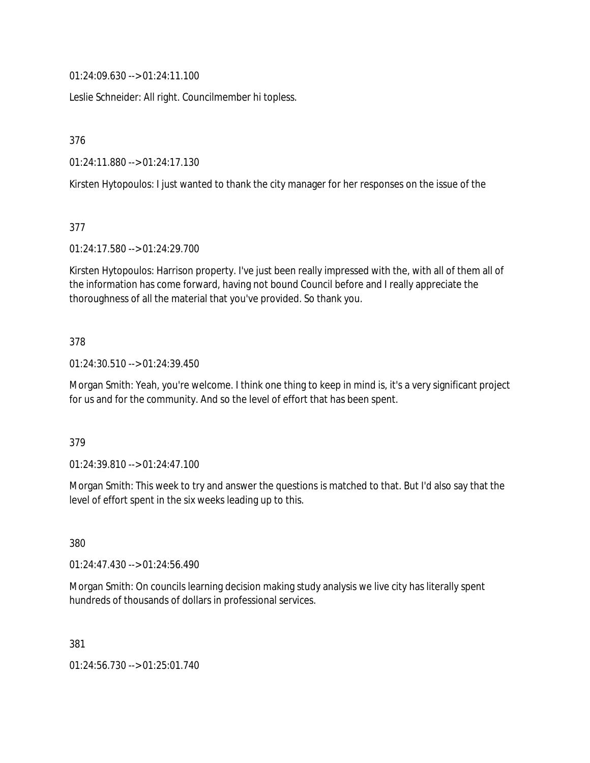01:24:09.630 --> 01:24:11.100

Leslie Schneider: All right. Councilmember hi topless.

376

01:24:11.880 --> 01:24:17.130

Kirsten Hytopoulos: I just wanted to thank the city manager for her responses on the issue of the

377

01:24:17.580 --> 01:24:29.700

Kirsten Hytopoulos: Harrison property. I've just been really impressed with the, with all of them all of the information has come forward, having not bound Council before and I really appreciate the thoroughness of all the material that you've provided. So thank you.

378

01:24:30.510 --> 01:24:39.450

Morgan Smith: Yeah, you're welcome. I think one thing to keep in mind is, it's a very significant project for us and for the community. And so the level of effort that has been spent.

379

01:24:39.810 --> 01:24:47.100

Morgan Smith: This week to try and answer the questions is matched to that. But I'd also say that the level of effort spent in the six weeks leading up to this.

380

01:24:47.430 --> 01:24:56.490

Morgan Smith: On councils learning decision making study analysis we live city has literally spent hundreds of thousands of dollars in professional services.

381

01:24:56.730 --> 01:25:01.740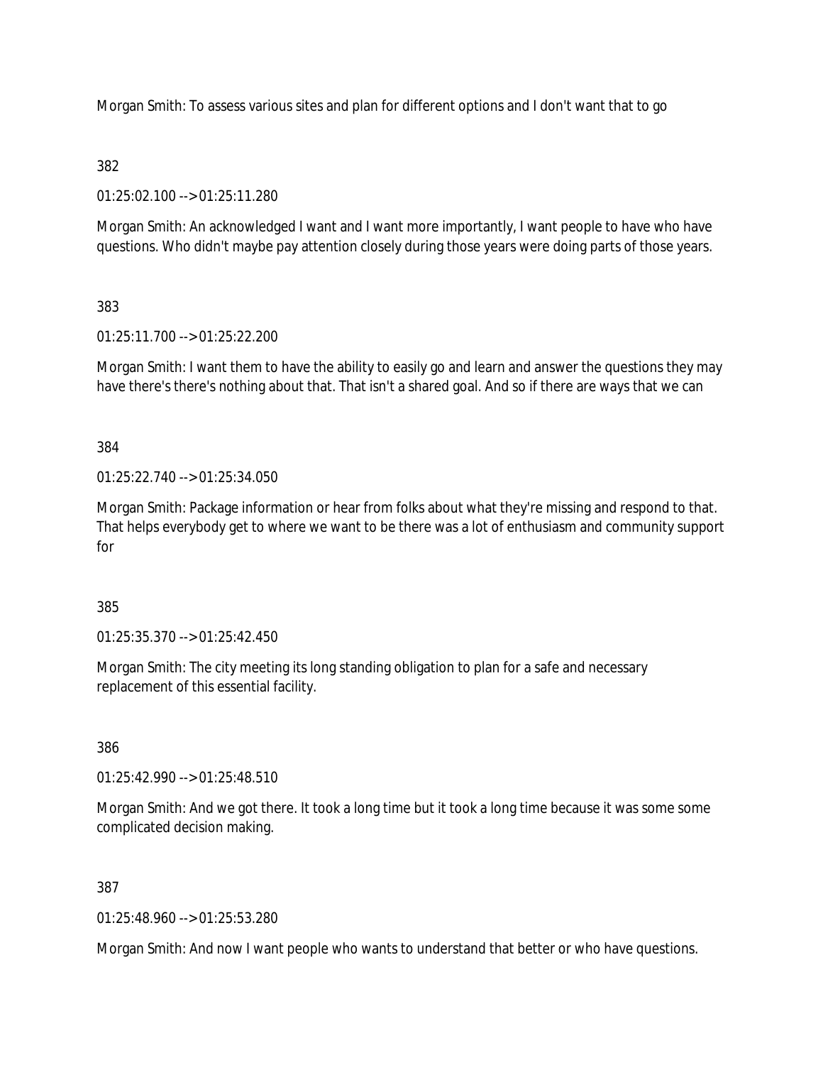Morgan Smith: To assess various sites and plan for different options and I don't want that to go

382

01:25:02.100 --> 01:25:11.280

Morgan Smith: An acknowledged I want and I want more importantly, I want people to have who have questions. Who didn't maybe pay attention closely during those years were doing parts of those years.

383

01:25:11.700 --> 01:25:22.200

Morgan Smith: I want them to have the ability to easily go and learn and answer the questions they may have there's there's nothing about that. That isn't a shared goal. And so if there are ways that we can

384

01:25:22.740 --> 01:25:34.050

Morgan Smith: Package information or hear from folks about what they're missing and respond to that. That helps everybody get to where we want to be there was a lot of enthusiasm and community support for

385

01:25:35.370 --> 01:25:42.450

Morgan Smith: The city meeting its long standing obligation to plan for a safe and necessary replacement of this essential facility.

386

01:25:42.990 --> 01:25:48.510

Morgan Smith: And we got there. It took a long time but it took a long time because it was some some complicated decision making.

387

01:25:48.960 --> 01:25:53.280

Morgan Smith: And now I want people who wants to understand that better or who have questions.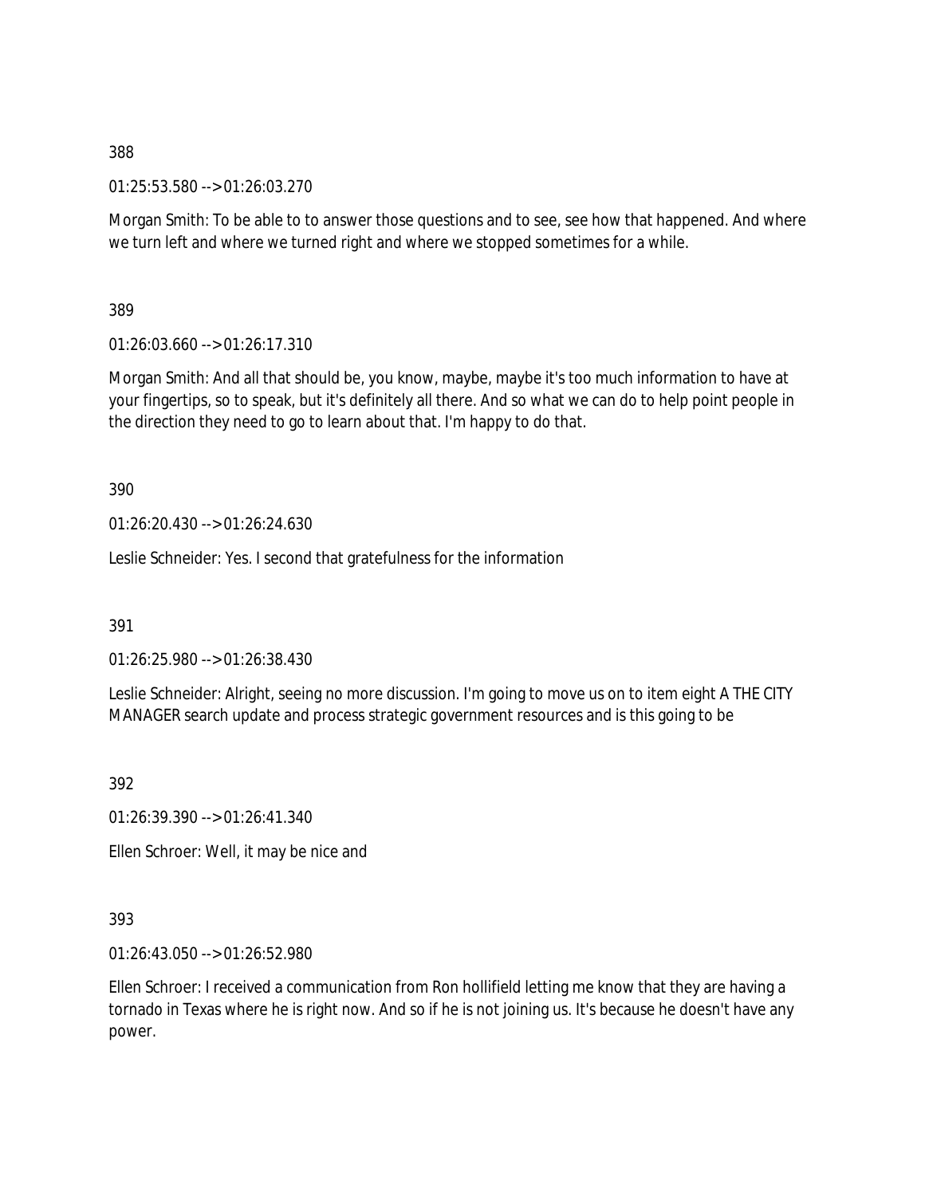388

01:25:53.580 --> 01:26:03.270

Morgan Smith: To be able to to answer those questions and to see, see how that happened. And where we turn left and where we turned right and where we stopped sometimes for a while.

389

01:26:03.660 --> 01:26:17.310

Morgan Smith: And all that should be, you know, maybe, maybe it's too much information to have at your fingertips, so to speak, but it's definitely all there. And so what we can do to help point people in the direction they need to go to learn about that. I'm happy to do that.

390

01:26:20.430 --> 01:26:24.630

Leslie Schneider: Yes. I second that gratefulness for the information

391

01:26:25.980 --> 01:26:38.430

Leslie Schneider: Alright, seeing no more discussion. I'm going to move us on to item eight A THE CITY MANAGER search update and process strategic government resources and is this going to be

392

01:26:39.390 --> 01:26:41.340

Ellen Schroer: Well, it may be nice and

393

01:26:43.050 --> 01:26:52.980

Ellen Schroer: I received a communication from Ron hollifield letting me know that they are having a tornado in Texas where he is right now. And so if he is not joining us. It's because he doesn't have any power.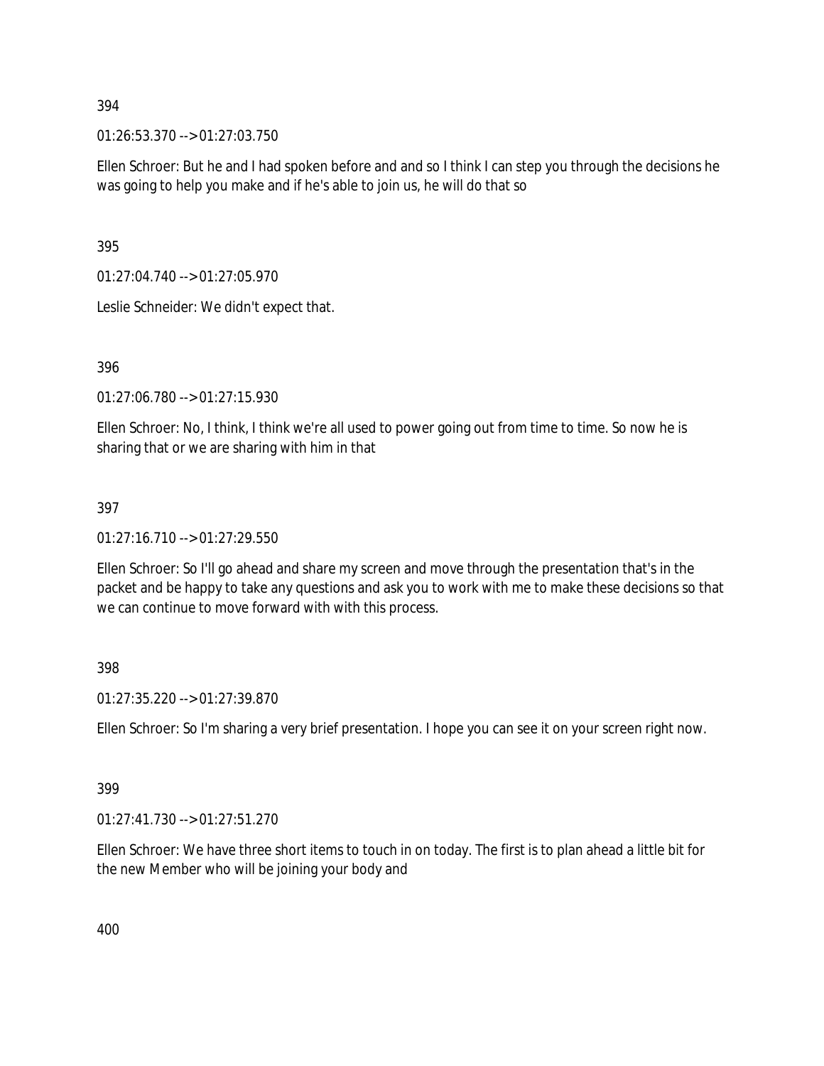394

01:26:53.370 --> 01:27:03.750

Ellen Schroer: But he and I had spoken before and and so I think I can step you through the decisions he was going to help you make and if he's able to join us, he will do that so

395

01:27:04.740 --> 01:27:05.970

Leslie Schneider: We didn't expect that.

396

01:27:06.780 --> 01:27:15.930

Ellen Schroer: No, I think, I think we're all used to power going out from time to time. So now he is sharing that or we are sharing with him in that

397

01:27:16.710 --> 01:27:29.550

Ellen Schroer: So I'll go ahead and share my screen and move through the presentation that's in the packet and be happy to take any questions and ask you to work with me to make these decisions so that we can continue to move forward with with this process.

398

01:27:35.220 --> 01:27:39.870

Ellen Schroer: So I'm sharing a very brief presentation. I hope you can see it on your screen right now.

399

01:27:41.730 --> 01:27:51.270

Ellen Schroer: We have three short items to touch in on today. The first is to plan ahead a little bit for the new Member who will be joining your body and

400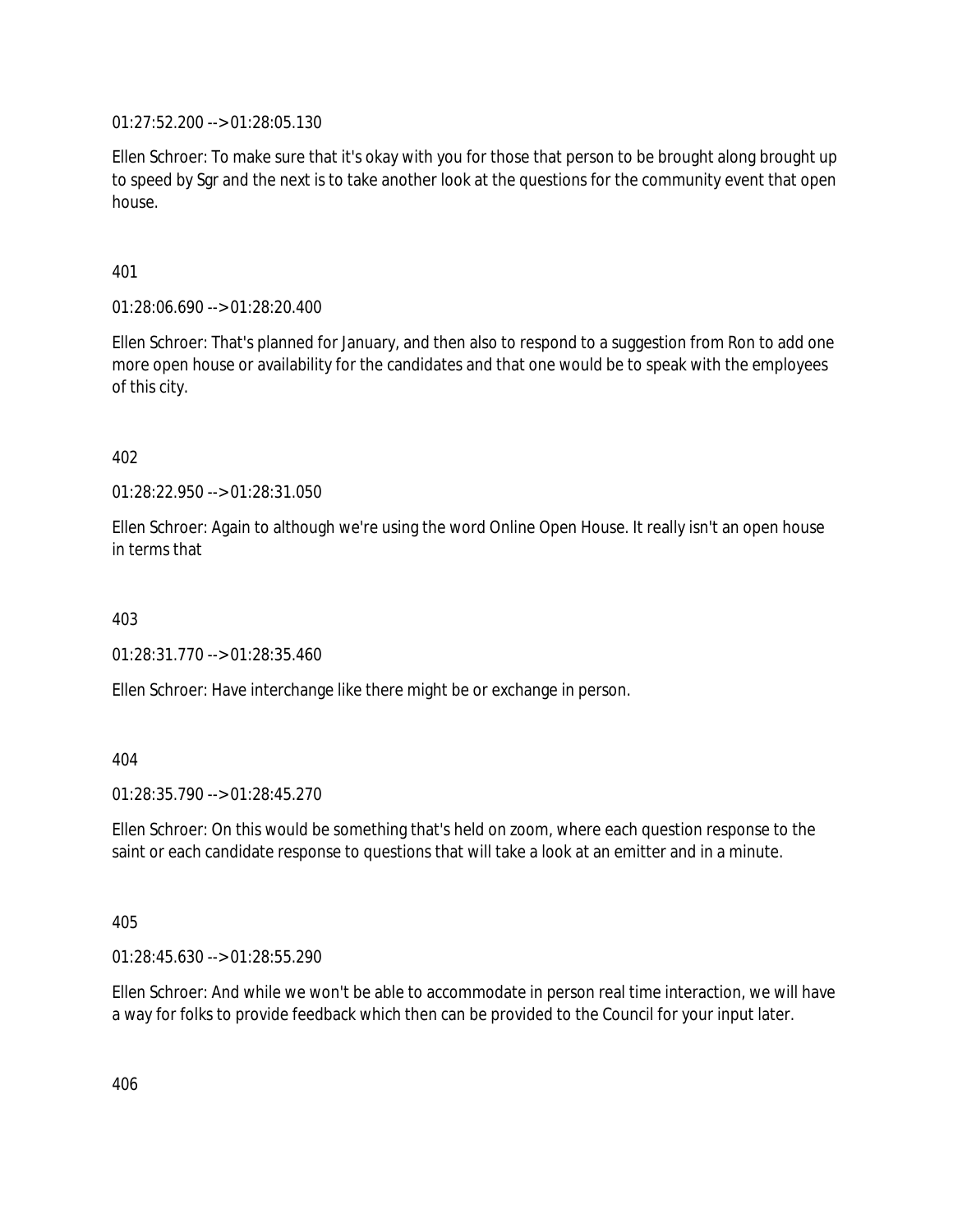01:27:52.200 --> 01:28:05.130

Ellen Schroer: To make sure that it's okay with you for those that person to be brought along brought up to speed by Sgr and the next is to take another look at the questions for the community event that open house.

401

01:28:06.690 --> 01:28:20.400

Ellen Schroer: That's planned for January, and then also to respond to a suggestion from Ron to add one more open house or availability for the candidates and that one would be to speak with the employees of this city.

402

01:28:22.950 --> 01:28:31.050

Ellen Schroer: Again to although we're using the word Online Open House. It really isn't an open house in terms that

403

01:28:31.770 --> 01:28:35.460

Ellen Schroer: Have interchange like there might be or exchange in person.

404

01:28:35.790 --> 01:28:45.270

Ellen Schroer: On this would be something that's held on zoom, where each question response to the saint or each candidate response to questions that will take a look at an emitter and in a minute.

405

01:28:45.630 --> 01:28:55.290

Ellen Schroer: And while we won't be able to accommodate in person real time interaction, we will have a way for folks to provide feedback which then can be provided to the Council for your input later.

406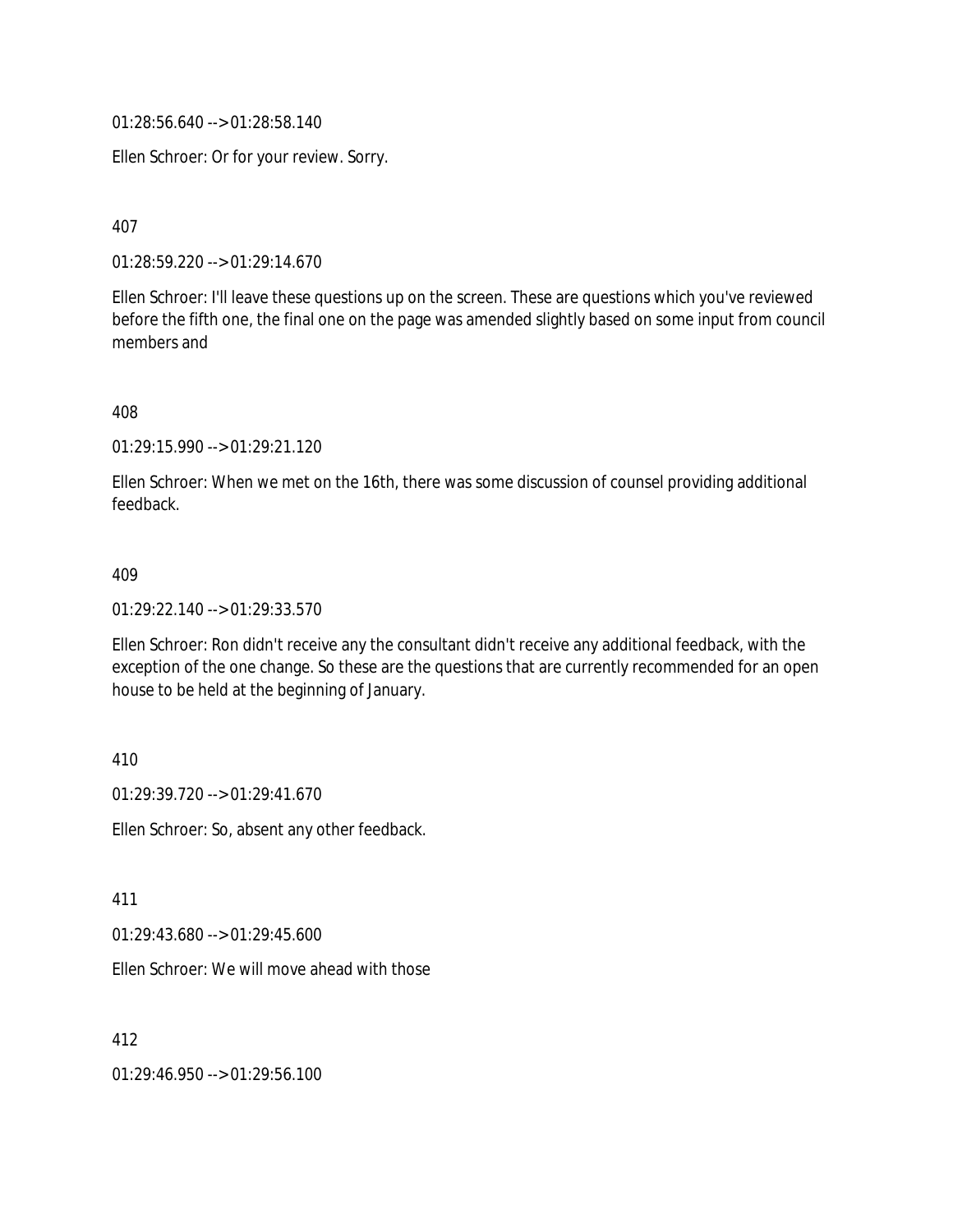01:28:56.640 --> 01:28:58.140

Ellen Schroer: Or for your review. Sorry.

407

01:28:59.220 --> 01:29:14.670

Ellen Schroer: I'll leave these questions up on the screen. These are questions which you've reviewed before the fifth one, the final one on the page was amended slightly based on some input from council members and

408

01:29:15.990 --> 01:29:21.120

Ellen Schroer: When we met on the 16th, there was some discussion of counsel providing additional feedback.

409

01:29:22.140 --> 01:29:33.570

Ellen Schroer: Ron didn't receive any the consultant didn't receive any additional feedback, with the exception of the one change. So these are the questions that are currently recommended for an open house to be held at the beginning of January.

410

01:29:39.720 --> 01:29:41.670

Ellen Schroer: So, absent any other feedback.

411

01:29:43.680 --> 01:29:45.600

Ellen Schroer: We will move ahead with those

412

01:29:46.950 --> 01:29:56.100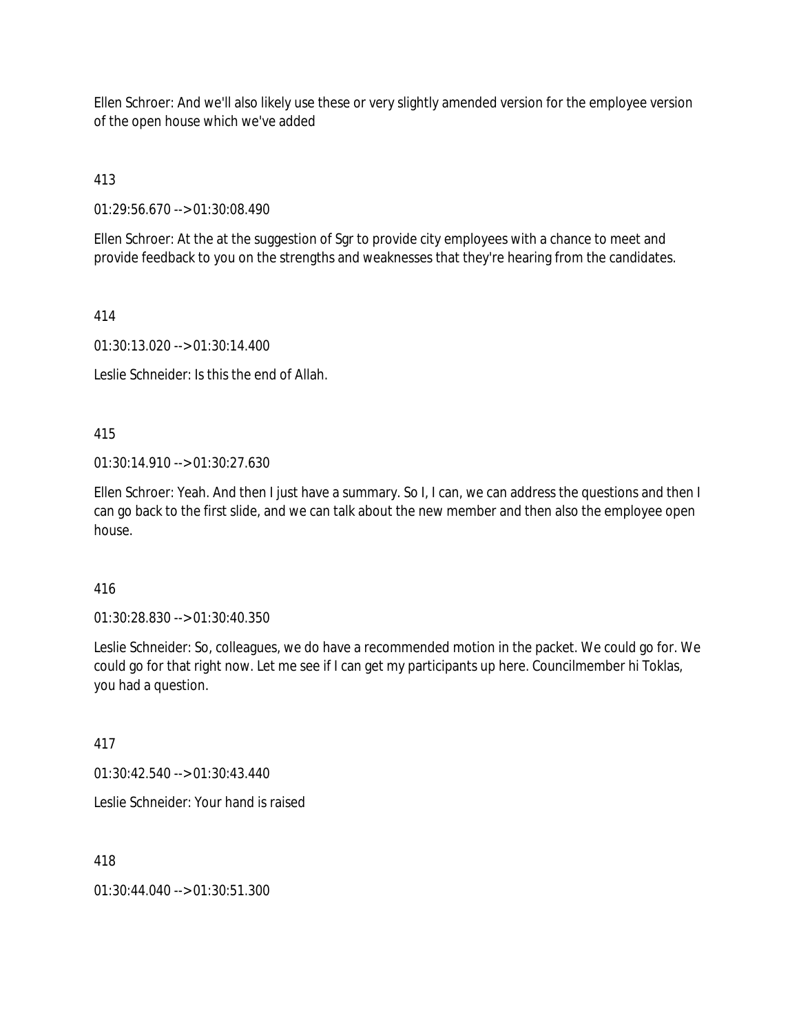Ellen Schroer: And we'll also likely use these or very slightly amended version for the employee version of the open house which we've added

413

01:29:56.670 --> 01:30:08.490

Ellen Schroer: At the at the suggestion of Sgr to provide city employees with a chance to meet and provide feedback to you on the strengths and weaknesses that they're hearing from the candidates.

414

01:30:13.020 --> 01:30:14.400

Leslie Schneider: Is this the end of Allah.

415

01:30:14.910 --> 01:30:27.630

Ellen Schroer: Yeah. And then I just have a summary. So I, I can, we can address the questions and then I can go back to the first slide, and we can talk about the new member and then also the employee open house.

416

01:30:28.830 --> 01:30:40.350

Leslie Schneider: So, colleagues, we do have a recommended motion in the packet. We could go for. We could go for that right now. Let me see if I can get my participants up here. Councilmember hi Toklas, you had a question.

417

01:30:42.540 --> 01:30:43.440

Leslie Schneider: Your hand is raised

418

01:30:44.040 --> 01:30:51.300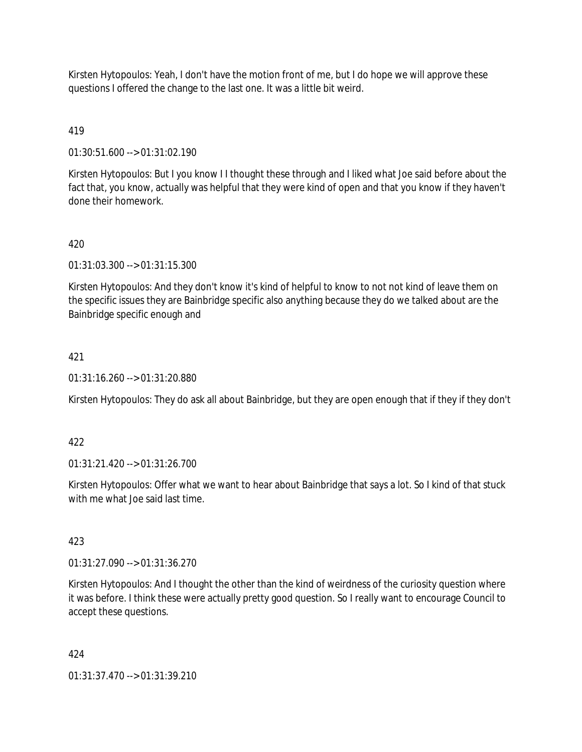Kirsten Hytopoulos: Yeah, I don't have the motion front of me, but I do hope we will approve these questions I offered the change to the last one. It was a little bit weird.

419

01:30:51.600 --> 01:31:02.190

Kirsten Hytopoulos: But I you know I I thought these through and I liked what Joe said before about the fact that, you know, actually was helpful that they were kind of open and that you know if they haven't done their homework.

420

01:31:03.300 --> 01:31:15.300

Kirsten Hytopoulos: And they don't know it's kind of helpful to know to not not kind of leave them on the specific issues they are Bainbridge specific also anything because they do we talked about are the Bainbridge specific enough and

421

01:31:16.260 --> 01:31:20.880

Kirsten Hytopoulos: They do ask all about Bainbridge, but they are open enough that if they if they don't

422

01:31:21.420 --> 01:31:26.700

Kirsten Hytopoulos: Offer what we want to hear about Bainbridge that says a lot. So I kind of that stuck with me what Joe said last time.

423

01:31:27.090 --> 01:31:36.270

Kirsten Hytopoulos: And I thought the other than the kind of weirdness of the curiosity question where it was before. I think these were actually pretty good question. So I really want to encourage Council to accept these questions.

424

01:31:37.470 --> 01:31:39.210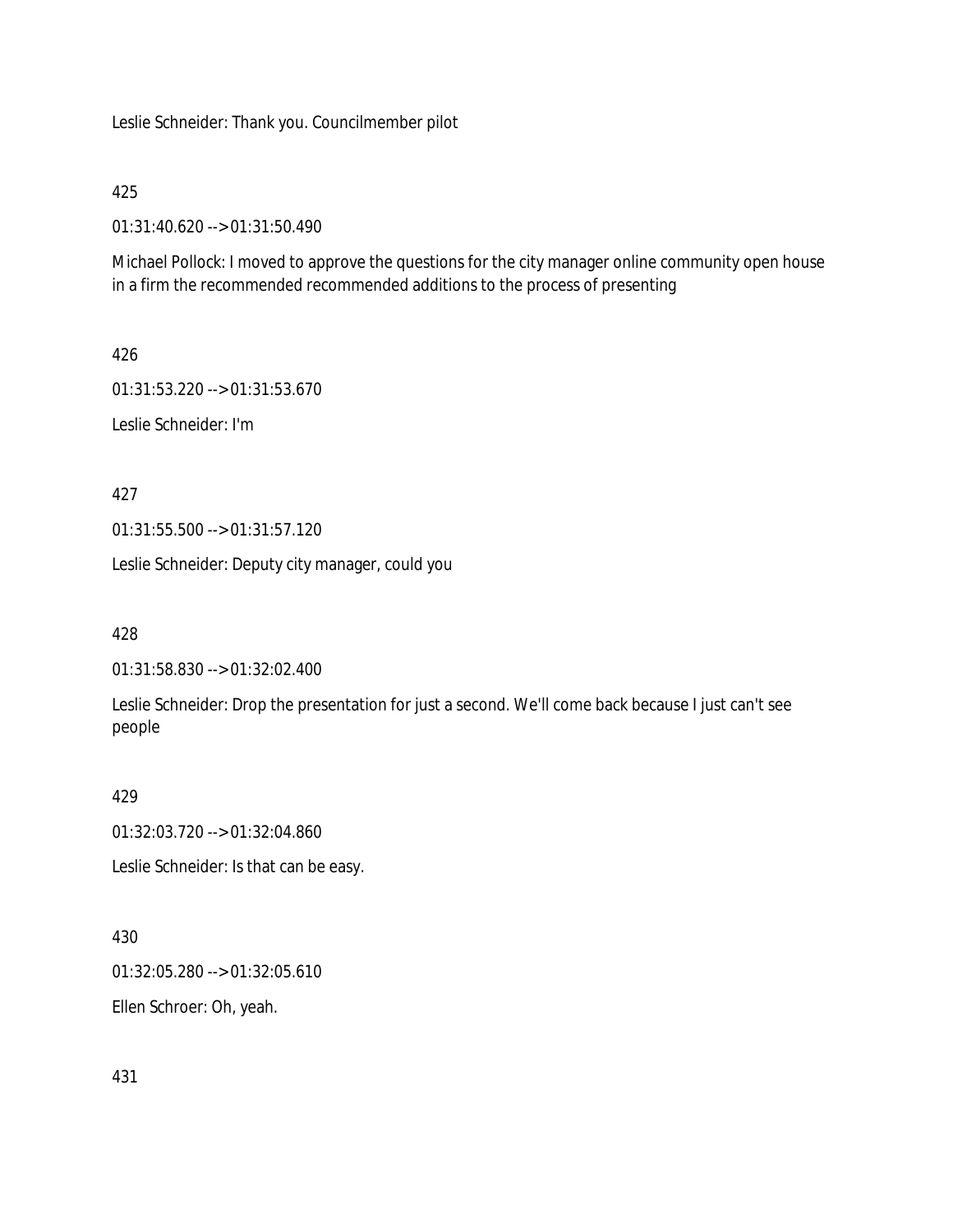Leslie Schneider: Thank you. Councilmember pilot

425

01:31:40.620 --> 01:31:50.490

Michael Pollock: I moved to approve the questions for the city manager online community open house in a firm the recommended recommended additions to the process of presenting

426

01:31:53.220 --> 01:31:53.670

Leslie Schneider: I'm

427

01:31:55.500 --> 01:31:57.120

Leslie Schneider: Deputy city manager, could you

428

01:31:58.830 --> 01:32:02.400

Leslie Schneider: Drop the presentation for just a second. We'll come back because I just can't see people

429

01:32:03.720 --> 01:32:04.860

Leslie Schneider: Is that can be easy.

430

01:32:05.280 --> 01:32:05.610

Ellen Schroer: Oh, yeah.

431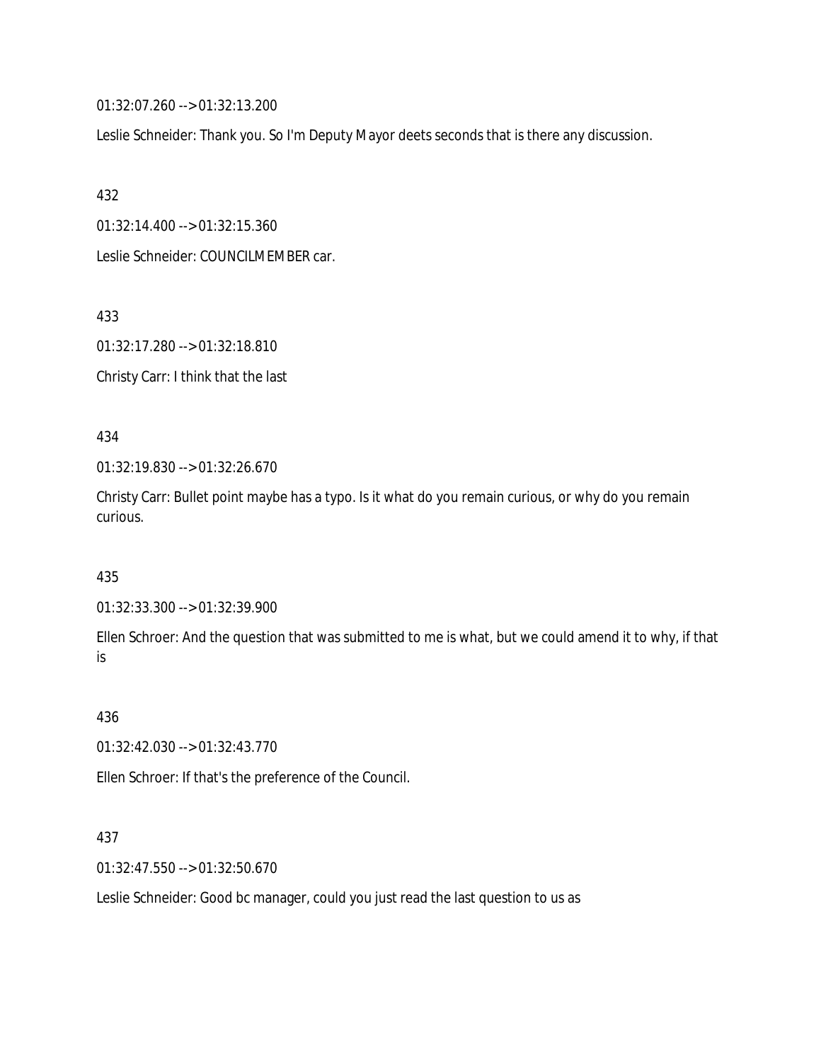01:32:07.260 --> 01:32:13.200

Leslie Schneider: Thank you. So I'm Deputy Mayor deets seconds that is there any discussion.

432

01:32:14.400 --> 01:32:15.360

Leslie Schneider: COUNCILMEMBER car.

433

01:32:17.280 --> 01:32:18.810

Christy Carr: I think that the last

434

01:32:19.830 --> 01:32:26.670

Christy Carr: Bullet point maybe has a typo. Is it what do you remain curious, or why do you remain curious.

435

01:32:33.300 --> 01:32:39.900

Ellen Schroer: And the question that was submitted to me is what, but we could amend it to why, if that is

436

01:32:42.030 --> 01:32:43.770

Ellen Schroer: If that's the preference of the Council.

437

01:32:47.550 --> 01:32:50.670

Leslie Schneider: Good bc manager, could you just read the last question to us as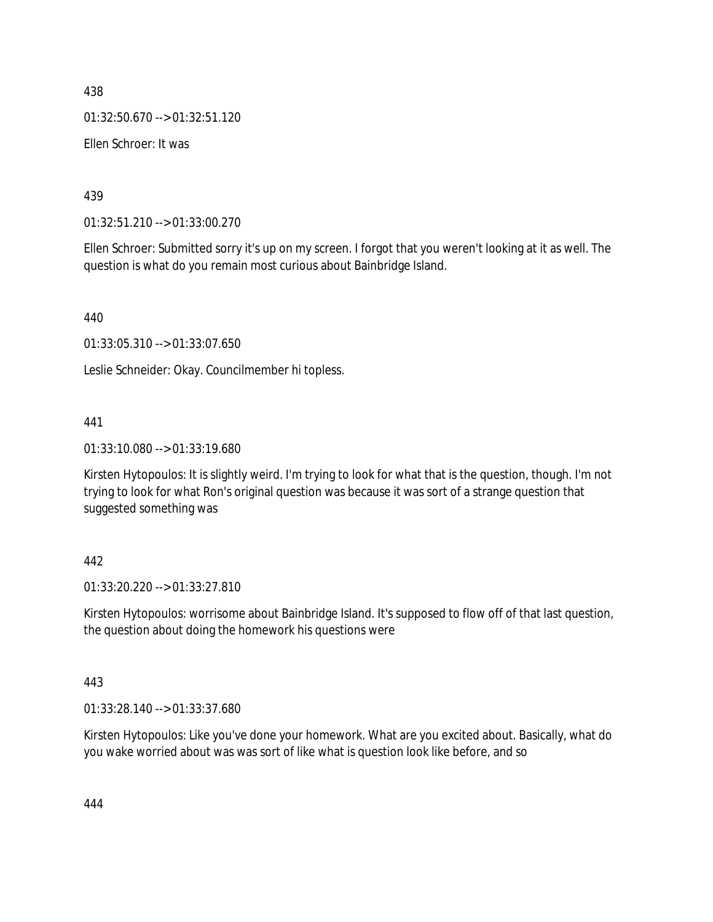438

01:32:50.670 --> 01:32:51.120

Ellen Schroer: It was

439

01:32:51.210 --> 01:33:00.270

Ellen Schroer: Submitted sorry it's up on my screen. I forgot that you weren't looking at it as well. The question is what do you remain most curious about Bainbridge Island.

440

01:33:05.310 --> 01:33:07.650

Leslie Schneider: Okay. Councilmember hi topless.

441

01:33:10.080 --> 01:33:19.680

Kirsten Hytopoulos: It is slightly weird. I'm trying to look for what that is the question, though. I'm not trying to look for what Ron's original question was because it was sort of a strange question that suggested something was

442

01:33:20.220 --> 01:33:27.810

Kirsten Hytopoulos: worrisome about Bainbridge Island. It's supposed to flow off of that last question, the question about doing the homework his questions were

443

01:33:28.140 --> 01:33:37.680

Kirsten Hytopoulos: Like you've done your homework. What are you excited about. Basically, what do you wake worried about was was sort of like what is question look like before, and so

444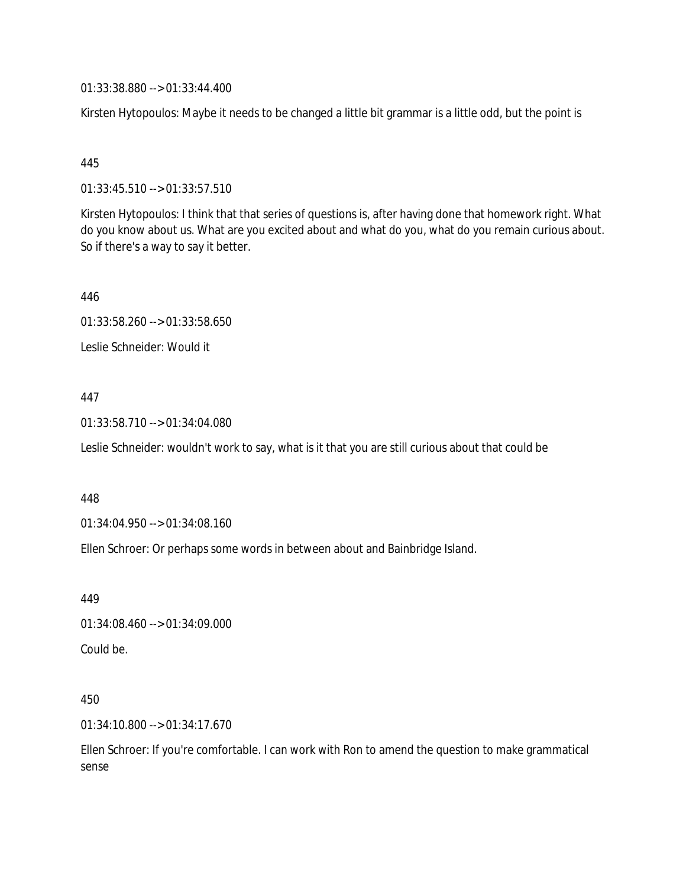01:33:38.880 --> 01:33:44.400

Kirsten Hytopoulos: Maybe it needs to be changed a little bit grammar is a little odd, but the point is

445

01:33:45.510 --> 01:33:57.510

Kirsten Hytopoulos: I think that that series of questions is, after having done that homework right. What do you know about us. What are you excited about and what do you, what do you remain curious about. So if there's a way to say it better.

446

01:33:58.260 --> 01:33:58.650

Leslie Schneider: Would it

447

01:33:58.710 --> 01:34:04.080

Leslie Schneider: wouldn't work to say, what is it that you are still curious about that could be

448

01:34:04.950 --> 01:34:08.160

Ellen Schroer: Or perhaps some words in between about and Bainbridge Island.

449

01:34:08.460 --> 01:34:09.000

Could be.

450

01:34:10.800 --> 01:34:17.670

Ellen Schroer: If you're comfortable. I can work with Ron to amend the question to make grammatical sense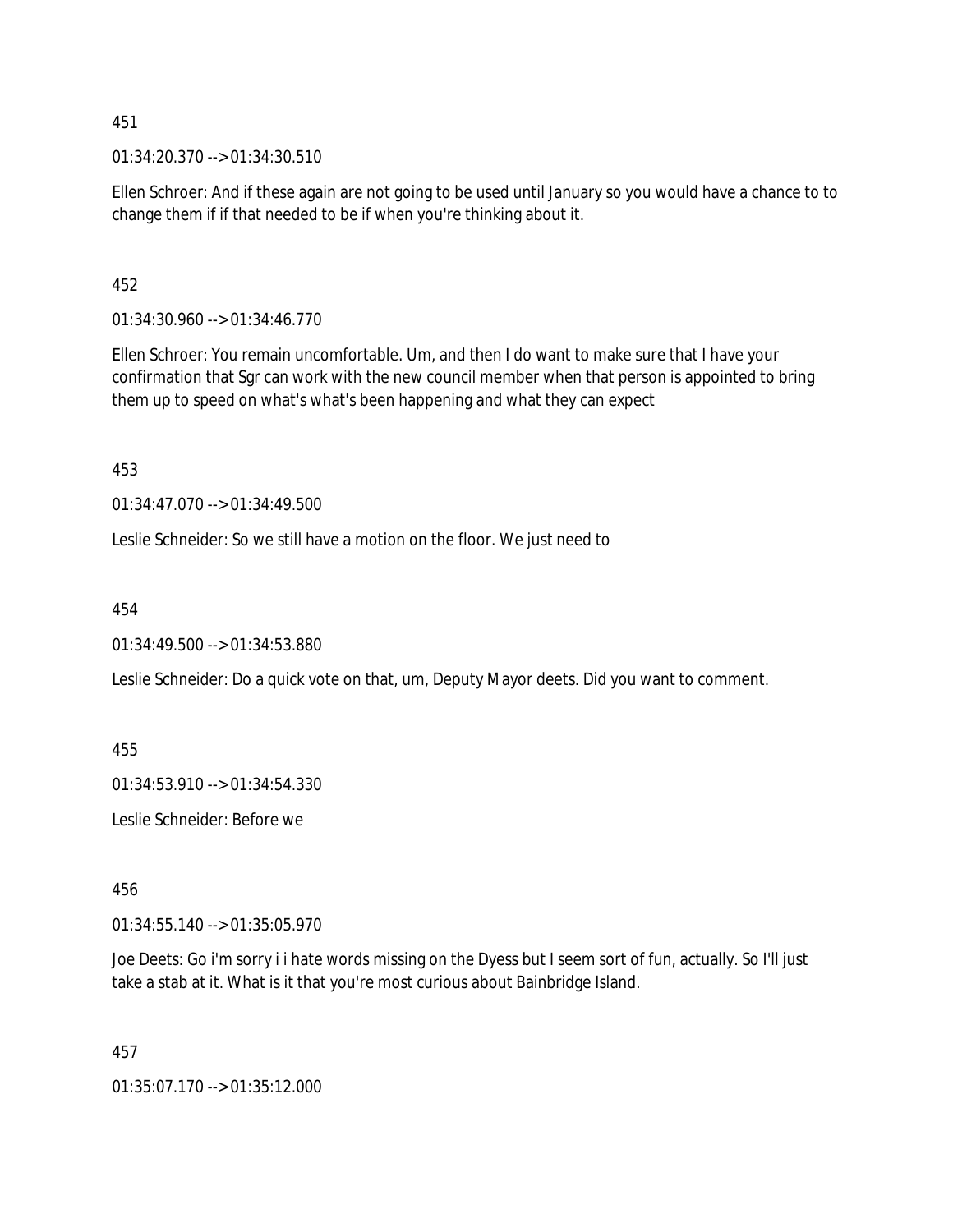451

01:34:20.370 --> 01:34:30.510

Ellen Schroer: And if these again are not going to be used until January so you would have a chance to to change them if if that needed to be if when you're thinking about it.

452

01:34:30.960 --> 01:34:46.770

Ellen Schroer: You remain uncomfortable. Um, and then I do want to make sure that I have your confirmation that Sgr can work with the new council member when that person is appointed to bring them up to speed on what's what's been happening and what they can expect

453

01:34:47.070 --> 01:34:49.500

Leslie Schneider: So we still have a motion on the floor. We just need to

454

01:34:49.500 --> 01:34:53.880

Leslie Schneider: Do a quick vote on that, um, Deputy Mayor deets. Did you want to comment.

455

01:34:53.910 --> 01:34:54.330

Leslie Schneider: Before we

456

01:34:55.140 --> 01:35:05.970

Joe Deets: Go i'm sorry i i hate words missing on the Dyess but I seem sort of fun, actually. So I'll just take a stab at it. What is it that you're most curious about Bainbridge Island.

457

01:35:07.170 --> 01:35:12.000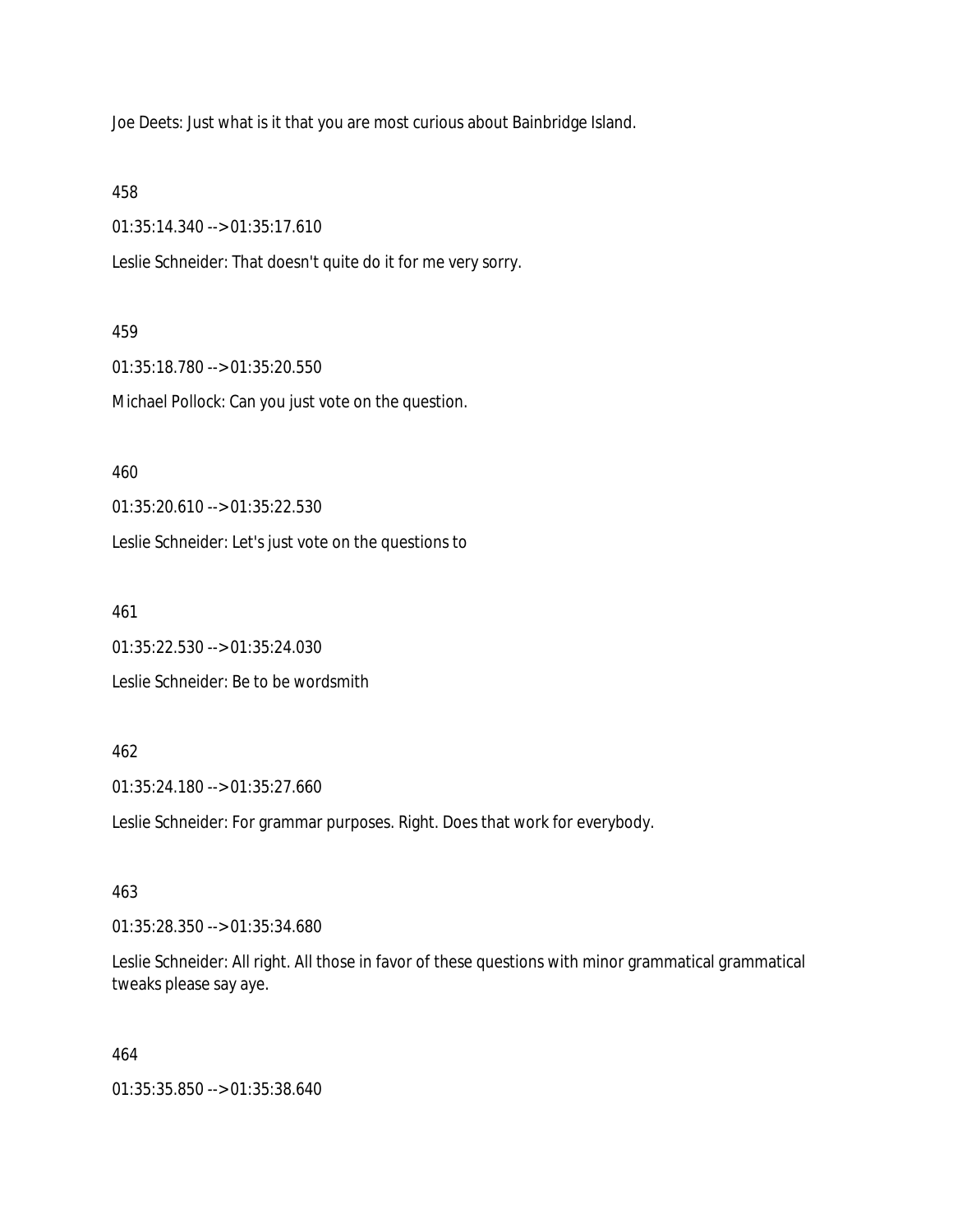Joe Deets: Just what is it that you are most curious about Bainbridge Island.

458

01:35:14.340 --> 01:35:17.610

Leslie Schneider: That doesn't quite do it for me very sorry.

459

01:35:18.780 --> 01:35:20.550

Michael Pollock: Can you just vote on the question.

460

01:35:20.610 --> 01:35:22.530

Leslie Schneider: Let's just vote on the questions to

461

01:35:22.530 --> 01:35:24.030

Leslie Schneider: Be to be wordsmith

462

01:35:24.180 --> 01:35:27.660

Leslie Schneider: For grammar purposes. Right. Does that work for everybody.

463

01:35:28.350 --> 01:35:34.680

Leslie Schneider: All right. All those in favor of these questions with minor grammatical grammatical tweaks please say aye.

464

01:35:35.850 --> 01:35:38.640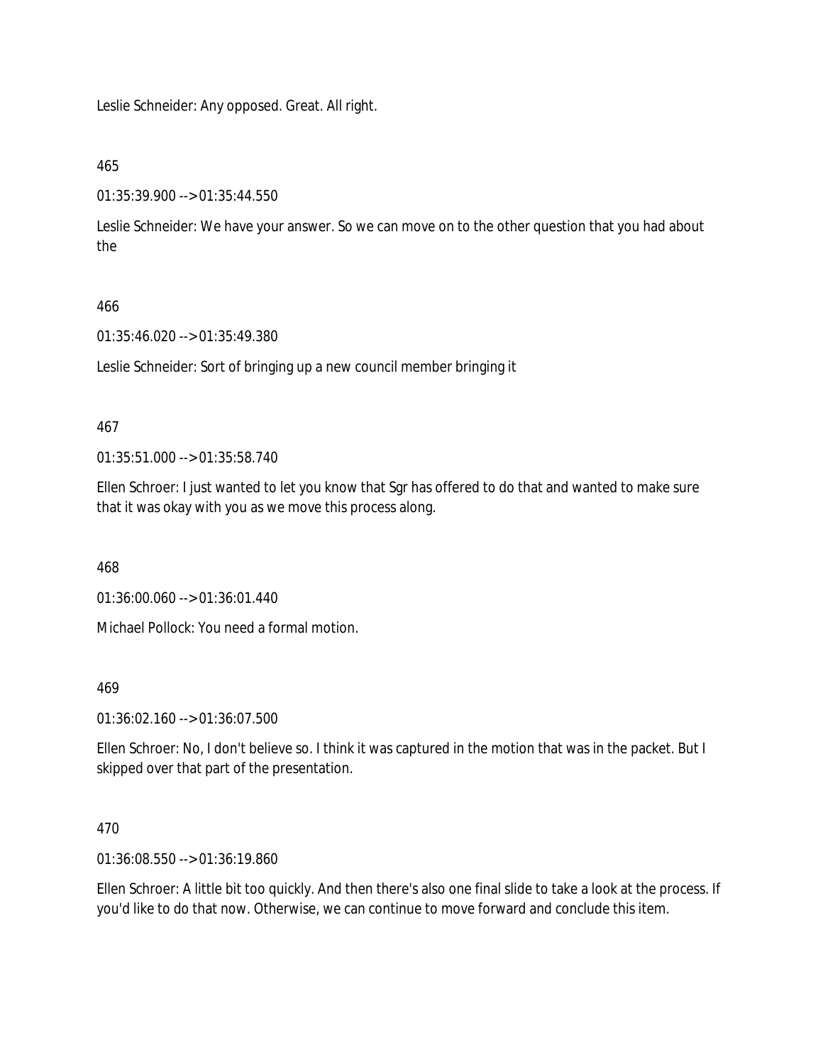Leslie Schneider: Any opposed. Great. All right.

465

01:35:39.900 --> 01:35:44.550

Leslie Schneider: We have your answer. So we can move on to the other question that you had about the

466

01:35:46.020 --> 01:35:49.380

Leslie Schneider: Sort of bringing up a new council member bringing it

467

01:35:51.000 --> 01:35:58.740

Ellen Schroer: I just wanted to let you know that Sgr has offered to do that and wanted to make sure that it was okay with you as we move this process along.

468

01:36:00.060 --> 01:36:01.440

Michael Pollock: You need a formal motion.

469

01:36:02.160 --> 01:36:07.500

Ellen Schroer: No, I don't believe so. I think it was captured in the motion that was in the packet. But I skipped over that part of the presentation.

470

01:36:08.550 --> 01:36:19.860

Ellen Schroer: A little bit too quickly. And then there's also one final slide to take a look at the process. If you'd like to do that now. Otherwise, we can continue to move forward and conclude this item.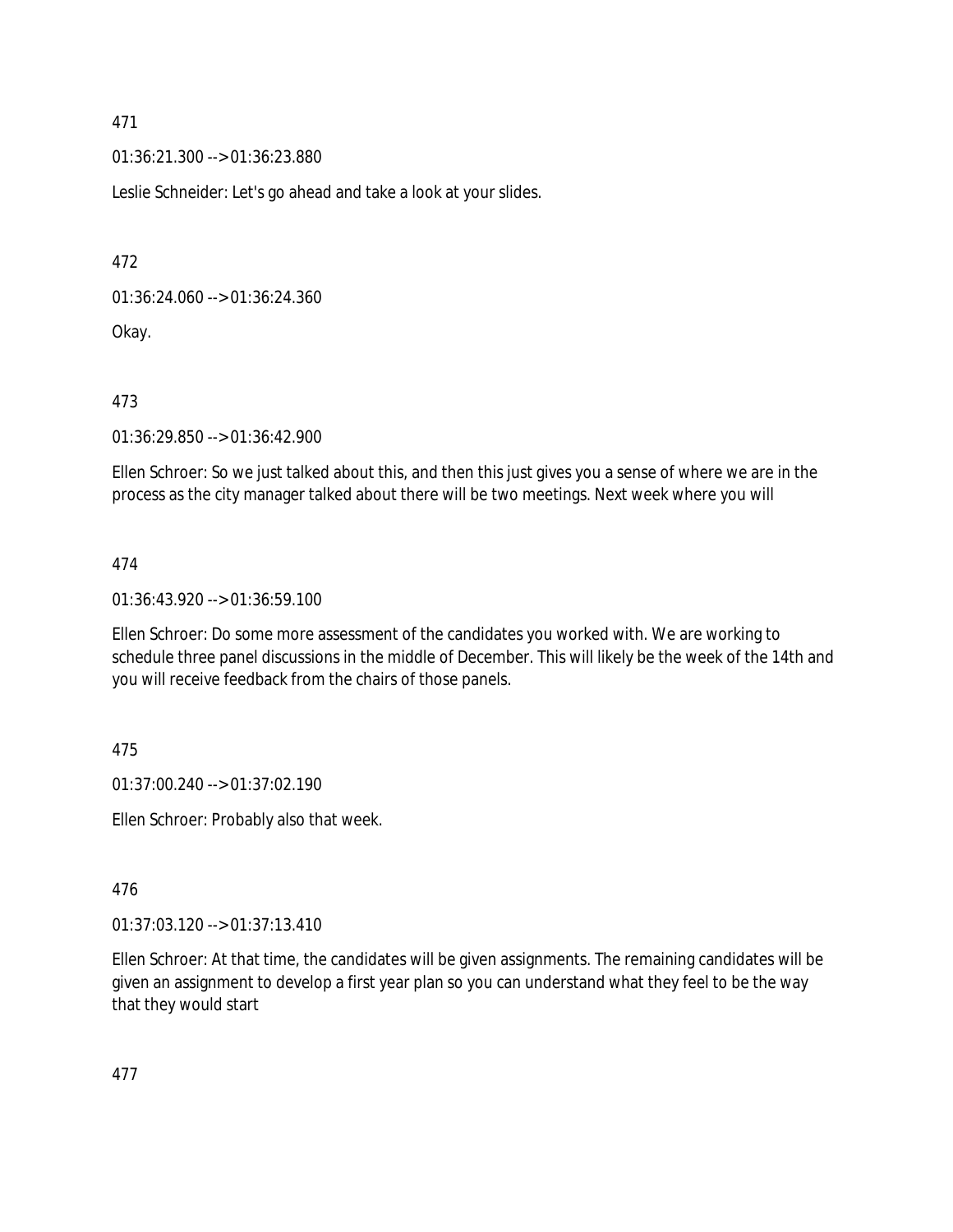471

01:36:21.300 --> 01:36:23.880

Leslie Schneider: Let's go ahead and take a look at your slides.

472

01:36:24.060 --> 01:36:24.360

Okay.

473

01:36:29.850 --> 01:36:42.900

Ellen Schroer: So we just talked about this, and then this just gives you a sense of where we are in the process as the city manager talked about there will be two meetings. Next week where you will

474

01:36:43.920 --> 01:36:59.100

Ellen Schroer: Do some more assessment of the candidates you worked with. We are working to schedule three panel discussions in the middle of December. This will likely be the week of the 14th and you will receive feedback from the chairs of those panels.

475

01:37:00.240 --> 01:37:02.190

Ellen Schroer: Probably also that week.

476

01:37:03.120 --> 01:37:13.410

Ellen Schroer: At that time, the candidates will be given assignments. The remaining candidates will be given an assignment to develop a first year plan so you can understand what they feel to be the way that they would start

477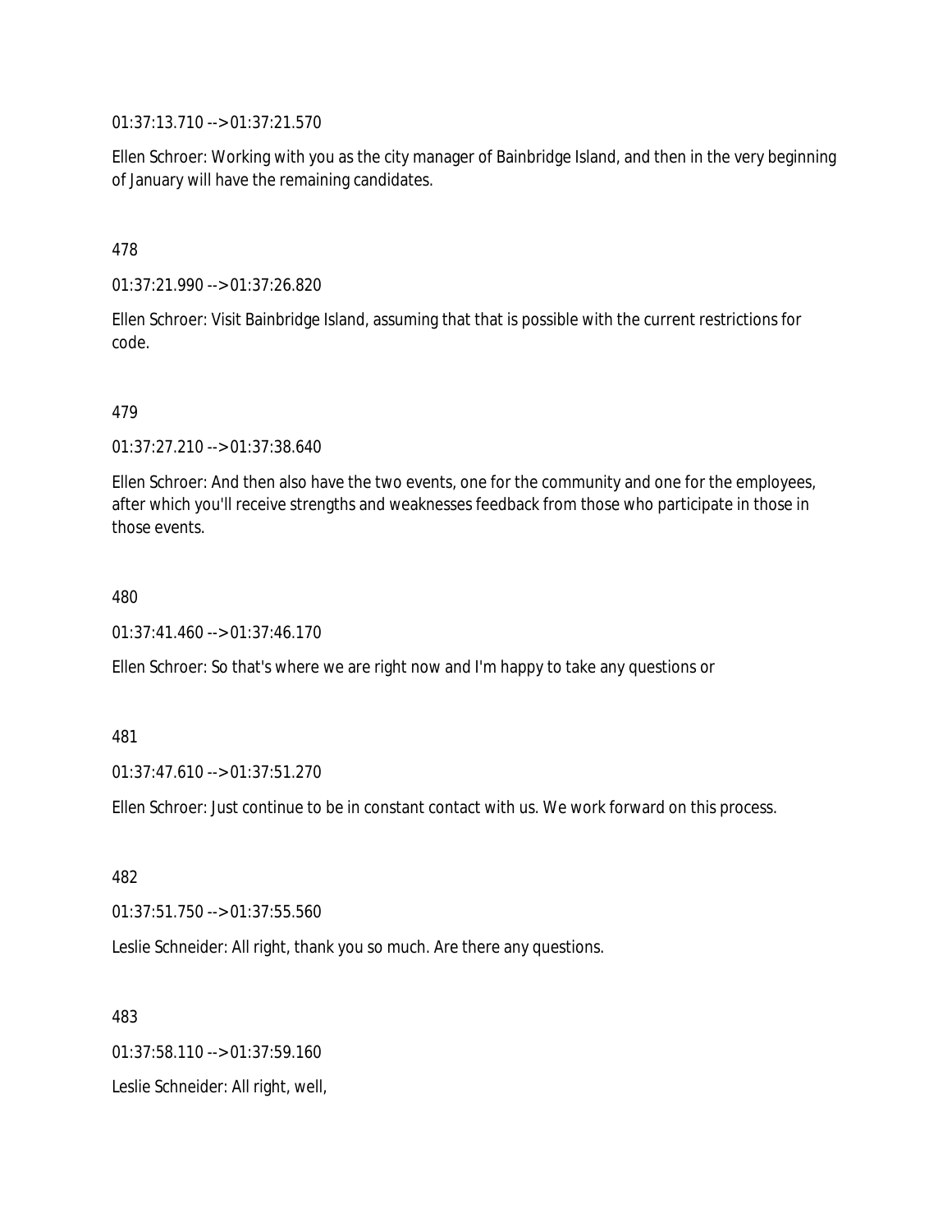01:37:13.710 --> 01:37:21.570

Ellen Schroer: Working with you as the city manager of Bainbridge Island, and then in the very beginning of January will have the remaining candidates.

478

01:37:21.990 --> 01:37:26.820

Ellen Schroer: Visit Bainbridge Island, assuming that that is possible with the current restrictions for code.

479

01:37:27.210 --> 01:37:38.640

Ellen Schroer: And then also have the two events, one for the community and one for the employees, after which you'll receive strengths and weaknesses feedback from those who participate in those in those events.

480

01:37:41.460 --> 01:37:46.170

Ellen Schroer: So that's where we are right now and I'm happy to take any questions or

481

01:37:47.610 --> 01:37:51.270

Ellen Schroer: Just continue to be in constant contact with us. We work forward on this process.

482

01:37:51.750 --> 01:37:55.560

Leslie Schneider: All right, thank you so much. Are there any questions.

483

01:37:58.110 --> 01:37:59.160

Leslie Schneider: All right, well,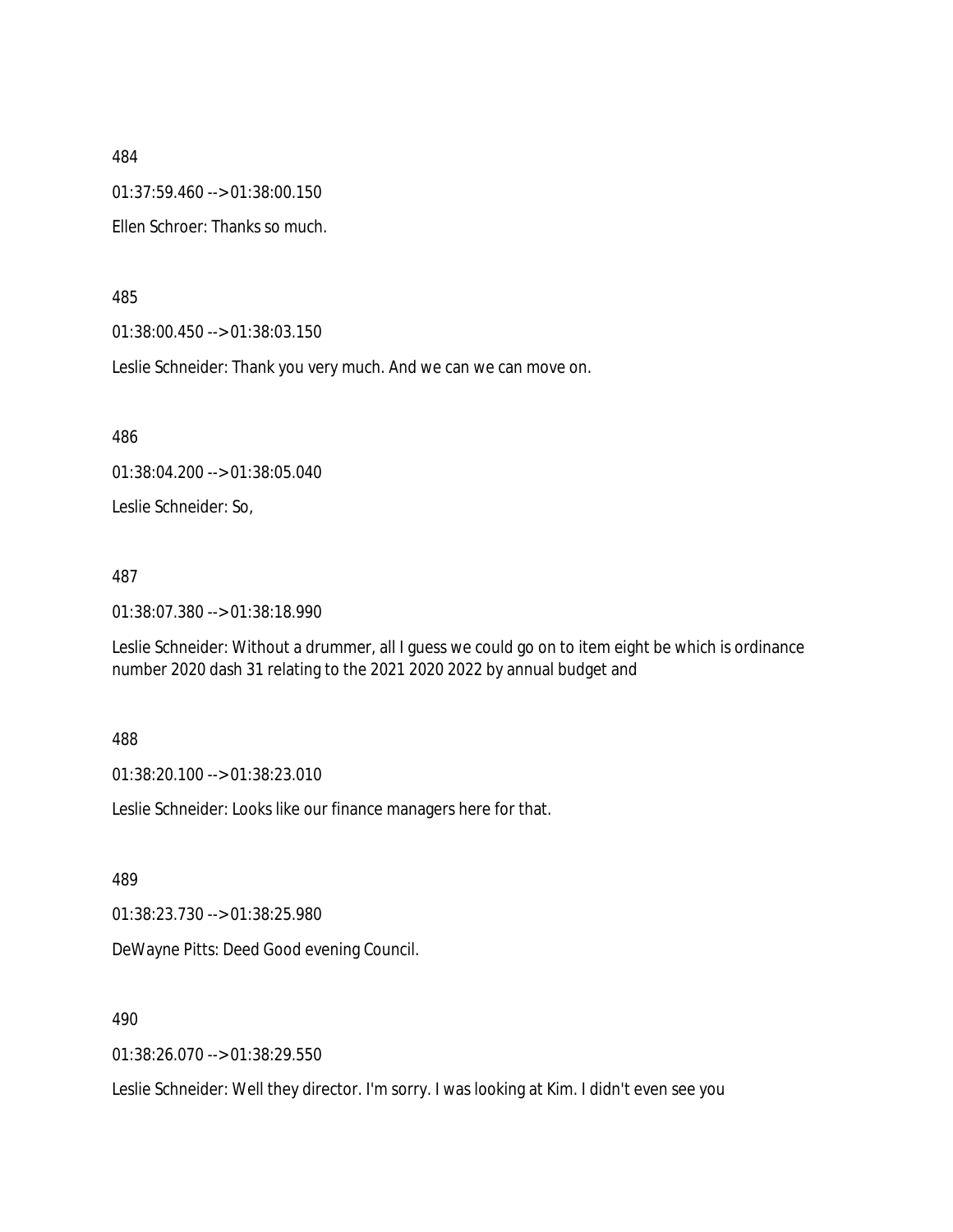484

01:37:59.460 --> 01:38:00.150

Ellen Schroer: Thanks so much.

485

01:38:00.450 --> 01:38:03.150

Leslie Schneider: Thank you very much. And we can we can move on.

486

01:38:04.200 --> 01:38:05.040

Leslie Schneider: So,

487

01:38:07.380 --> 01:38:18.990

Leslie Schneider: Without a drummer, all I guess we could go on to item eight be which is ordinance number 2020 dash 31 relating to the 2021 2020 2022 by annual budget and

488

01:38:20.100 --> 01:38:23.010

Leslie Schneider: Looks like our finance managers here for that.

489

01:38:23.730 --> 01:38:25.980

DeWayne Pitts: Deed Good evening Council.

490

01:38:26.070 --> 01:38:29.550

Leslie Schneider: Well they director. I'm sorry. I was looking at Kim. I didn't even see you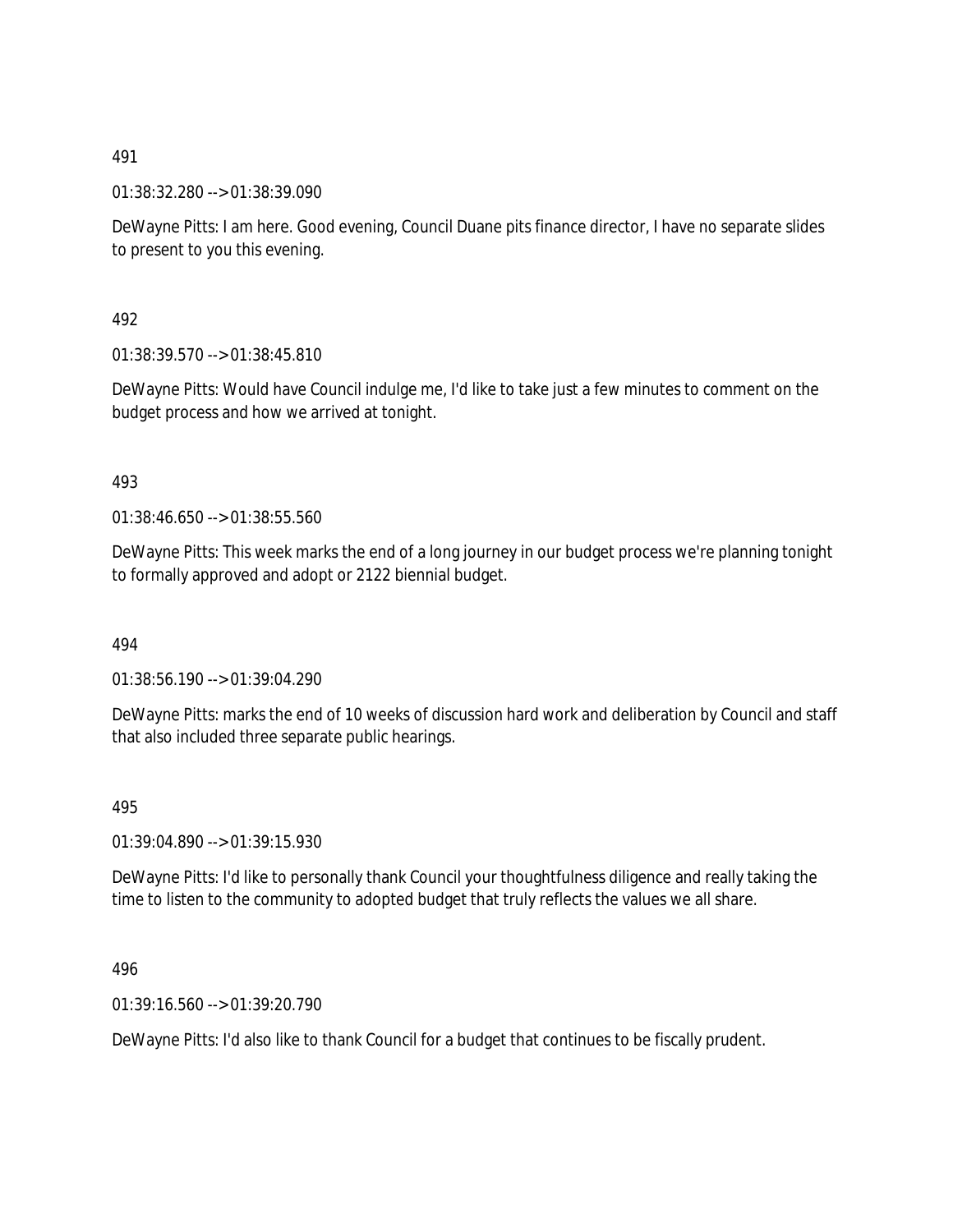491

01:38:32.280 --> 01:38:39.090

DeWayne Pitts: I am here. Good evening, Council Duane pits finance director, I have no separate slides to present to you this evening.

492

01:38:39.570 --> 01:38:45.810

DeWayne Pitts: Would have Council indulge me, I'd like to take just a few minutes to comment on the budget process and how we arrived at tonight.

493

01:38:46.650 --> 01:38:55.560

DeWayne Pitts: This week marks the end of a long journey in our budget process we're planning tonight to formally approved and adopt or 2122 biennial budget.

494

01:38:56.190 --> 01:39:04.290

DeWayne Pitts: marks the end of 10 weeks of discussion hard work and deliberation by Council and staff that also included three separate public hearings.

495

01:39:04.890 --> 01:39:15.930

DeWayne Pitts: I'd like to personally thank Council your thoughtfulness diligence and really taking the time to listen to the community to adopted budget that truly reflects the values we all share.

496

01:39:16.560 --> 01:39:20.790

DeWayne Pitts: I'd also like to thank Council for a budget that continues to be fiscally prudent.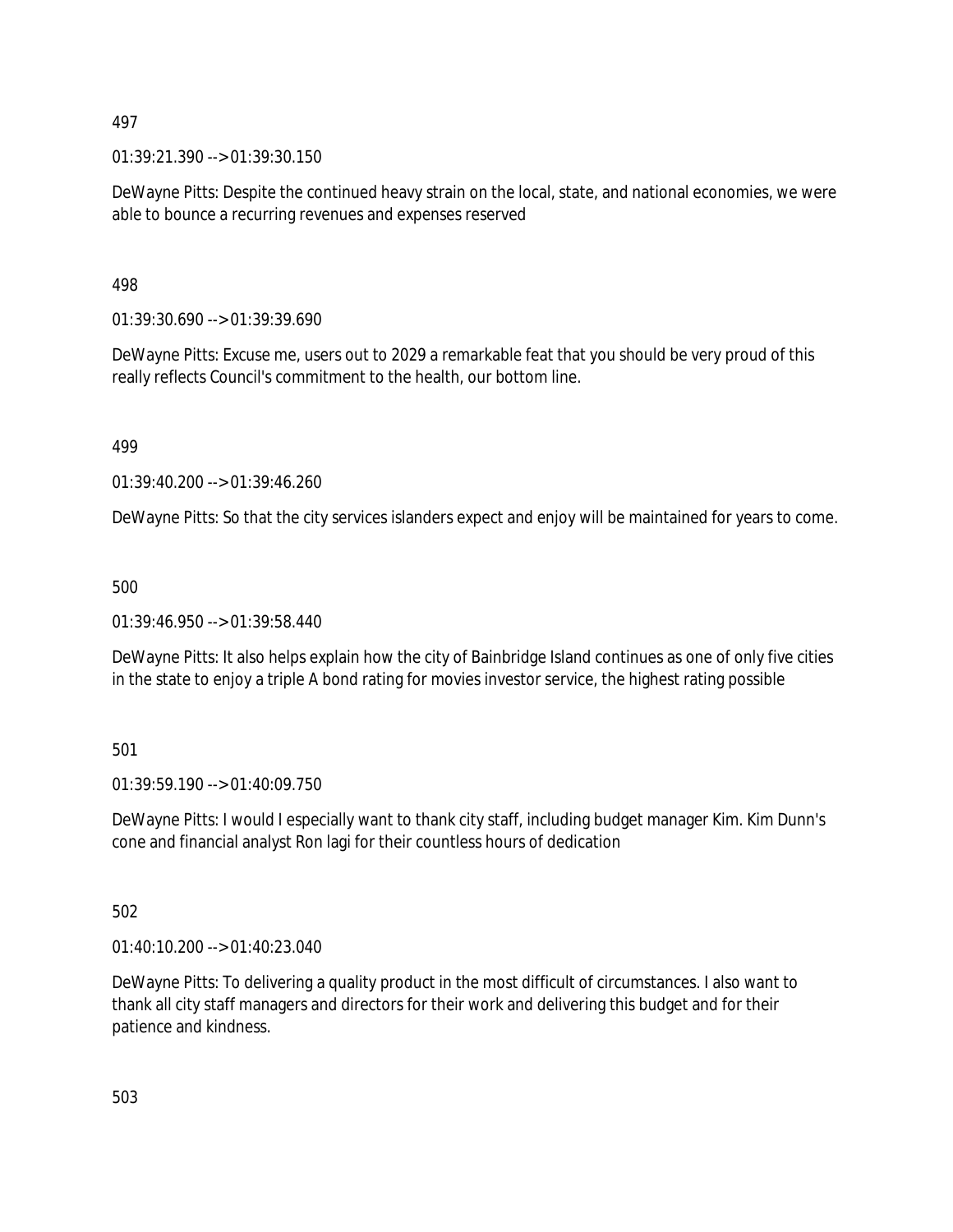497

01:39:21.390 --> 01:39:30.150

DeWayne Pitts: Despite the continued heavy strain on the local, state, and national economies, we were able to bounce a recurring revenues and expenses reserved

498

01:39:30.690 --> 01:39:39.690

DeWayne Pitts: Excuse me, users out to 2029 a remarkable feat that you should be very proud of this really reflects Council's commitment to the health, our bottom line.

499

01:39:40.200 --> 01:39:46.260

DeWayne Pitts: So that the city services islanders expect and enjoy will be maintained for years to come.

500

01:39:46.950 --> 01:39:58.440

DeWayne Pitts: It also helps explain how the city of Bainbridge Island continues as one of only five cities in the state to enjoy a triple A bond rating for movies investor service, the highest rating possible

501

01:39:59.190 --> 01:40:09.750

DeWayne Pitts: I would I especially want to thank city staff, including budget manager Kim. Kim Dunn's cone and financial analyst Ron lagi for their countless hours of dedication

502

01:40:10.200 --> 01:40:23.040

DeWayne Pitts: To delivering a quality product in the most difficult of circumstances. I also want to thank all city staff managers and directors for their work and delivering this budget and for their patience and kindness.

503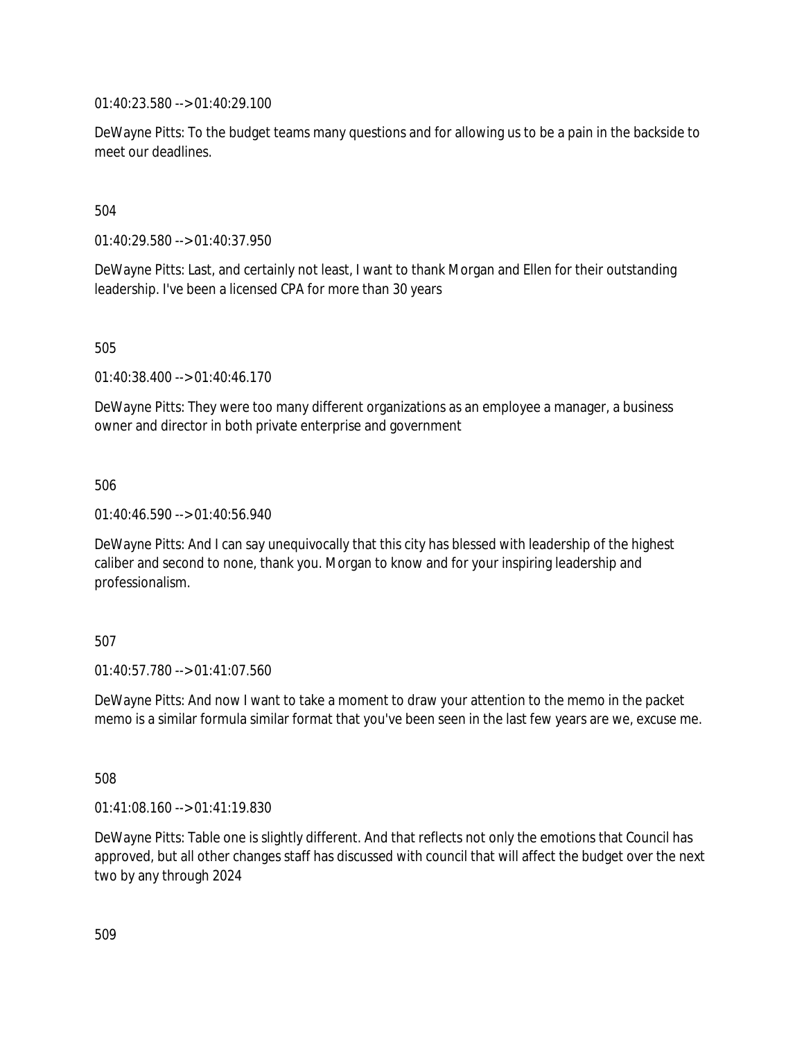01:40:23.580 --> 01:40:29.100

DeWayne Pitts: To the budget teams many questions and for allowing us to be a pain in the backside to meet our deadlines.

504

01:40:29.580 --> 01:40:37.950

DeWayne Pitts: Last, and certainly not least, I want to thank Morgan and Ellen for their outstanding leadership. I've been a licensed CPA for more than 30 years

505

01:40:38.400 --> 01:40:46.170

DeWayne Pitts: They were too many different organizations as an employee a manager, a business owner and director in both private enterprise and government

506

01:40:46.590 --> 01:40:56.940

DeWayne Pitts: And I can say unequivocally that this city has blessed with leadership of the highest caliber and second to none, thank you. Morgan to know and for your inspiring leadership and professionalism.

507

01:40:57.780 --> 01:41:07.560

DeWayne Pitts: And now I want to take a moment to draw your attention to the memo in the packet memo is a similar formula similar format that you've been seen in the last few years are we, excuse me.

508

01:41:08.160 --> 01:41:19.830

DeWayne Pitts: Table one is slightly different. And that reflects not only the emotions that Council has approved, but all other changes staff has discussed with council that will affect the budget over the next two by any through 2024

509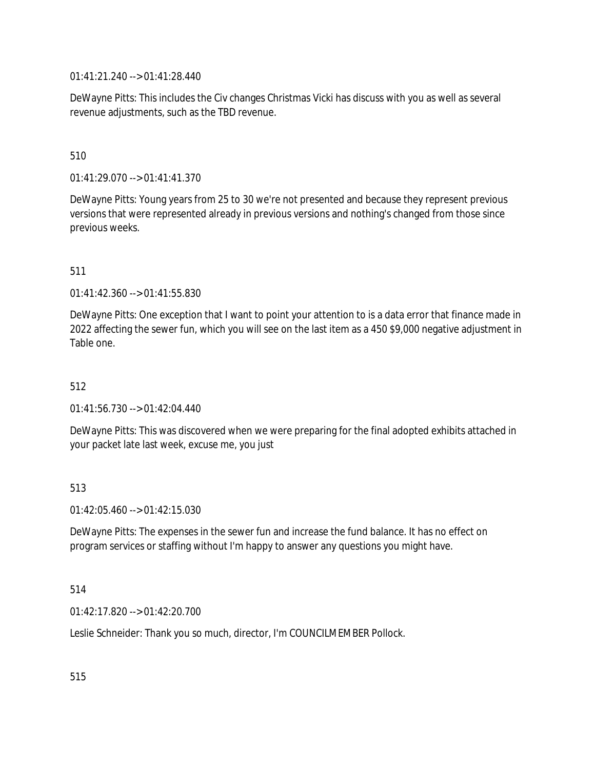01:41:21.240 --> 01:41:28.440

DeWayne Pitts: This includes the Civ changes Christmas Vicki has discuss with you as well as several revenue adjustments, such as the TBD revenue.

510

01:41:29.070 --> 01:41:41.370

DeWayne Pitts: Young years from 25 to 30 we're not presented and because they represent previous versions that were represented already in previous versions and nothing's changed from those since previous weeks.

511

01:41:42.360 --> 01:41:55.830

DeWayne Pitts: One exception that I want to point your attention to is a data error that finance made in 2022 affecting the sewer fun, which you will see on the last item as a 450 $9,000 negative adjustment in Table one.

512

01:41:56.730 --> 01:42:04.440

DeWayne Pitts: This was discovered when we were preparing for the final adopted exhibits attached in your packet late last week, excuse me, you just

513

01:42:05.460 --> 01:42:15.030

DeWayne Pitts: The expenses in the sewer fun and increase the fund balance. It has no effect on program services or staffing without I'm happy to answer any questions you might have.

514

01:42:17.820 --> 01:42:20.700

Leslie Schneider: Thank you so much, director, I'm COUNCILMEMBER Pollock.

515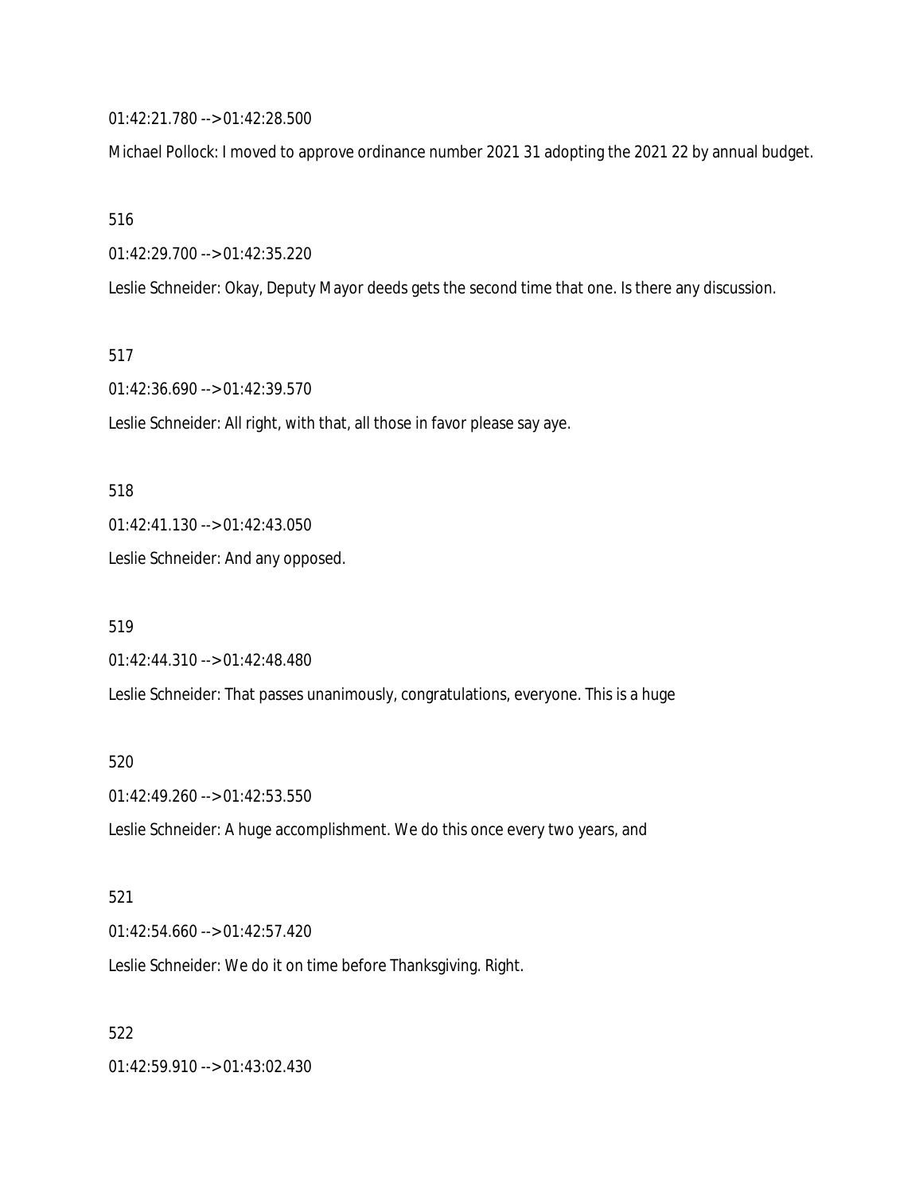01:42:21.780 --> 01:42:28.500

Michael Pollock: I moved to approve ordinance number 2021 31 adopting the 2021 22 by annual budget.

516

01:42:29.700 --> 01:42:35.220

Leslie Schneider: Okay, Deputy Mayor deeds gets the second time that one. Is there any discussion.

517

01:42:36.690 --> 01:42:39.570

Leslie Schneider: All right, with that, all those in favor please say aye.

518

01:42:41.130 --> 01:42:43.050

Leslie Schneider: And any opposed.

519

01:42:44.310 --> 01:42:48.480

Leslie Schneider: That passes unanimously, congratulations, everyone. This is a huge

520

01:42:49.260 --> 01:42:53.550

Leslie Schneider: A huge accomplishment. We do this once every two years, and

521

01:42:54.660 --> 01:42:57.420

Leslie Schneider: We do it on time before Thanksgiving. Right.

522

01:42:59.910 --> 01:43:02.430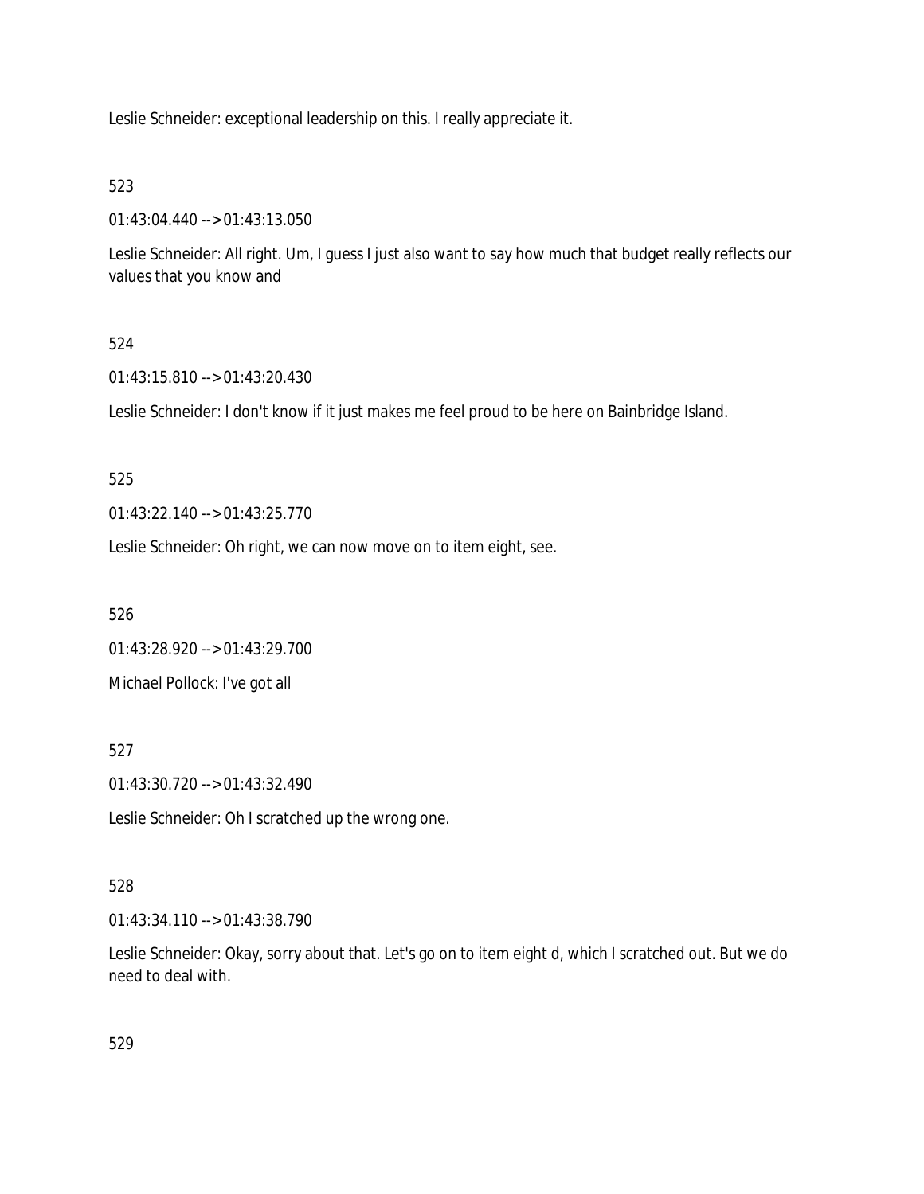Leslie Schneider: exceptional leadership on this. I really appreciate it.

523

01:43:04.440 --> 01:43:13.050

Leslie Schneider: All right. Um, I guess I just also want to say how much that budget really reflects our values that you know and

524

01:43:15.810 --> 01:43:20.430

Leslie Schneider: I don't know if it just makes me feel proud to be here on Bainbridge Island.

525

01:43:22.140 --> 01:43:25.770

Leslie Schneider: Oh right, we can now move on to item eight, see.

526

01:43:28.920 --> 01:43:29.700

Michael Pollock: I've got all

527

01:43:30.720 --> 01:43:32.490

Leslie Schneider: Oh I scratched up the wrong one.

528

01:43:34.110 --> 01:43:38.790

Leslie Schneider: Okay, sorry about that. Let's go on to item eight d, which I scratched out. But we do need to deal with.

529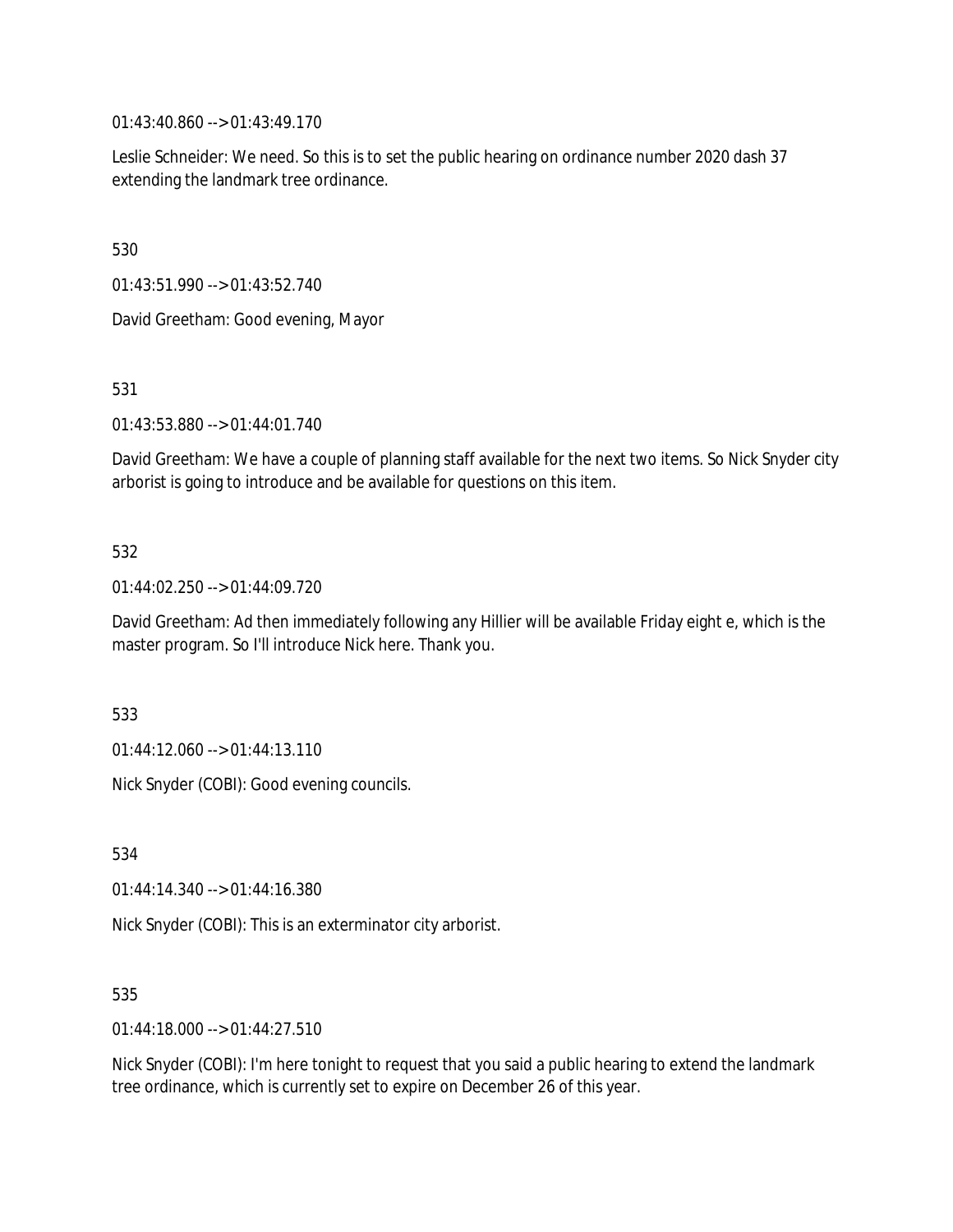01:43:40.860 --> 01:43:49.170

Leslie Schneider: We need. So this is to set the public hearing on ordinance number 2020 dash 37 extending the landmark tree ordinance.

530

01:43:51.990 --> 01:43:52.740

David Greetham: Good evening, Mayor

531

01:43:53.880 --> 01:44:01.740

David Greetham: We have a couple of planning staff available for the next two items. So Nick Snyder city arborist is going to introduce and be available for questions on this item.

532

01:44:02.250 --> 01:44:09.720

David Greetham: Ad then immediately following any Hillier will be available Friday eight e, which is the master program. So I'll introduce Nick here. Thank you.

533

01:44:12.060 --> 01:44:13.110

Nick Snyder (COBI): Good evening councils.

534

01:44:14.340 --> 01:44:16.380

Nick Snyder (COBI): This is an exterminator city arborist.

535

01:44:18.000 --> 01:44:27.510

Nick Snyder (COBI): I'm here tonight to request that you said a public hearing to extend the landmark tree ordinance, which is currently set to expire on December 26 of this year.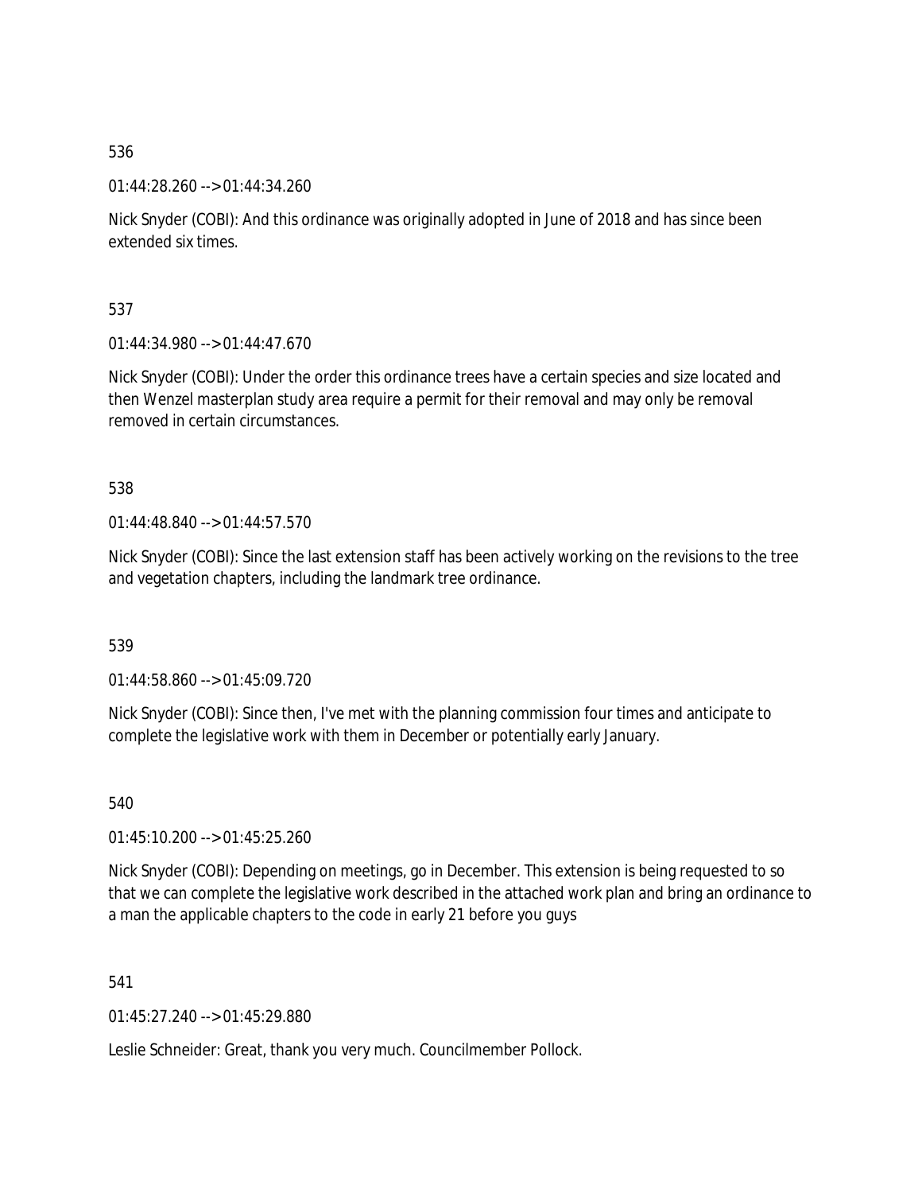536

01:44:28.260 --> 01:44:34.260

Nick Snyder (COBI): And this ordinance was originally adopted in June of 2018 and has since been extended six times.

537

01:44:34.980 --> 01:44:47.670

Nick Snyder (COBI): Under the order this ordinance trees have a certain species and size located and then Wenzel masterplan study area require a permit for their removal and may only be removal removed in certain circumstances.

538

01:44:48.840 --> 01:44:57.570

Nick Snyder (COBI): Since the last extension staff has been actively working on the revisions to the tree and vegetation chapters, including the landmark tree ordinance.

539

01:44:58.860 --> 01:45:09.720

Nick Snyder (COBI): Since then, I've met with the planning commission four times and anticipate to complete the legislative work with them in December or potentially early January.

540

01:45:10.200 --> 01:45:25.260

Nick Snyder (COBI): Depending on meetings, go in December. This extension is being requested to so that we can complete the legislative work described in the attached work plan and bring an ordinance to a man the applicable chapters to the code in early 21 before you guys

541

01:45:27.240 --> 01:45:29.880

Leslie Schneider: Great, thank you very much. Councilmember Pollock.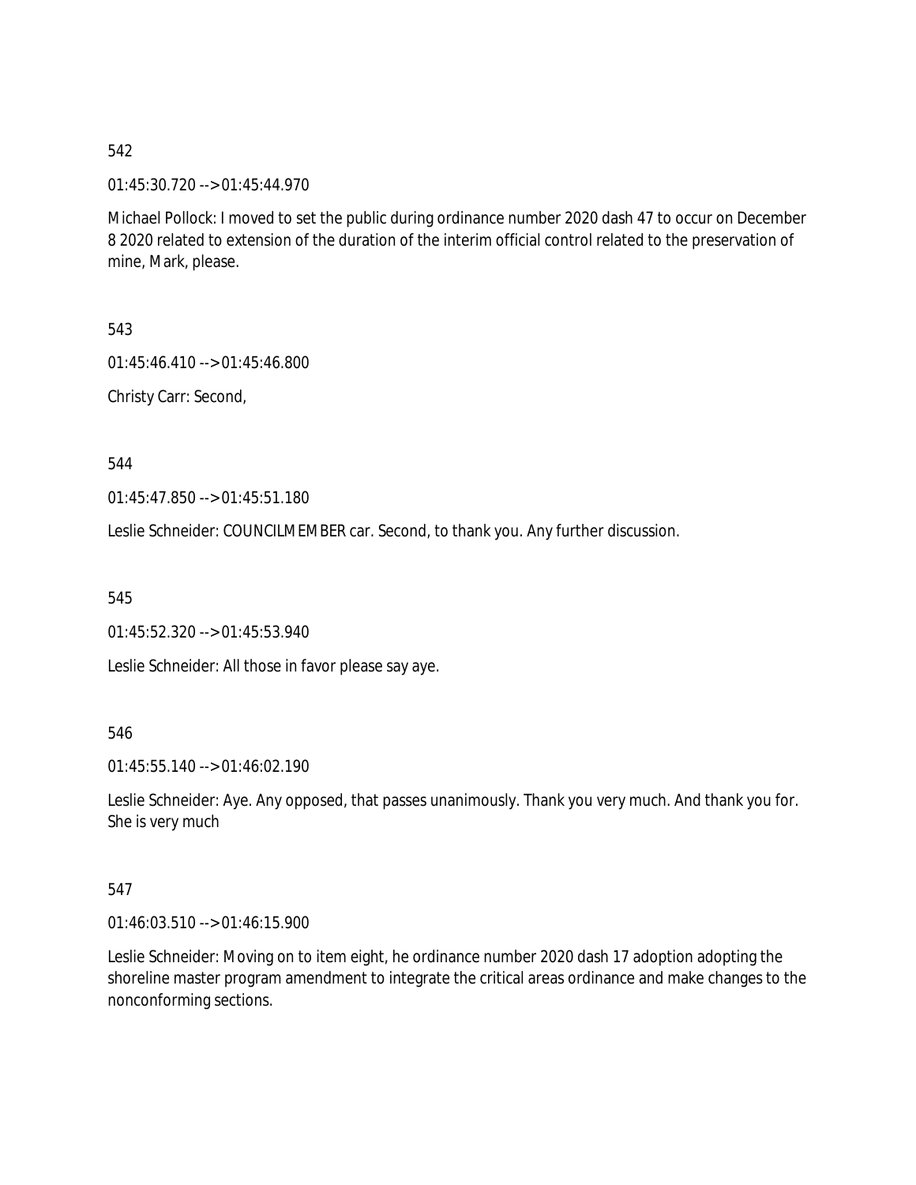542

01:45:30.720 --> 01:45:44.970

Michael Pollock: I moved to set the public during ordinance number 2020 dash 47 to occur on December 8 2020 related to extension of the duration of the interim official control related to the preservation of mine, Mark, please.

543

01:45:46.410 --> 01:45:46.800

Christy Carr: Second,

544

01:45:47.850 --> 01:45:51.180

Leslie Schneider: COUNCILMEMBER car. Second, to thank you. Any further discussion.

545

01:45:52.320 --> 01:45:53.940

Leslie Schneider: All those in favor please say aye.

546

01:45:55.140 --> 01:46:02.190

Leslie Schneider: Aye. Any opposed, that passes unanimously. Thank you very much. And thank you for. She is very much

547

01:46:03.510 --> 01:46:15.900

Leslie Schneider: Moving on to item eight, he ordinance number 2020 dash 17 adoption adopting the shoreline master program amendment to integrate the critical areas ordinance and make changes to the nonconforming sections.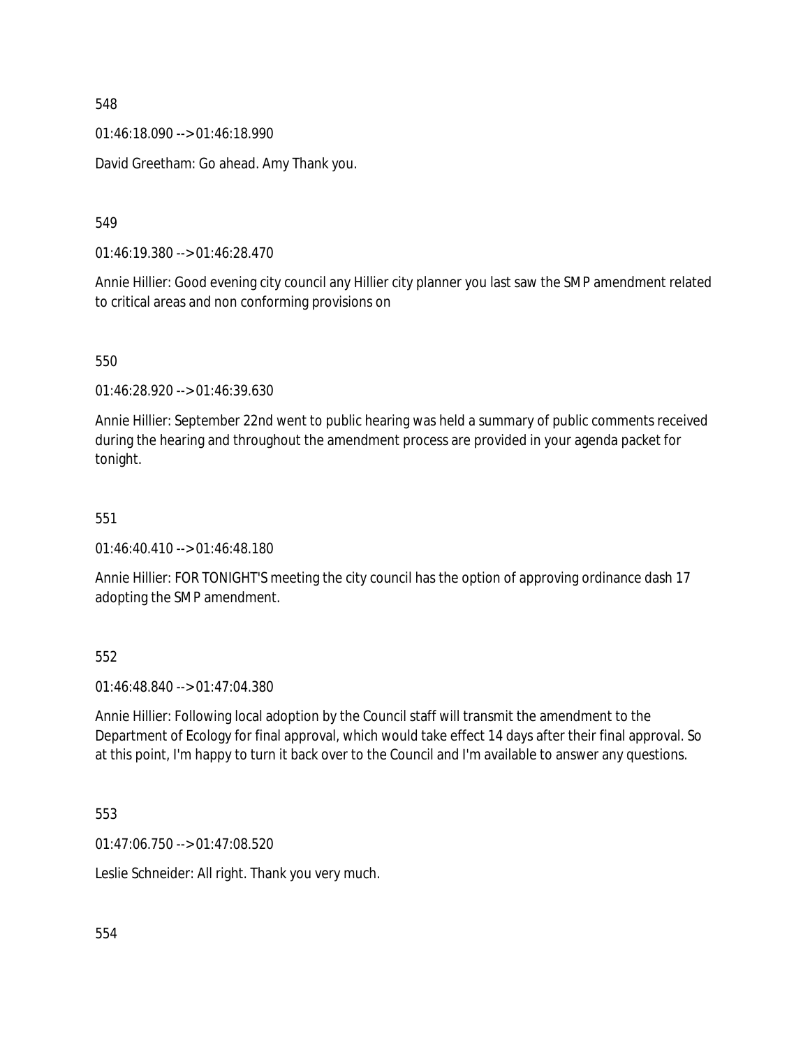548

01:46:18.090 --> 01:46:18.990

David Greetham: Go ahead. Amy Thank you.

549

01:46:19.380 --> 01:46:28.470

Annie Hillier: Good evening city council any Hillier city planner you last saw the SMP amendment related to critical areas and non conforming provisions on

550

01:46:28.920 --> 01:46:39.630

Annie Hillier: September 22nd went to public hearing was held a summary of public comments received during the hearing and throughout the amendment process are provided in your agenda packet for tonight.

551

01:46:40.410 --> 01:46:48.180

Annie Hillier: FOR TONIGHT'S meeting the city council has the option of approving ordinance dash 17 adopting the SMP amendment.

552

01:46:48.840 --> 01:47:04.380

Annie Hillier: Following local adoption by the Council staff will transmit the amendment to the Department of Ecology for final approval, which would take effect 14 days after their final approval. So at this point, I'm happy to turn it back over to the Council and I'm available to answer any questions.

553

01:47:06.750 --> 01:47:08.520

Leslie Schneider: All right. Thank you very much.

554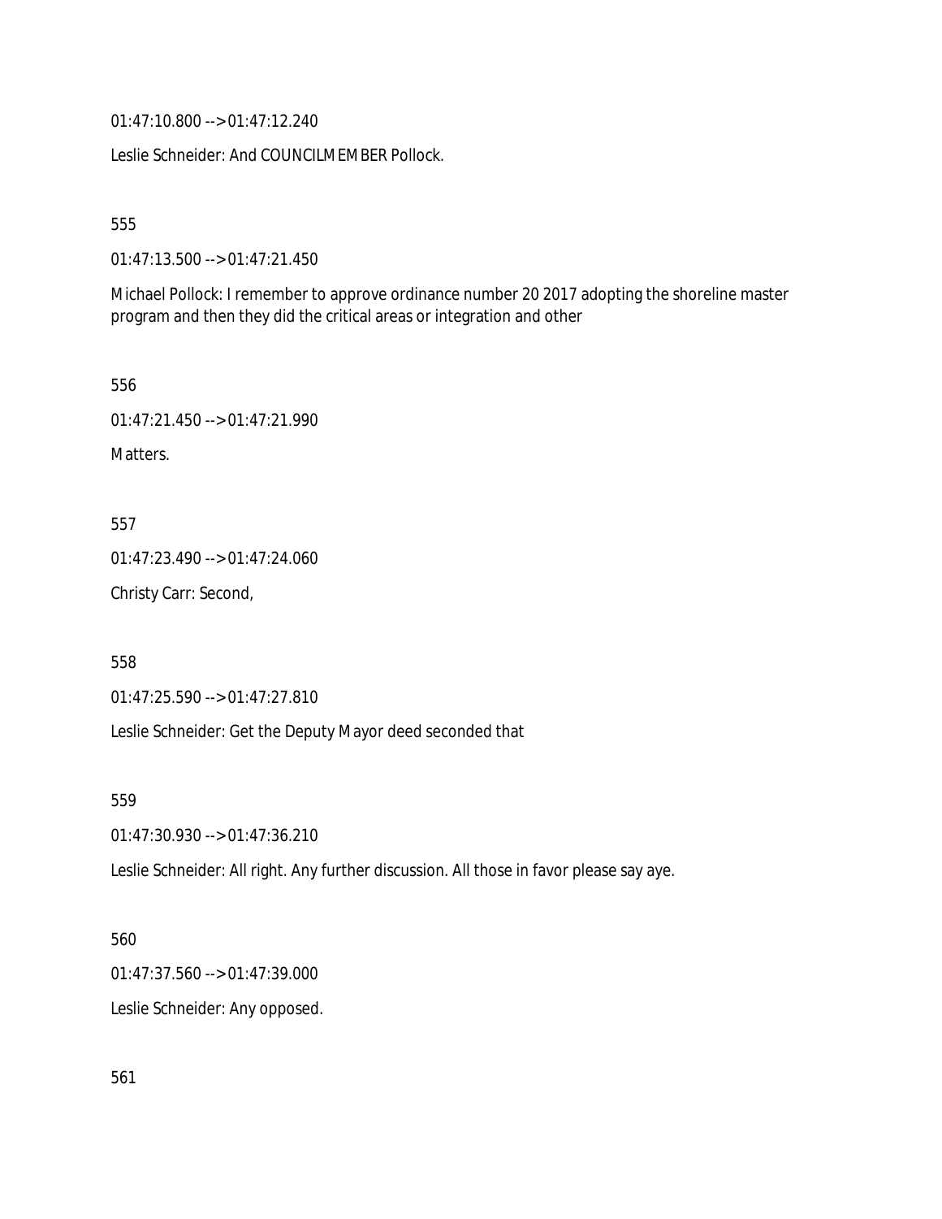01:47:10.800 --> 01:47:12.240

Leslie Schneider: And COUNCILMEMBER Pollock.

555

01:47:13.500 --> 01:47:21.450

Michael Pollock: I remember to approve ordinance number 20 2017 adopting the shoreline master program and then they did the critical areas or integration and other

556

01:47:21.450 --> 01:47:21.990

Matters.

557

01:47:23.490 --> 01:47:24.060

Christy Carr: Second,

558

01:47:25.590 --> 01:47:27.810

Leslie Schneider: Get the Deputy Mayor deed seconded that

559

01:47:30.930 --> 01:47:36.210

Leslie Schneider: All right. Any further discussion. All those in favor please say aye.

560

01:47:37.560 --> 01:47:39.000

Leslie Schneider: Any opposed.

561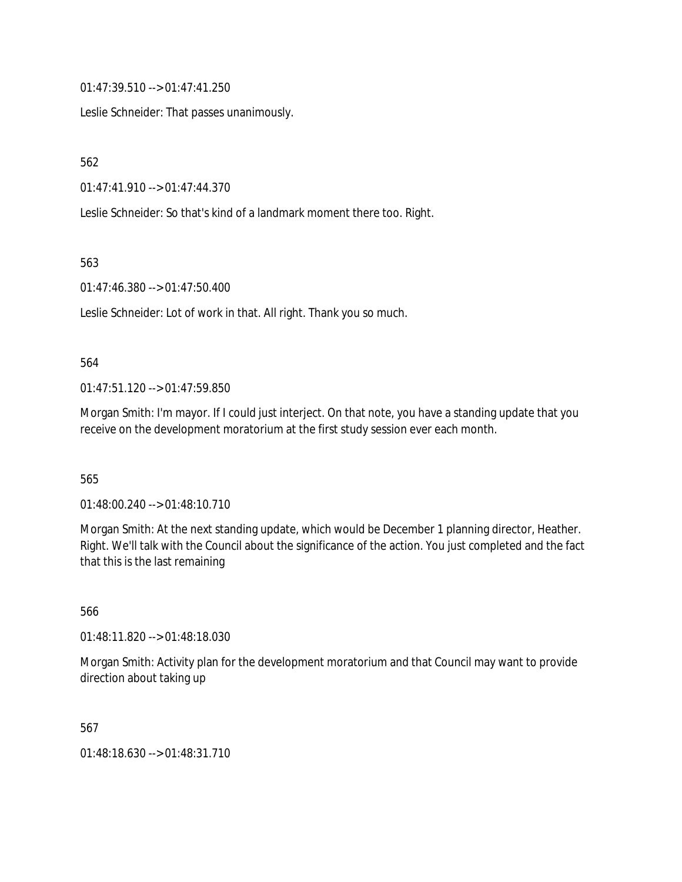01:47:39.510 --> 01:47:41.250

Leslie Schneider: That passes unanimously.

562

01:47:41.910 --> 01:47:44.370

Leslie Schneider: So that's kind of a landmark moment there too. Right.

563

01:47:46.380 --> 01:47:50.400

Leslie Schneider: Lot of work in that. All right. Thank you so much.

564

01:47:51.120 --> 01:47:59.850

Morgan Smith: I'm mayor. If I could just interject. On that note, you have a standing update that you receive on the development moratorium at the first study session ever each month.

565

01:48:00.240 --> 01:48:10.710

Morgan Smith: At the next standing update, which would be December 1 planning director, Heather. Right. We'll talk with the Council about the significance of the action. You just completed and the fact that this is the last remaining

566

01:48:11.820 --> 01:48:18.030

Morgan Smith: Activity plan for the development moratorium and that Council may want to provide direction about taking up

567

01:48:18.630 --> 01:48:31.710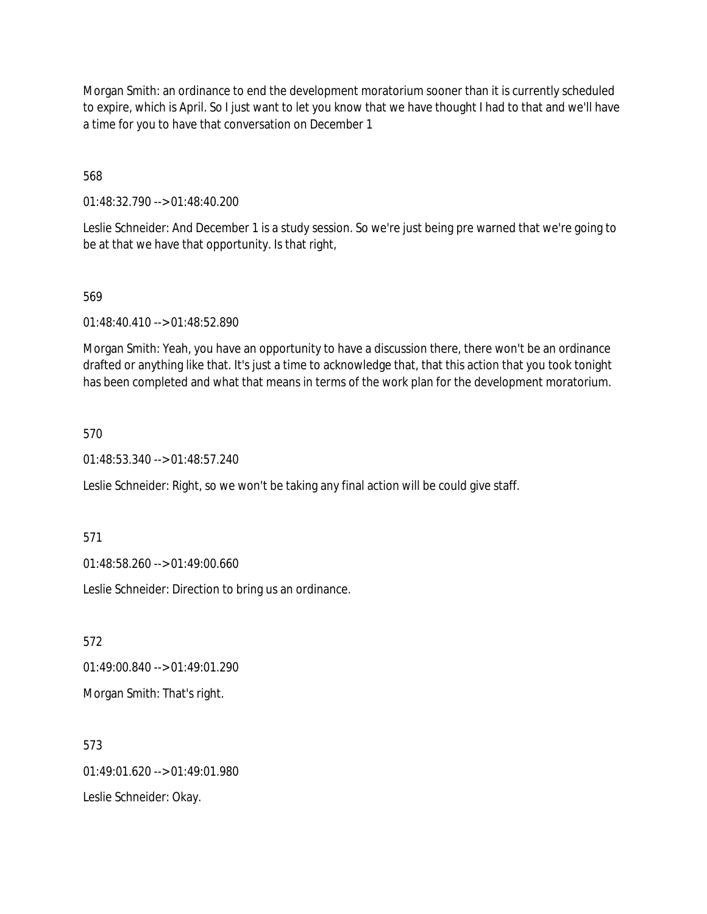Morgan Smith: an ordinance to end the development moratorium sooner than it is currently scheduled to expire, which is April. So I just want to let you know that we have thought I had to that and we'll have a time for you to have that conversation on December 1

568

01:48:32.790 --> 01:48:40.200

Leslie Schneider: And December 1 is a study session. So we're just being pre warned that we're going to be at that we have that opportunity. Is that right,

569

01:48:40.410 --> 01:48:52.890

Morgan Smith: Yeah, you have an opportunity to have a discussion there, there won't be an ordinance drafted or anything like that. It's just a time to acknowledge that, that this action that you took tonight has been completed and what that means in terms of the work plan for the development moratorium.

570

01:48:53.340 --> 01:48:57.240

Leslie Schneider: Right, so we won't be taking any final action will be could give staff.

571

01:48:58.260 --> 01:49:00.660

Leslie Schneider: Direction to bring us an ordinance.

572

01:49:00.840 --> 01:49:01.290

Morgan Smith: That's right.

573

01:49:01.620 --> 01:49:01.980

Leslie Schneider: Okay.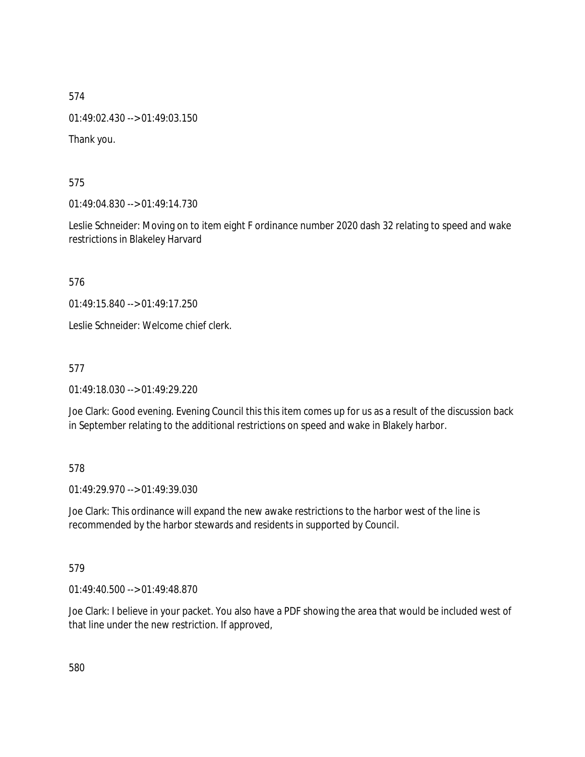574

01:49:02.430 --> 01:49:03.150

Thank you.

575

01:49:04.830 --> 01:49:14.730

Leslie Schneider: Moving on to item eight F ordinance number 2020 dash 32 relating to speed and wake restrictions in Blakeley Harvard

576

01:49:15.840 --> 01:49:17.250

Leslie Schneider: Welcome chief clerk.

577

01:49:18.030 --> 01:49:29.220

Joe Clark: Good evening. Evening Council this this item comes up for us as a result of the discussion back in September relating to the additional restrictions on speed and wake in Blakely harbor.

578

01:49:29.970 --> 01:49:39.030

Joe Clark: This ordinance will expand the new awake restrictions to the harbor west of the line is recommended by the harbor stewards and residents in supported by Council.

579

01:49:40.500 --> 01:49:48.870

Joe Clark: I believe in your packet. You also have a PDF showing the area that would be included west of that line under the new restriction. If approved,

580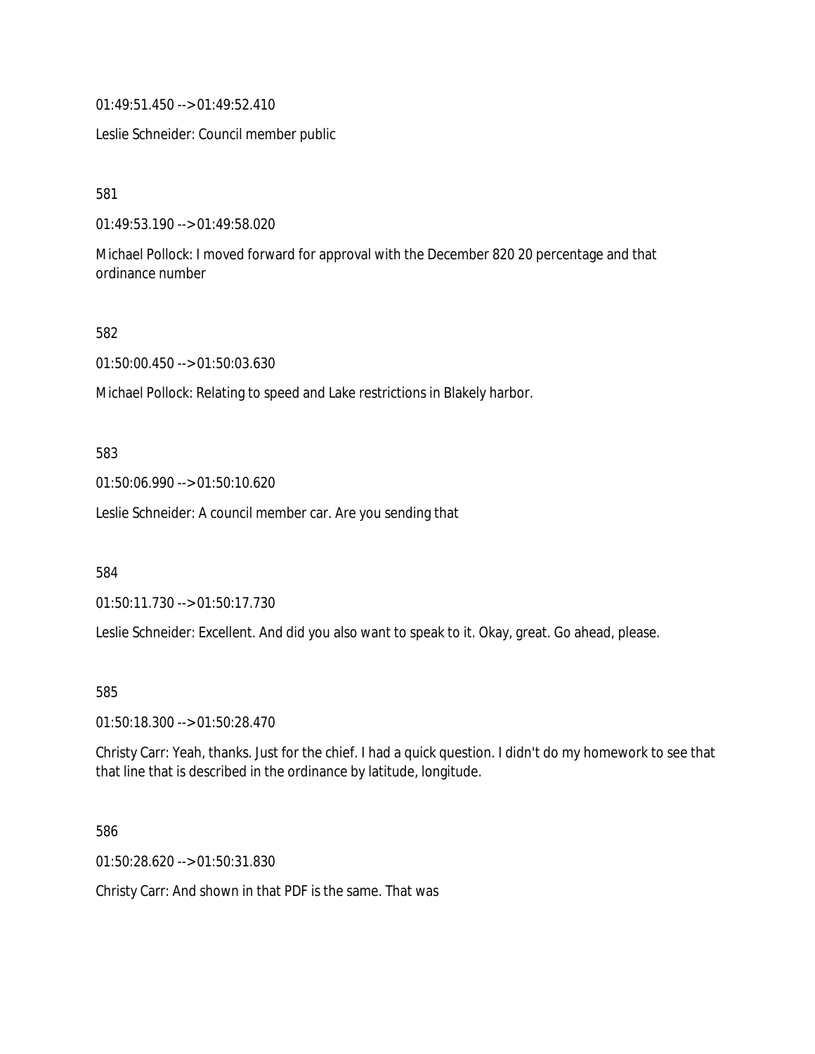01:49:51.450 --> 01:49:52.410

Leslie Schneider: Council member public

581

01:49:53.190 --> 01:49:58.020

Michael Pollock: I moved forward for approval with the December 820 20 percentage and that ordinance number

582

01:50:00.450 --> 01:50:03.630

Michael Pollock: Relating to speed and Lake restrictions in Blakely harbor.

583

01:50:06.990 --> 01:50:10.620

Leslie Schneider: A council member car. Are you sending that

584

01:50:11.730 --> 01:50:17.730

Leslie Schneider: Excellent. And did you also want to speak to it. Okay, great. Go ahead, please.

585

01:50:18.300 --> 01:50:28.470

Christy Carr: Yeah, thanks. Just for the chief. I had a quick question. I didn't do my homework to see that that line that is described in the ordinance by latitude, longitude.

586

01:50:28.620 --> 01:50:31.830

Christy Carr: And shown in that PDF is the same. That was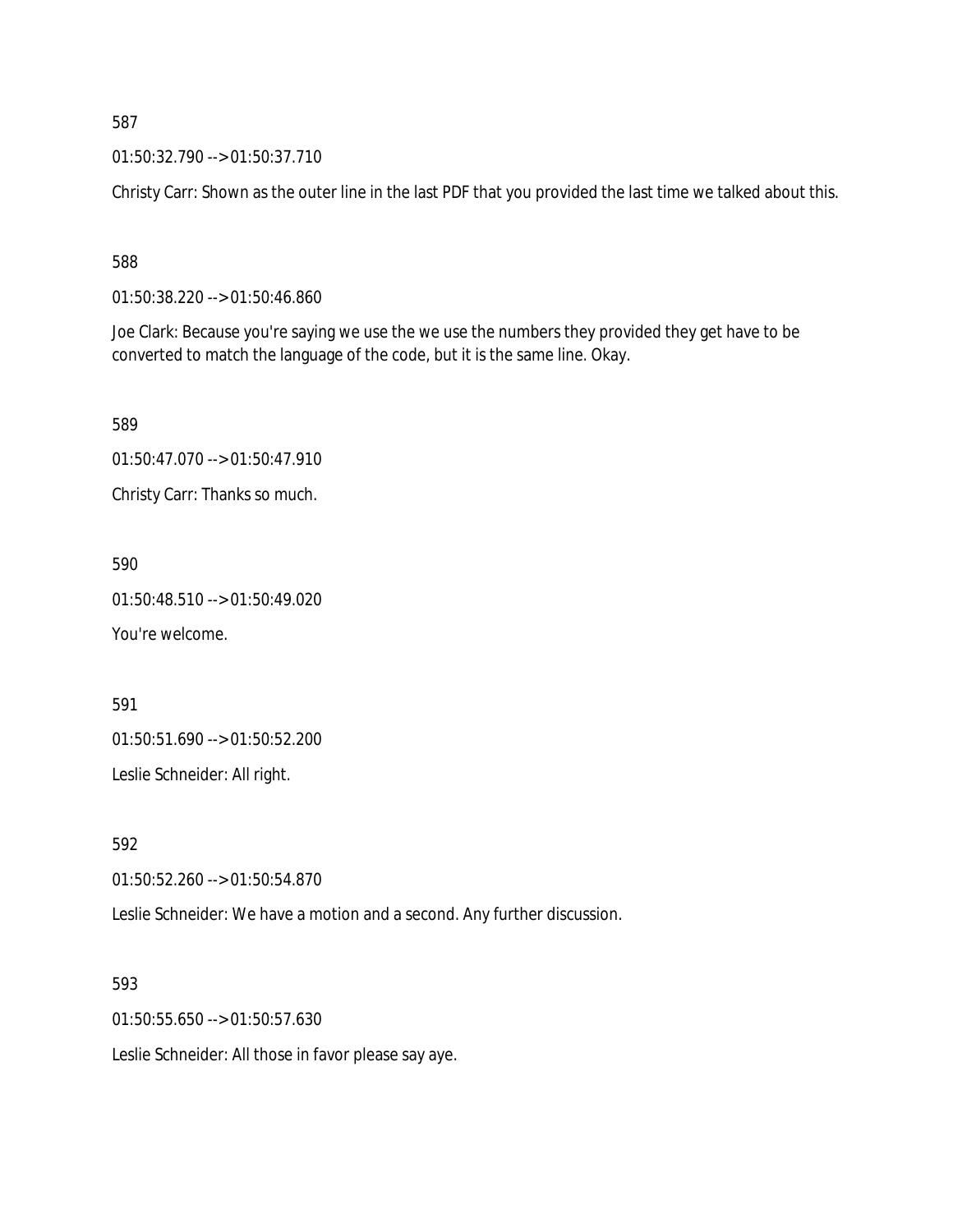587

01:50:32.790 --> 01:50:37.710

Christy Carr: Shown as the outer line in the last PDF that you provided the last time we talked about this.

588

01:50:38.220 --> 01:50:46.860

Joe Clark: Because you're saying we use the we use the numbers they provided they get have to be converted to match the language of the code, but it is the same line. Okay.

589

01:50:47.070 --> 01:50:47.910

Christy Carr: Thanks so much.

590

01:50:48.510 --> 01:50:49.020

You're welcome.

591

01:50:51.690 --> 01:50:52.200

Leslie Schneider: All right.

592

01:50:52.260 --> 01:50:54.870

Leslie Schneider: We have a motion and a second. Any further discussion.

593

01:50:55.650 --> 01:50:57.630

Leslie Schneider: All those in favor please say aye.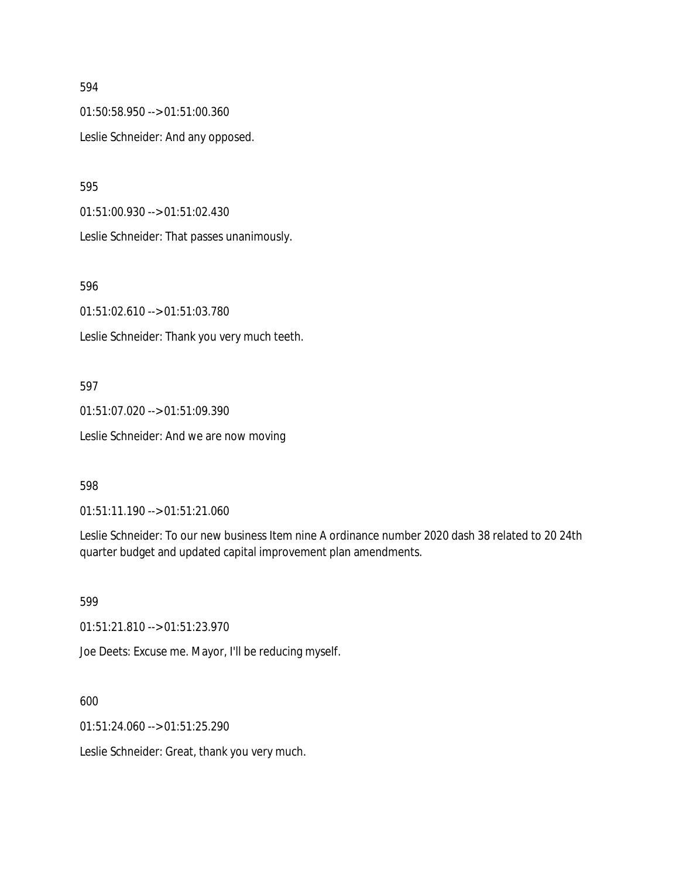594

01:50:58.950 --> 01:51:00.360

Leslie Schneider: And any opposed.

595

01:51:00.930 --> 01:51:02.430

Leslie Schneider: That passes unanimously.

596

01:51:02.610 --> 01:51:03.780

Leslie Schneider: Thank you very much teeth.

597

01:51:07.020 --> 01:51:09.390

Leslie Schneider: And we are now moving

598

01:51:11.190 --> 01:51:21.060

Leslie Schneider: To our new business Item nine A ordinance number 2020 dash 38 related to 20 24th quarter budget and updated capital improvement plan amendments.

599

01:51:21.810 --> 01:51:23.970

Joe Deets: Excuse me. Mayor, I'll be reducing myself.

600

01:51:24.060 --> 01:51:25.290

Leslie Schneider: Great, thank you very much.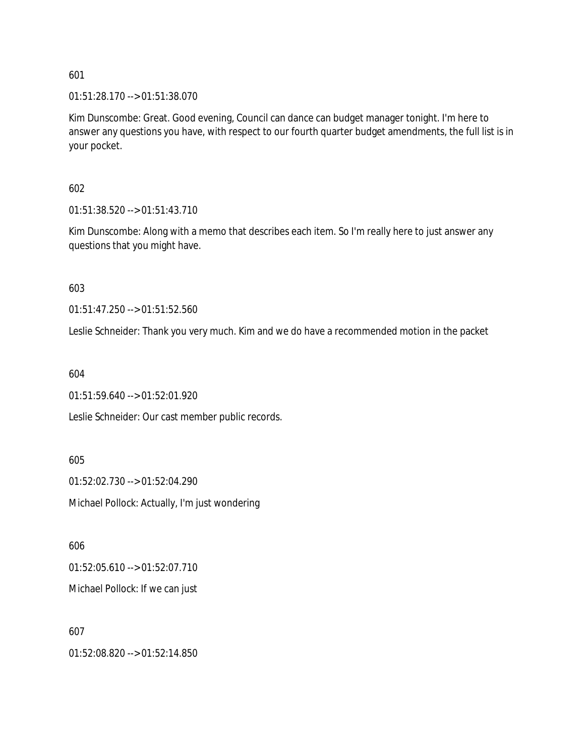601

01:51:28.170 --> 01:51:38.070

Kim Dunscombe: Great. Good evening, Council can dance can budget manager tonight. I'm here to answer any questions you have, with respect to our fourth quarter budget amendments, the full list is in your pocket.

602

01:51:38.520 --> 01:51:43.710

Kim Dunscombe: Along with a memo that describes each item. So I'm really here to just answer any questions that you might have.

603

01:51:47.250 --> 01:51:52.560

Leslie Schneider: Thank you very much. Kim and we do have a recommended motion in the packet

604

01:51:59.640 --> 01:52:01.920

Leslie Schneider: Our cast member public records.

605

01:52:02.730 --> 01:52:04.290

Michael Pollock: Actually, I'm just wondering

606

01:52:05.610 --> 01:52:07.710

Michael Pollock: If we can just

607

01:52:08.820 --> 01:52:14.850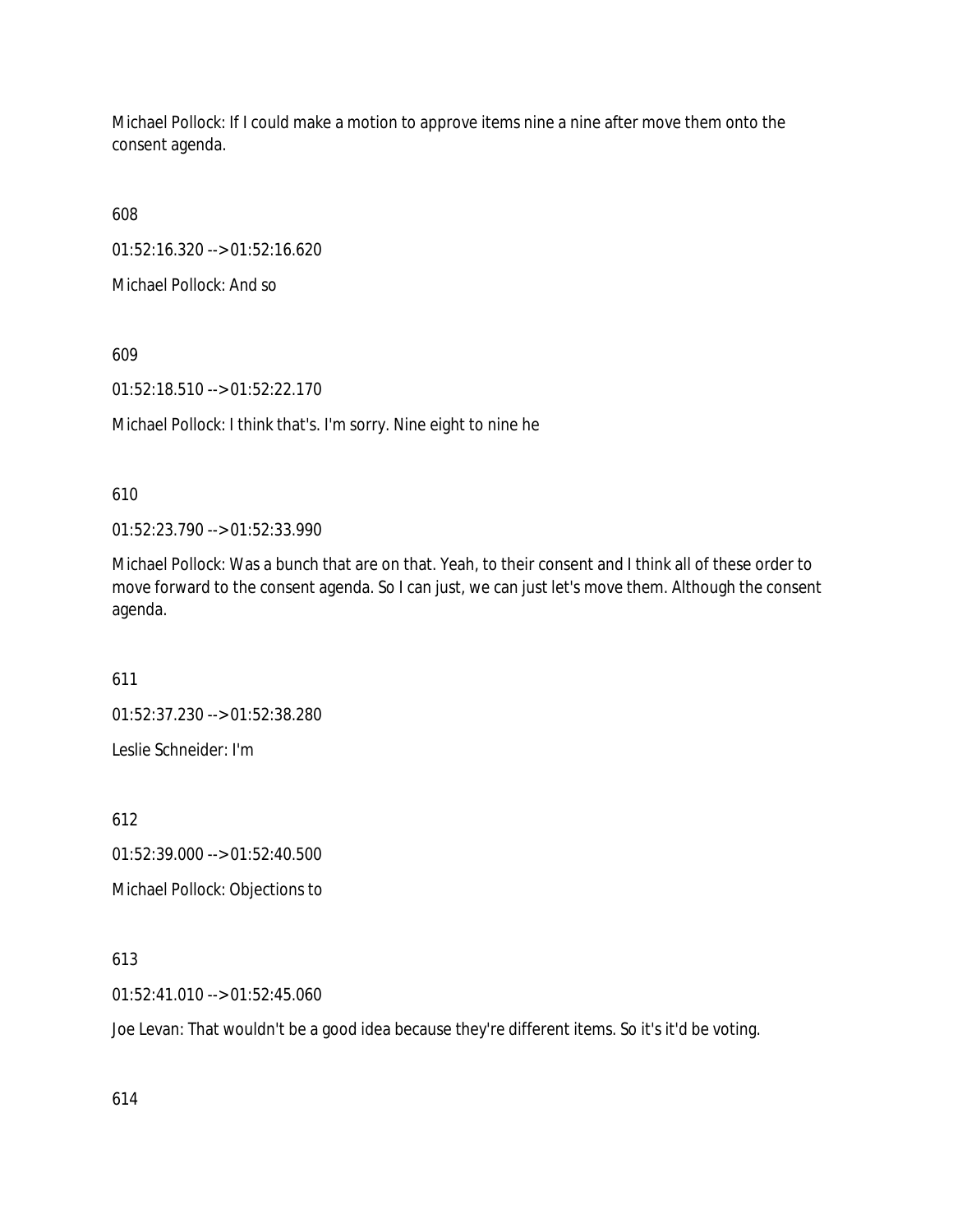Michael Pollock: If I could make a motion to approve items nine a nine after move them onto the consent agenda.

608

01:52:16.320 --> 01:52:16.620

Michael Pollock: And so

609

01:52:18.510 --> 01:52:22.170

Michael Pollock: I think that's. I'm sorry. Nine eight to nine he

610

01:52:23.790 --> 01:52:33.990

Michael Pollock: Was a bunch that are on that. Yeah, to their consent and I think all of these order to move forward to the consent agenda. So I can just, we can just let's move them. Although the consent agenda.

611

01:52:37.230 --> 01:52:38.280

Leslie Schneider: I'm

612

01:52:39.000 --> 01:52:40.500

Michael Pollock: Objections to

613

01:52:41.010 --> 01:52:45.060

Joe Levan: That wouldn't be a good idea because they're different items. So it's it'd be voting.

614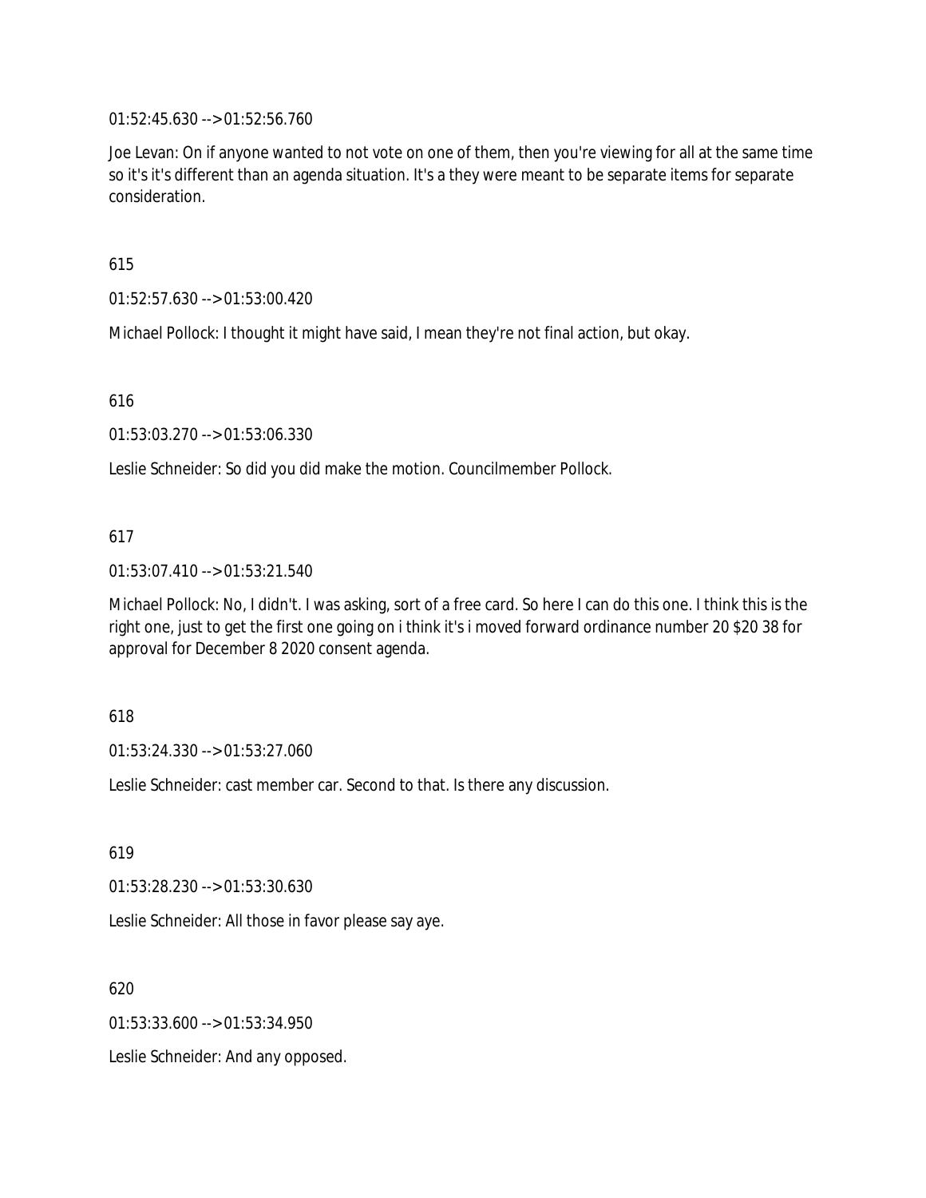01:52:45.630 --> 01:52:56.760

Joe Levan: On if anyone wanted to not vote on one of them, then you're viewing for all at the same time so it's it's different than an agenda situation. It's a they were meant to be separate items for separate consideration.

615

01:52:57.630 --> 01:53:00.420

Michael Pollock: I thought it might have said, I mean they're not final action, but okay.

616

01:53:03.270 --> 01:53:06.330

Leslie Schneider: So did you did make the motion. Councilmember Pollock.

617

01:53:07.410 --> 01:53:21.540

Michael Pollock: No, I didn't. I was asking, sort of a free card. So here I can do this one. I think this is the right one, just to get the first one going on i think it's i moved forward ordinance number 20 $20 38 for approval for December 8 2020 consent agenda.

618

01:53:24.330 --> 01:53:27.060

Leslie Schneider: cast member car. Second to that. Is there any discussion.

619

01:53:28.230 --> 01:53:30.630

Leslie Schneider: All those in favor please say aye.

620

01:53:33.600 --> 01:53:34.950

Leslie Schneider: And any opposed.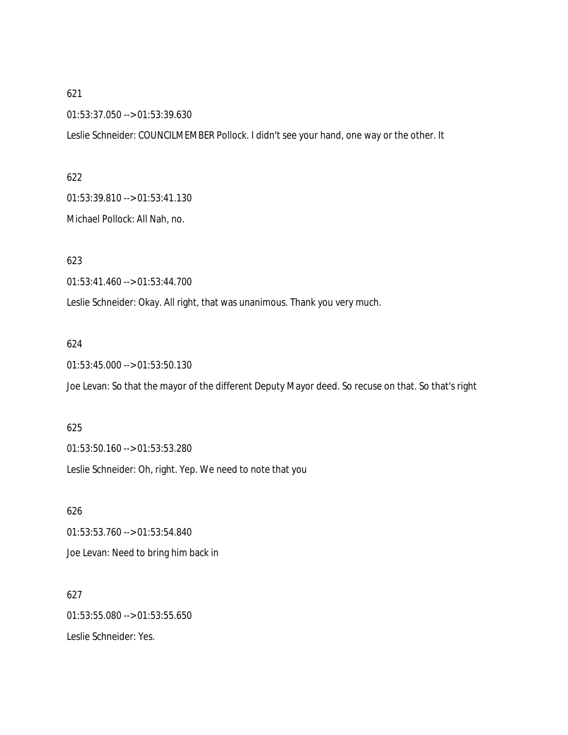621

01:53:37.050 --> 01:53:39.630

Leslie Schneider: COUNCILMEMBER Pollock. I didn't see your hand, one way or the other. It

622

01:53:39.810 --> 01:53:41.130

Michael Pollock: All Nah, no.

623

01:53:41.460 --> 01:53:44.700

Leslie Schneider: Okay. All right, that was unanimous. Thank you very much.

624

01:53:45.000 --> 01:53:50.130

Joe Levan: So that the mayor of the different Deputy Mayor deed. So recuse on that. So that's right

625

01:53:50.160 --> 01:53:53.280

Leslie Schneider: Oh, right. Yep. We need to note that you

626

01:53:53.760 --> 01:53:54.840

Joe Levan: Need to bring him back in

627

01:53:55.080 --> 01:53:55.650

Leslie Schneider: Yes.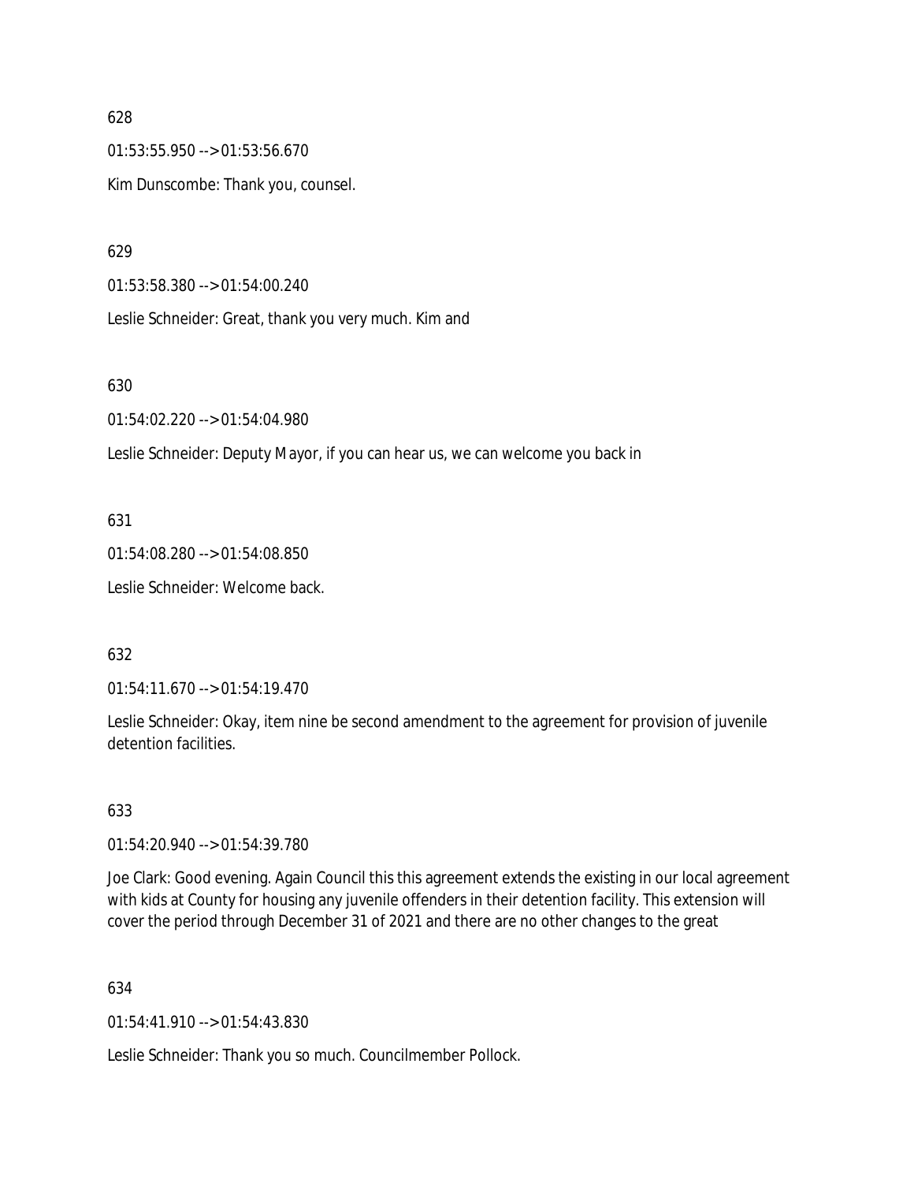628

01:53:55.950 --> 01:53:56.670

Kim Dunscombe: Thank you, counsel.

629

01:53:58.380 --> 01:54:00.240

Leslie Schneider: Great, thank you very much. Kim and

630

01:54:02.220 --> 01:54:04.980

Leslie Schneider: Deputy Mayor, if you can hear us, we can welcome you back in

631

01:54:08.280 --> 01:54:08.850

Leslie Schneider: Welcome back.

632

01:54:11.670 --> 01:54:19.470

Leslie Schneider: Okay, item nine be second amendment to the agreement for provision of juvenile detention facilities.

633

01:54:20.940 --> 01:54:39.780

Joe Clark: Good evening. Again Council this this agreement extends the existing in our local agreement with kids at County for housing any juvenile offenders in their detention facility. This extension will cover the period through December 31 of 2021 and there are no other changes to the great

634

01:54:41.910 --> 01:54:43.830

Leslie Schneider: Thank you so much. Councilmember Pollock.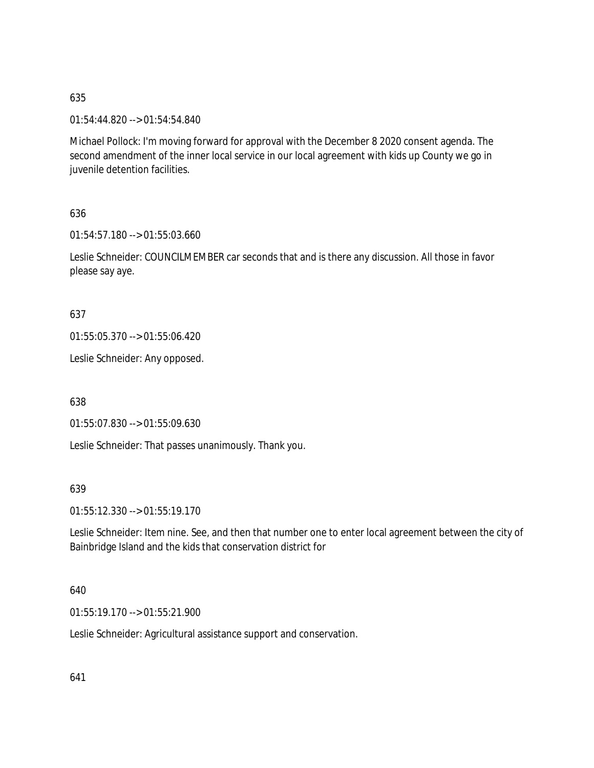635

01:54:44.820 --> 01:54:54.840

Michael Pollock: I'm moving forward for approval with the December 8 2020 consent agenda. The second amendment of the inner local service in our local agreement with kids up County we go in juvenile detention facilities.

636

01:54:57.180 --> 01:55:03.660

Leslie Schneider: COUNCILMEMBER car seconds that and is there any discussion. All those in favor please say aye.

637

01:55:05.370 --> 01:55:06.420

Leslie Schneider: Any opposed.

638

01:55:07.830 --> 01:55:09.630

Leslie Schneider: That passes unanimously. Thank you.

639

01:55:12.330 --> 01:55:19.170

Leslie Schneider: Item nine. See, and then that number one to enter local agreement between the city of Bainbridge Island and the kids that conservation district for

640

01:55:19.170 --> 01:55:21.900

Leslie Schneider: Agricultural assistance support and conservation.

641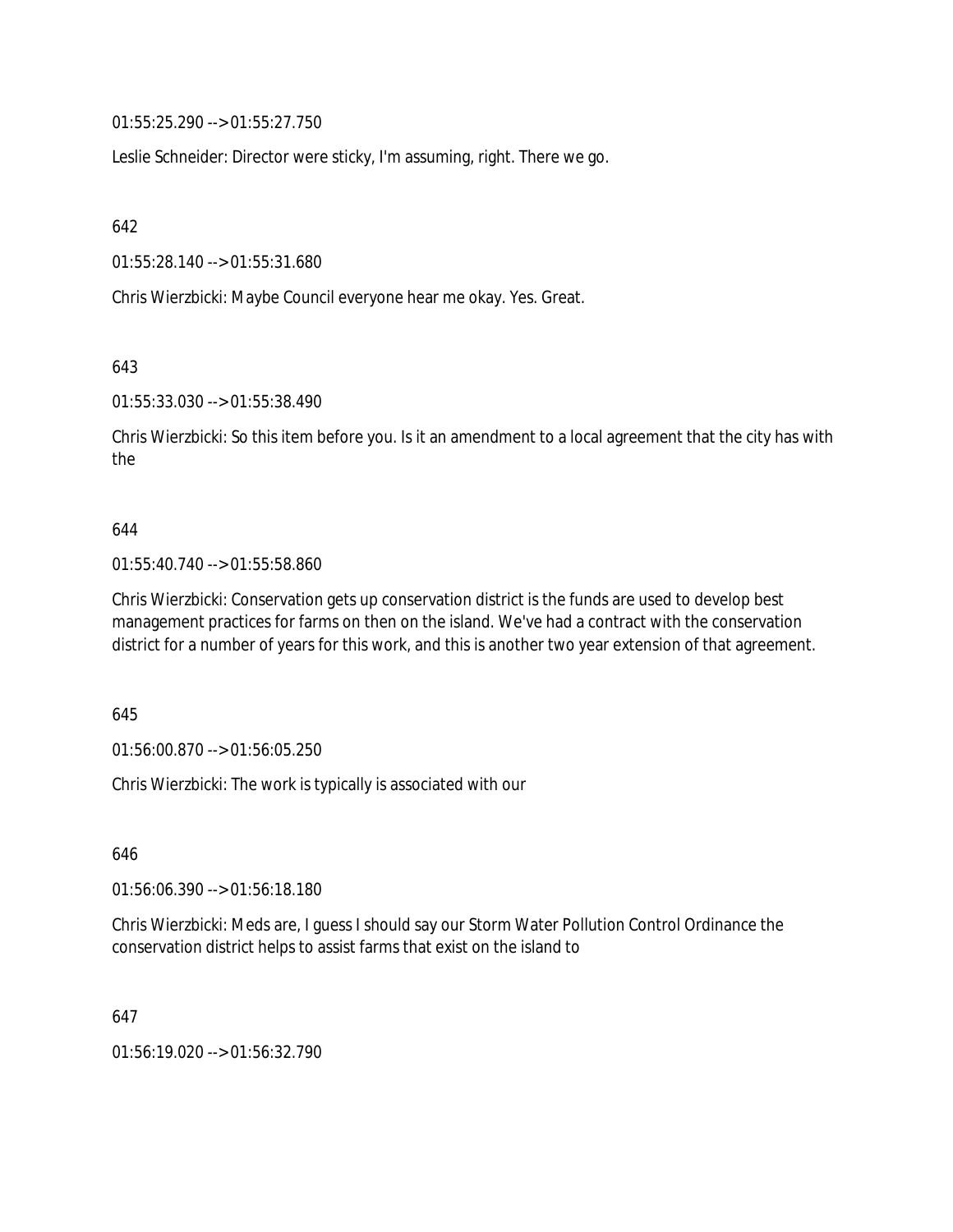01:55:25.290 --> 01:55:27.750

Leslie Schneider: Director were sticky, I'm assuming, right. There we go.

642

01:55:28.140 --> 01:55:31.680

Chris Wierzbicki: Maybe Council everyone hear me okay. Yes. Great.

643

01:55:33.030 --> 01:55:38.490

Chris Wierzbicki: So this item before you. Is it an amendment to a local agreement that the city has with the

644

01:55:40.740 --> 01:55:58.860

Chris Wierzbicki: Conservation gets up conservation district is the funds are used to develop best management practices for farms on then on the island. We've had a contract with the conservation district for a number of years for this work, and this is another two year extension of that agreement.

645

01:56:00.870 --> 01:56:05.250

Chris Wierzbicki: The work is typically is associated with our

646

01:56:06.390 --> 01:56:18.180

Chris Wierzbicki: Meds are, I guess I should say our Storm Water Pollution Control Ordinance the conservation district helps to assist farms that exist on the island to

647

01:56:19.020 --> 01:56:32.790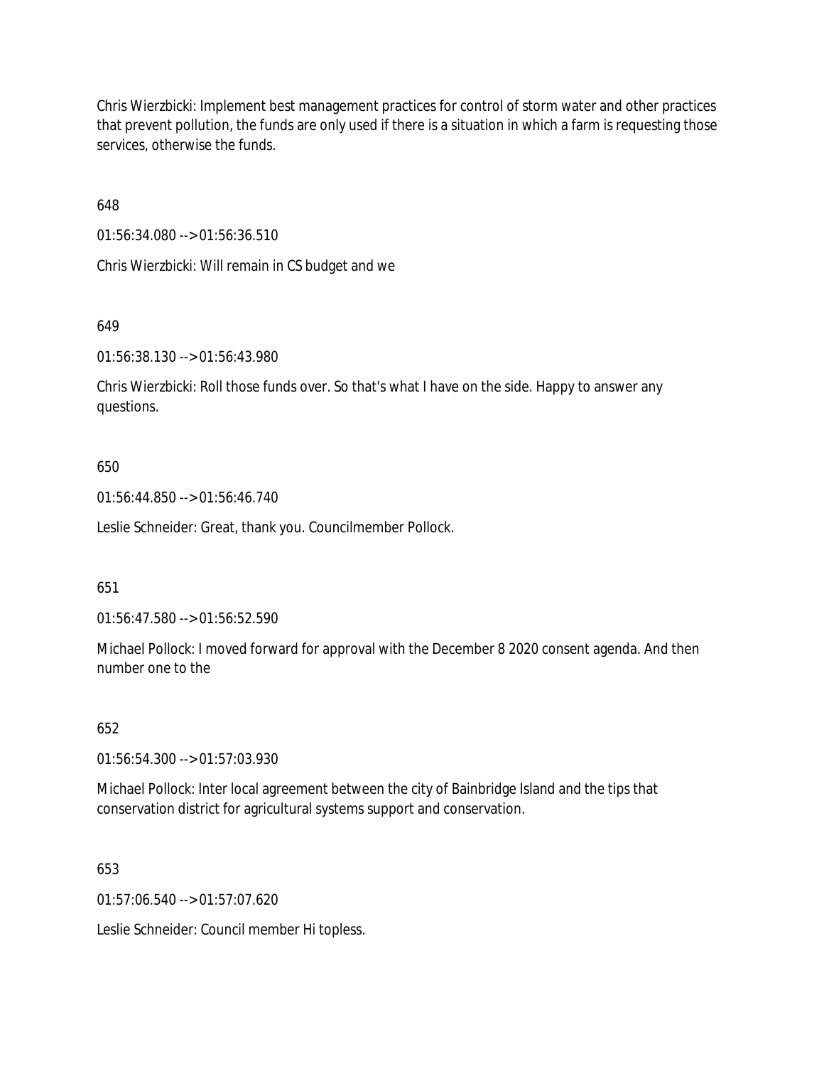Chris Wierzbicki: Implement best management practices for control of storm water and other practices that prevent pollution, the funds are only used if there is a situation in which a farm is requesting those services, otherwise the funds.

648

01:56:34.080 --> 01:56:36.510

Chris Wierzbicki: Will remain in CS budget and we

649

01:56:38.130 --> 01:56:43.980

Chris Wierzbicki: Roll those funds over. So that's what I have on the side. Happy to answer any questions.

650

01:56:44.850 --> 01:56:46.740

Leslie Schneider: Great, thank you. Councilmember Pollock.

651

01:56:47.580 --> 01:56:52.590

Michael Pollock: I moved forward for approval with the December 8 2020 consent agenda. And then number one to the

652

01:56:54.300 --> 01:57:03.930

Michael Pollock: Inter local agreement between the city of Bainbridge Island and the tips that conservation district for agricultural systems support and conservation.

653

01:57:06.540 --> 01:57:07.620

Leslie Schneider: Council member Hi topless.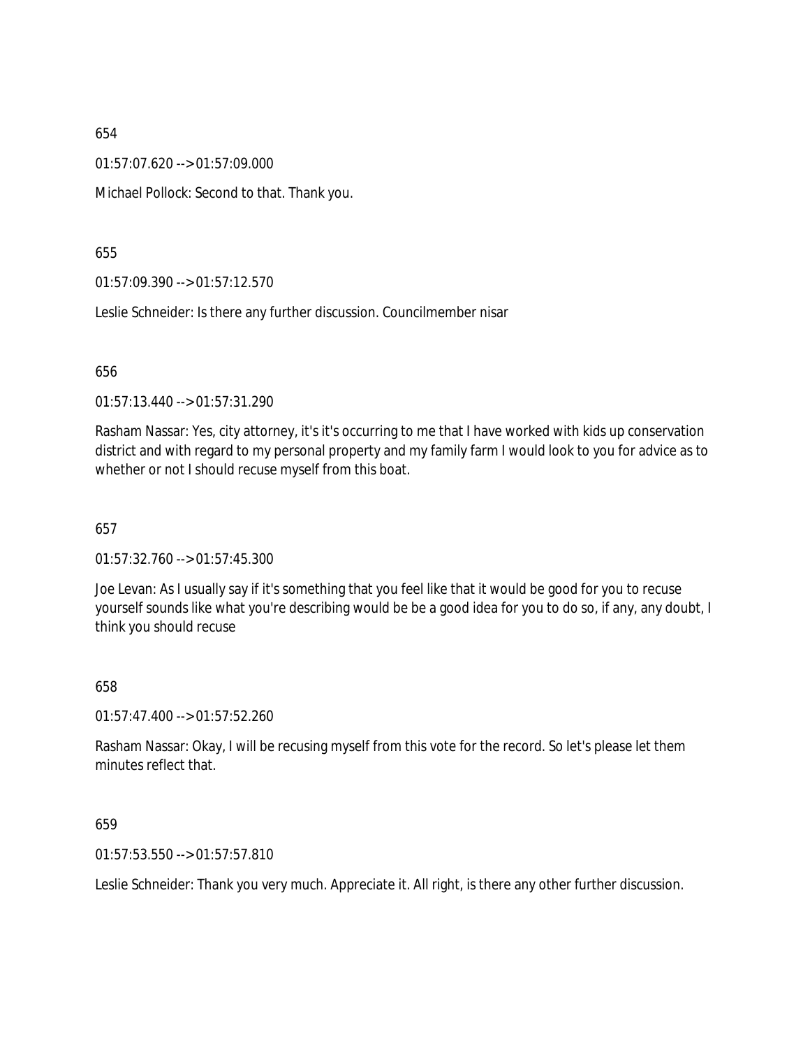654

01:57:07.620 --> 01:57:09.000

Michael Pollock: Second to that. Thank you.

655

01:57:09.390 --> 01:57:12.570

Leslie Schneider: Is there any further discussion. Councilmember nisar

656

01:57:13.440 --> 01:57:31.290

Rasham Nassar: Yes, city attorney, it's it's occurring to me that I have worked with kids up conservation district and with regard to my personal property and my family farm I would look to you for advice as to whether or not I should recuse myself from this boat.

657

01:57:32.760 --> 01:57:45.300

Joe Levan: As I usually say if it's something that you feel like that it would be good for you to recuse yourself sounds like what you're describing would be be a good idea for you to do so, if any, any doubt, I think you should recuse

658

01:57:47.400 --> 01:57:52.260

Rasham Nassar: Okay, I will be recusing myself from this vote for the record. So let's please let them minutes reflect that.

659

01:57:53.550 --> 01:57:57.810

Leslie Schneider: Thank you very much. Appreciate it. All right, is there any other further discussion.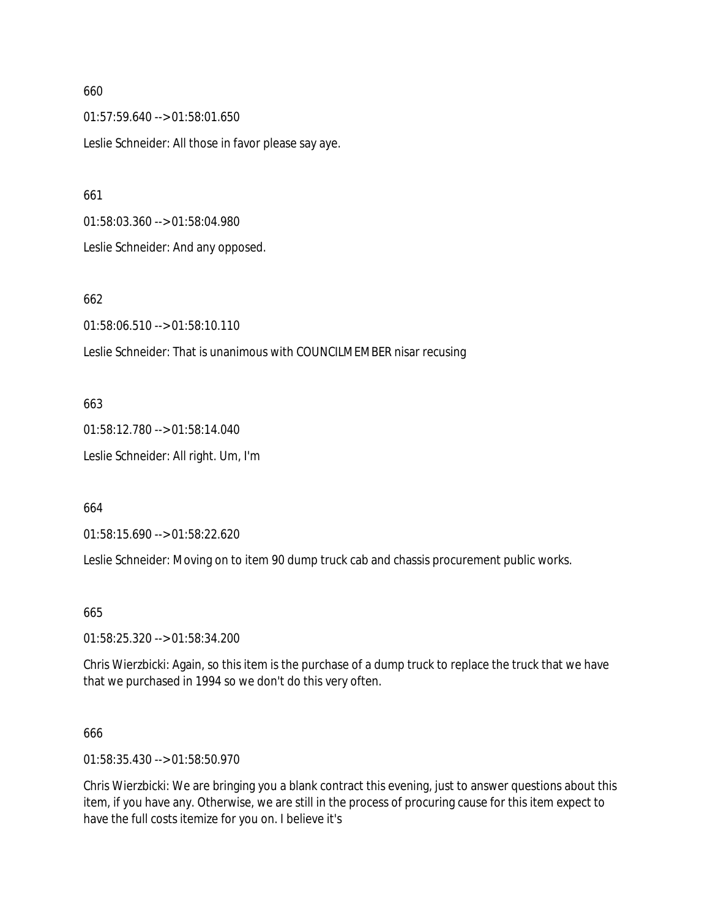660

01:57:59.640 --> 01:58:01.650

Leslie Schneider: All those in favor please say aye.

661

01:58:03.360 --> 01:58:04.980

Leslie Schneider: And any opposed.

662

01:58:06.510 --> 01:58:10.110

Leslie Schneider: That is unanimous with COUNCILMEMBER nisar recusing

663

01:58:12.780 --> 01:58:14.040

Leslie Schneider: All right. Um, I'm

664

01:58:15.690 --> 01:58:22.620

Leslie Schneider: Moving on to item 90 dump truck cab and chassis procurement public works.

665

01:58:25.320 --> 01:58:34.200

Chris Wierzbicki: Again, so this item is the purchase of a dump truck to replace the truck that we have that we purchased in 1994 so we don't do this very often.

666

01:58:35.430 --> 01:58:50.970

Chris Wierzbicki: We are bringing you a blank contract this evening, just to answer questions about this item, if you have any. Otherwise, we are still in the process of procuring cause for this item expect to have the full costs itemize for you on. I believe it's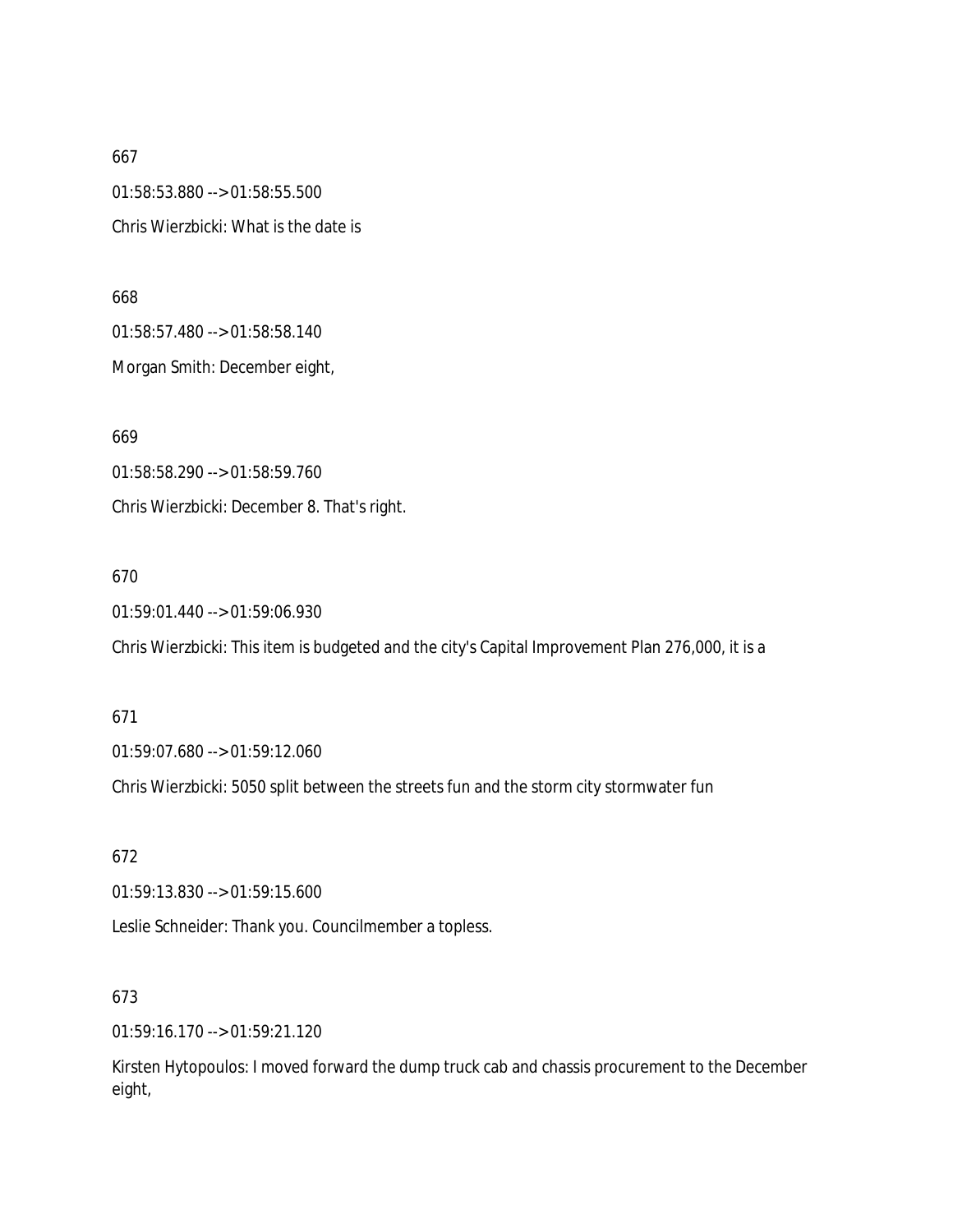667

01:58:53.880 --> 01:58:55.500

Chris Wierzbicki: What is the date is

668

01:58:57.480 --> 01:58:58.140

Morgan Smith: December eight,

669

01:58:58.290 --> 01:58:59.760

Chris Wierzbicki: December 8. That's right.

670

01:59:01.440 --> 01:59:06.930

Chris Wierzbicki: This item is budgeted and the city's Capital Improvement Plan 276,000, it is a

671

01:59:07.680 --> 01:59:12.060

Chris Wierzbicki: 5050 split between the streets fun and the storm city stormwater fun

672

01:59:13.830 --> 01:59:15.600

Leslie Schneider: Thank you. Councilmember a topless.

673

01:59:16.170 --> 01:59:21.120

Kirsten Hytopoulos: I moved forward the dump truck cab and chassis procurement to the December eight,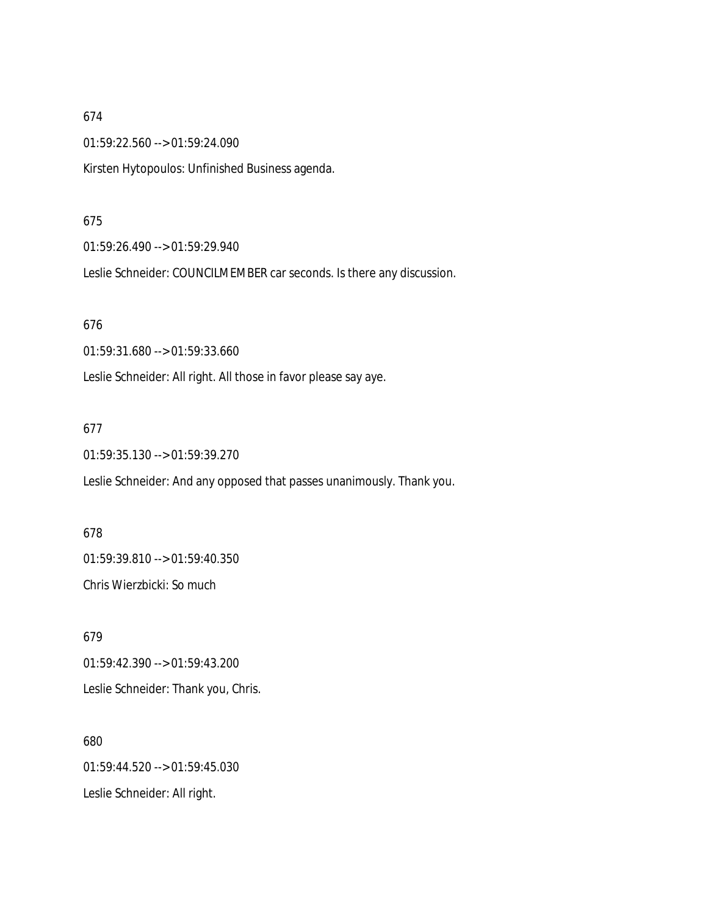674

01:59:22.560 --> 01:59:24.090

Kirsten Hytopoulos: Unfinished Business agenda.

675

01:59:26.490 --> 01:59:29.940

Leslie Schneider: COUNCILMEMBER car seconds. Is there any discussion.

676

01:59:31.680 --> 01:59:33.660

Leslie Schneider: All right. All those in favor please say aye.

677

01:59:35.130 --> 01:59:39.270

Leslie Schneider: And any opposed that passes unanimously. Thank you.

678

01:59:39.810 --> 01:59:40.350

Chris Wierzbicki: So much

679

01:59:42.390 --> 01:59:43.200

Leslie Schneider: Thank you, Chris.

680

01:59:44.520 --> 01:59:45.030

Leslie Schneider: All right.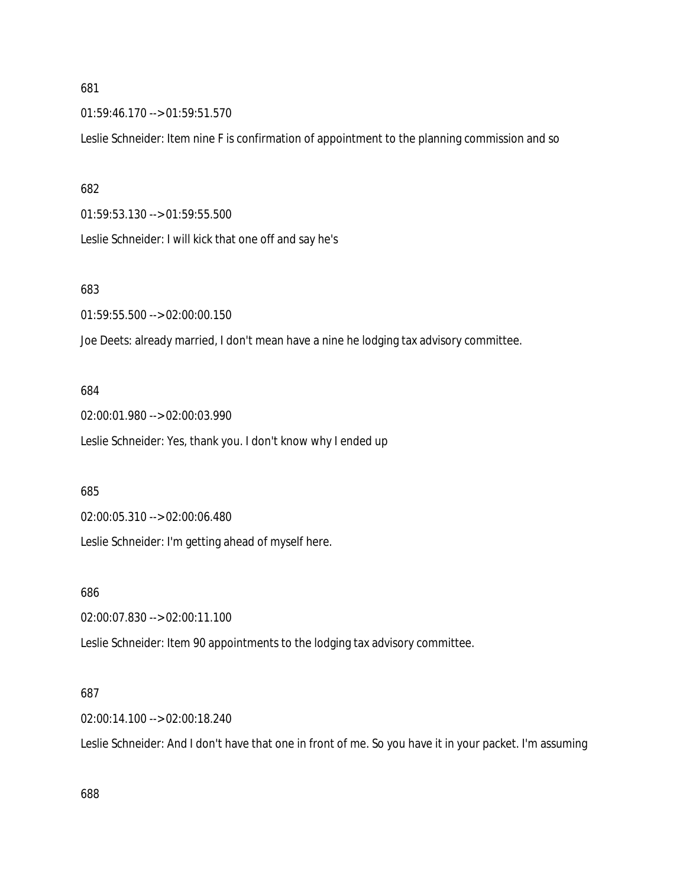681

01:59:46.170 --> 01:59:51.570

Leslie Schneider: Item nine F is confirmation of appointment to the planning commission and so

682

01:59:53.130 --> 01:59:55.500

Leslie Schneider: I will kick that one off and say he's

683

01:59:55.500 --> 02:00:00.150

Joe Deets: already married, I don't mean have a nine he lodging tax advisory committee.

684

02:00:01.980 --> 02:00:03.990

Leslie Schneider: Yes, thank you. I don't know why I ended up

685

02:00:05.310 --> 02:00:06.480

Leslie Schneider: I'm getting ahead of myself here.

686

02:00:07.830 --> 02:00:11.100

Leslie Schneider: Item 90 appointments to the lodging tax advisory committee.

687

02:00:14.100 --> 02:00:18.240

Leslie Schneider: And I don't have that one in front of me. So you have it in your packet. I'm assuming

688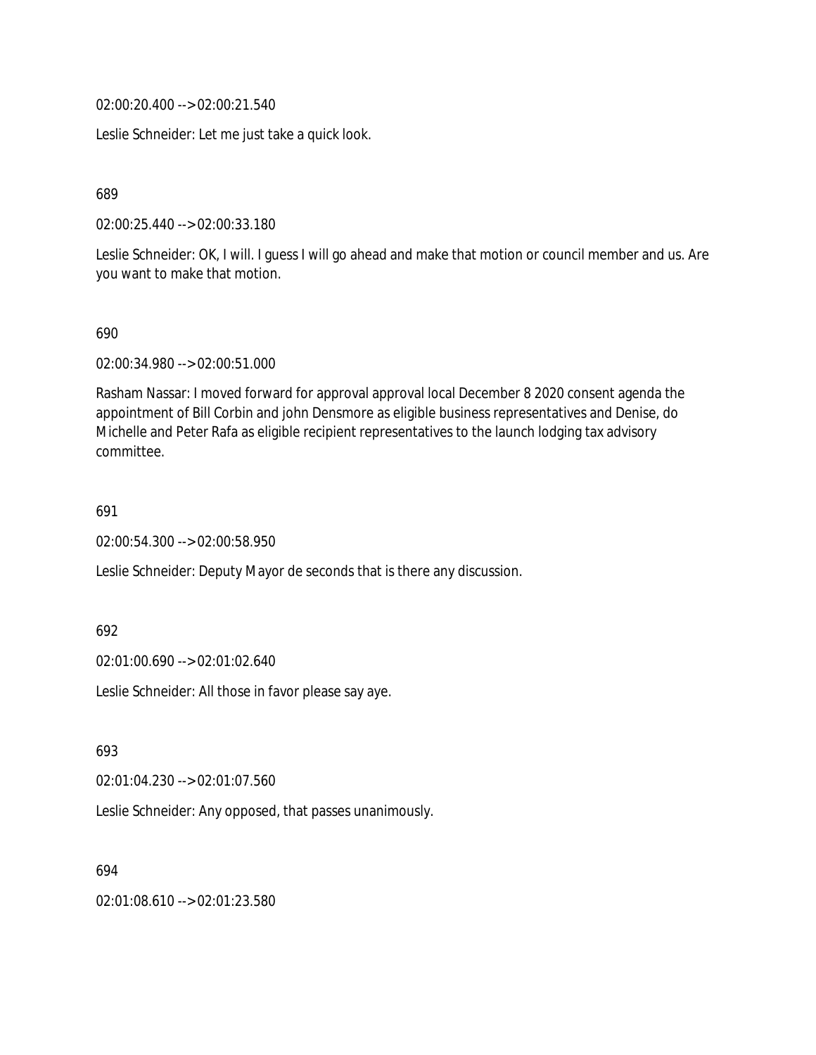02:00:20.400 --> 02:00:21.540

Leslie Schneider: Let me just take a quick look.

689

02:00:25.440 --> 02:00:33.180

Leslie Schneider: OK, I will. I guess I will go ahead and make that motion or council member and us. Are you want to make that motion.

690

02:00:34.980 --> 02:00:51.000

Rasham Nassar: I moved forward for approval approval local December 8 2020 consent agenda the appointment of Bill Corbin and john Densmore as eligible business representatives and Denise, do Michelle and Peter Rafa as eligible recipient representatives to the launch lodging tax advisory committee.

691

02:00:54.300 --> 02:00:58.950

Leslie Schneider: Deputy Mayor de seconds that is there any discussion.

692

02:01:00.690 --> 02:01:02.640

Leslie Schneider: All those in favor please say aye.

693

02:01:04.230 --> 02:01:07.560

Leslie Schneider: Any opposed, that passes unanimously.

694

02:01:08.610 --> 02:01:23.580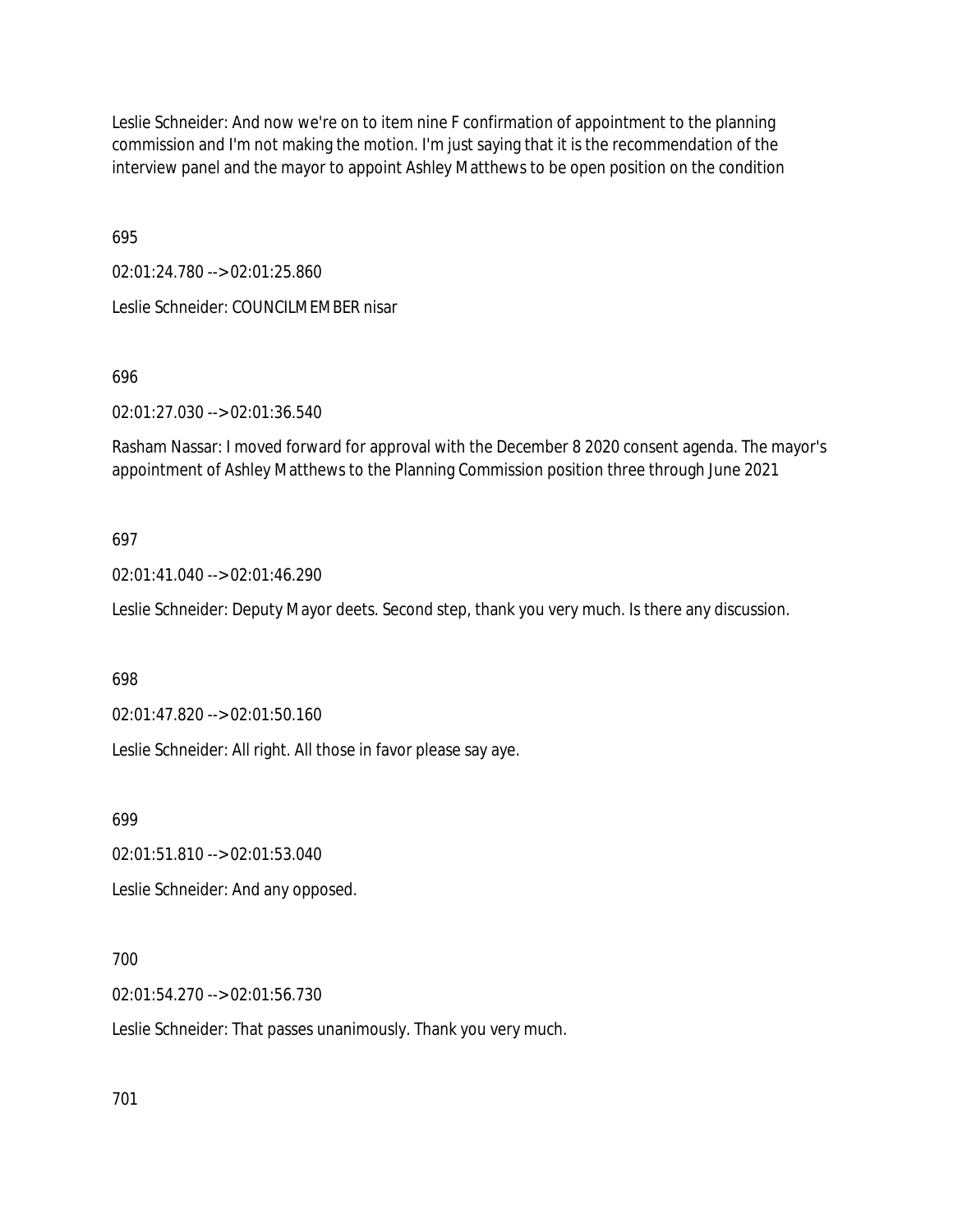Leslie Schneider: And now we're on to item nine F confirmation of appointment to the planning commission and I'm not making the motion. I'm just saying that it is the recommendation of the interview panel and the mayor to appoint Ashley Matthews to be open position on the condition

695

02:01:24.780 --> 02:01:25.860

Leslie Schneider: COUNCILMEMBER nisar

696

02:01:27.030 --> 02:01:36.540

Rasham Nassar: I moved forward for approval with the December 8 2020 consent agenda. The mayor's appointment of Ashley Matthews to the Planning Commission position three through June 2021

697

02:01:41.040 --> 02:01:46.290

Leslie Schneider: Deputy Mayor deets. Second step, thank you very much. Is there any discussion.

698

02:01:47.820 --> 02:01:50.160

Leslie Schneider: All right. All those in favor please say aye.

699

02:01:51.810 --> 02:01:53.040

Leslie Schneider: And any opposed.

700

02:01:54.270 --> 02:01:56.730

Leslie Schneider: That passes unanimously. Thank you very much.

701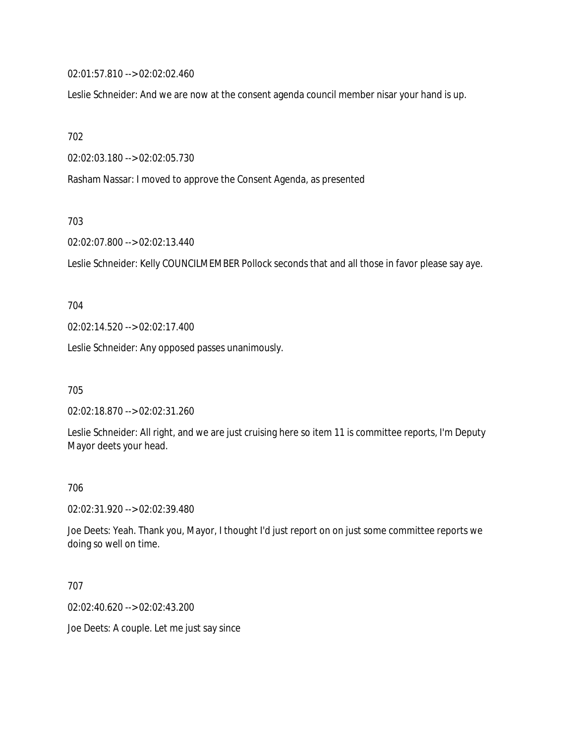02:01:57.810 --> 02:02:02.460

Leslie Schneider: And we are now at the consent agenda council member nisar your hand is up.

702

02:02:03.180 --> 02:02:05.730

Rasham Nassar: I moved to approve the Consent Agenda, as presented

703

02:02:07.800 --> 02:02:13.440

Leslie Schneider: Kelly COUNCILMEMBER Pollock seconds that and all those in favor please say aye.

704

02:02:14.520 --> 02:02:17.400

Leslie Schneider: Any opposed passes unanimously.

705

02:02:18.870 --> 02:02:31.260

Leslie Schneider: All right, and we are just cruising here so item 11 is committee reports, I'm Deputy Mayor deets your head.

706

02:02:31.920 --> 02:02:39.480

Joe Deets: Yeah. Thank you, Mayor, I thought I'd just report on on just some committee reports we doing so well on time.

707

02:02:40.620 --> 02:02:43.200

Joe Deets: A couple. Let me just say since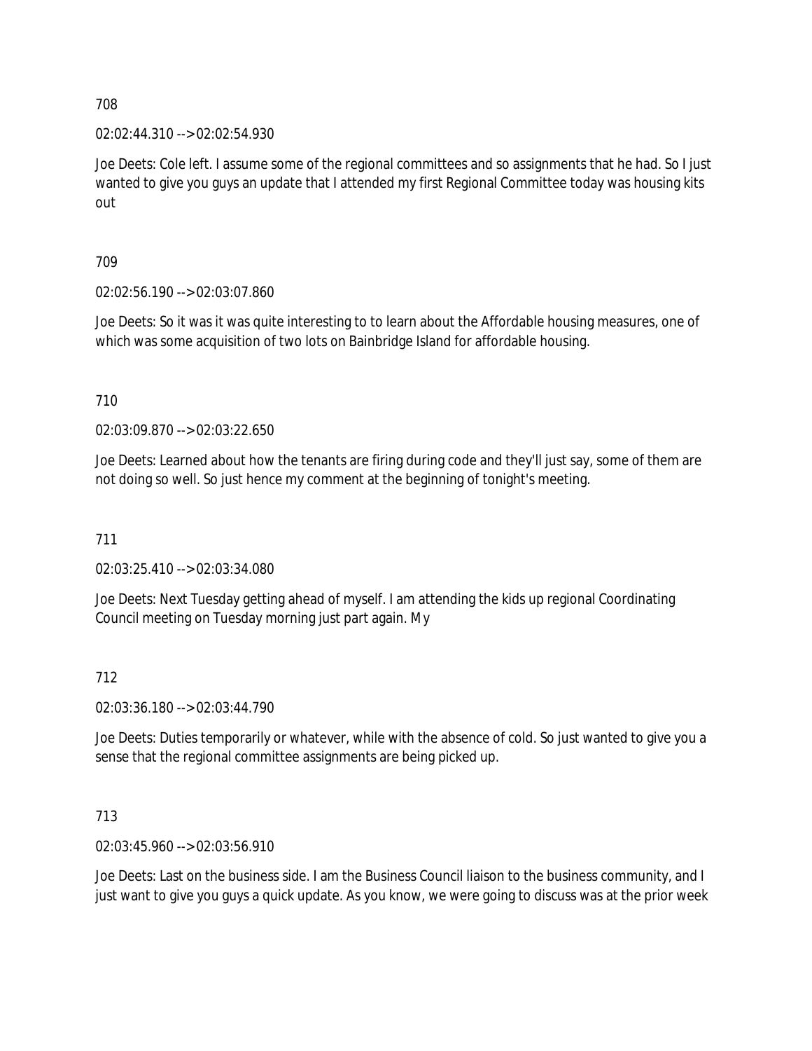708

02:02:44.310 --> 02:02:54.930

Joe Deets: Cole left. I assume some of the regional committees and so assignments that he had. So I just wanted to give you guys an update that I attended my first Regional Committee today was housing kits out

709

02:02:56.190 --> 02:03:07.860

Joe Deets: So it was it was quite interesting to to learn about the Affordable housing measures, one of which was some acquisition of two lots on Bainbridge Island for affordable housing.

710

02:03:09.870 --> 02:03:22.650

Joe Deets: Learned about how the tenants are firing during code and they'll just say, some of them are not doing so well. So just hence my comment at the beginning of tonight's meeting.

711

02:03:25.410 --> 02:03:34.080

Joe Deets: Next Tuesday getting ahead of myself. I am attending the kids up regional Coordinating Council meeting on Tuesday morning just part again. My

712

02:03:36.180 --> 02:03:44.790

Joe Deets: Duties temporarily or whatever, while with the absence of cold. So just wanted to give you a sense that the regional committee assignments are being picked up.

713

02:03:45.960 --> 02:03:56.910

Joe Deets: Last on the business side. I am the Business Council liaison to the business community, and I just want to give you guys a quick update. As you know, we were going to discuss was at the prior week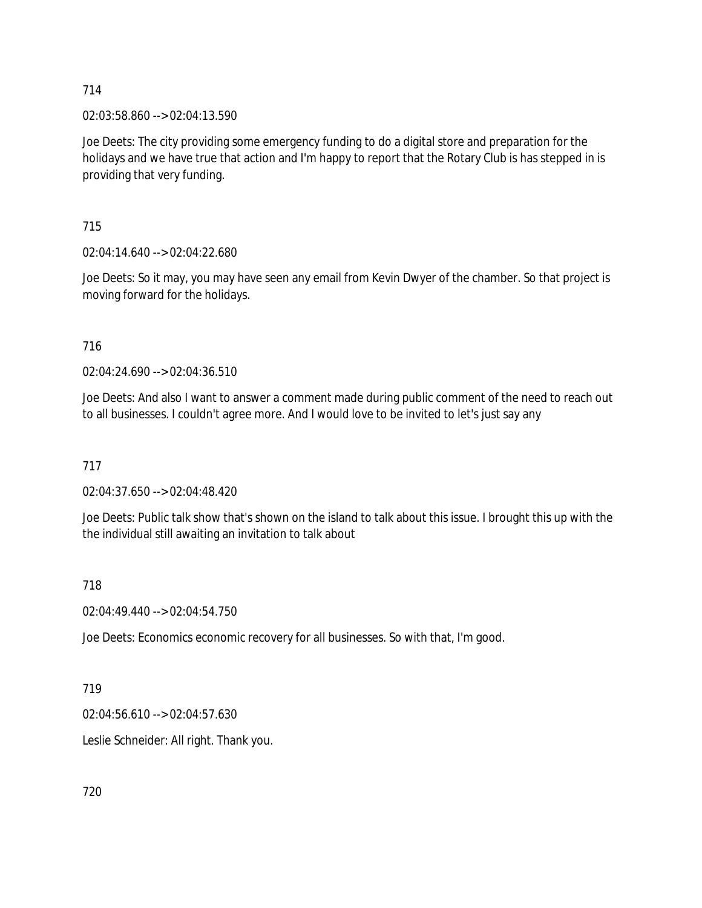714

02:03:58.860 --> 02:04:13.590

Joe Deets: The city providing some emergency funding to do a digital store and preparation for the holidays and we have true that action and I'm happy to report that the Rotary Club is has stepped in is providing that very funding.

715

02:04:14.640 --> 02:04:22.680

Joe Deets: So it may, you may have seen any email from Kevin Dwyer of the chamber. So that project is moving forward for the holidays.

716

02:04:24.690 --> 02:04:36.510

Joe Deets: And also I want to answer a comment made during public comment of the need to reach out to all businesses. I couldn't agree more. And I would love to be invited to let's just say any

717

02:04:37.650 --> 02:04:48.420

Joe Deets: Public talk show that's shown on the island to talk about this issue. I brought this up with the the individual still awaiting an invitation to talk about

718

02:04:49.440 --> 02:04:54.750

Joe Deets: Economics economic recovery for all businesses. So with that, I'm good.

719

02:04:56.610 --> 02:04:57.630

Leslie Schneider: All right. Thank you.

720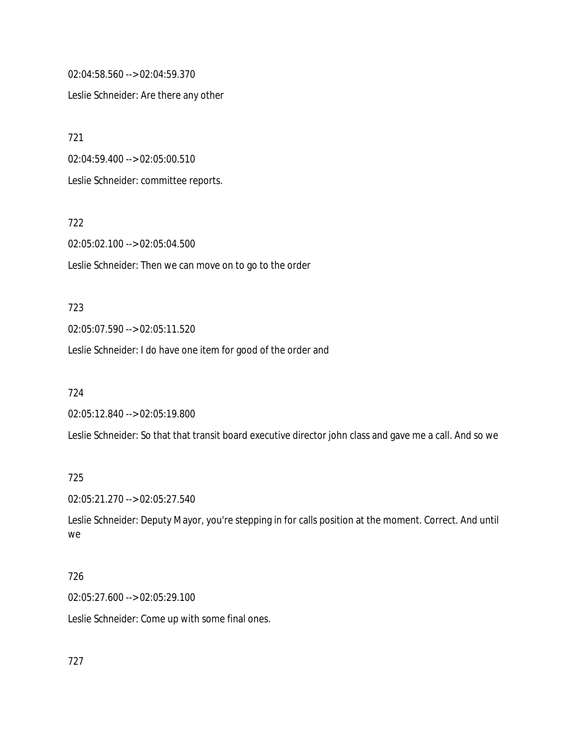02:04:58.560 --> 02:04:59.370

Leslie Schneider: Are there any other

721

02:04:59.400 --> 02:05:00.510

Leslie Schneider: committee reports.

722

02:05:02.100 --> 02:05:04.500

Leslie Schneider: Then we can move on to go to the order

723

02:05:07.590 --> 02:05:11.520

Leslie Schneider: I do have one item for good of the order and

724

02:05:12.840 --> 02:05:19.800

Leslie Schneider: So that that transit board executive director john class and gave me a call. And so we

725

02:05:21.270 --> 02:05:27.540

Leslie Schneider: Deputy Mayor, you're stepping in for calls position at the moment. Correct. And until we

726

02:05:27.600 --> 02:05:29.100

Leslie Schneider: Come up with some final ones.

727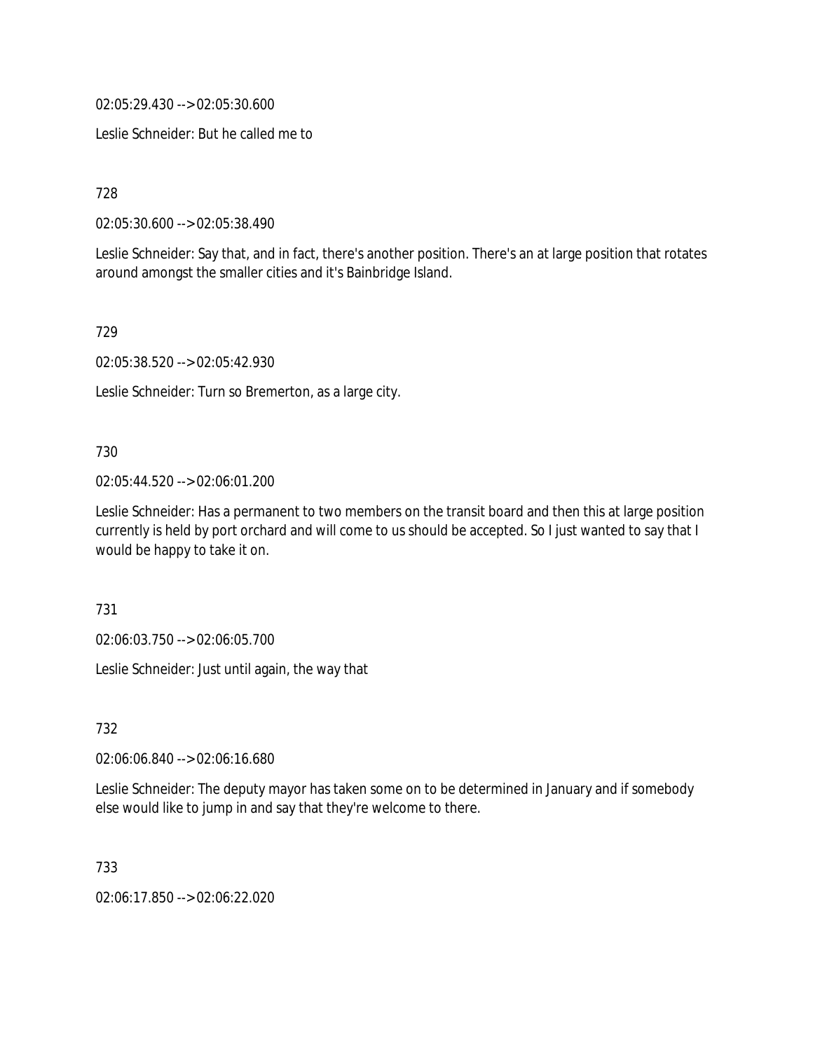02:05:29.430 --> 02:05:30.600

Leslie Schneider: But he called me to

728

02:05:30.600 --> 02:05:38.490

Leslie Schneider: Say that, and in fact, there's another position. There's an at large position that rotates around amongst the smaller cities and it's Bainbridge Island.

729

02:05:38.520 --> 02:05:42.930

Leslie Schneider: Turn so Bremerton, as a large city.

730

02:05:44.520 --> 02:06:01.200

Leslie Schneider: Has a permanent to two members on the transit board and then this at large position currently is held by port orchard and will come to us should be accepted. So I just wanted to say that I would be happy to take it on.

731

02:06:03.750 --> 02:06:05.700

Leslie Schneider: Just until again, the way that

732

02:06:06.840 --> 02:06:16.680

Leslie Schneider: The deputy mayor has taken some on to be determined in January and if somebody else would like to jump in and say that they're welcome to there.

733

02:06:17.850 --> 02:06:22.020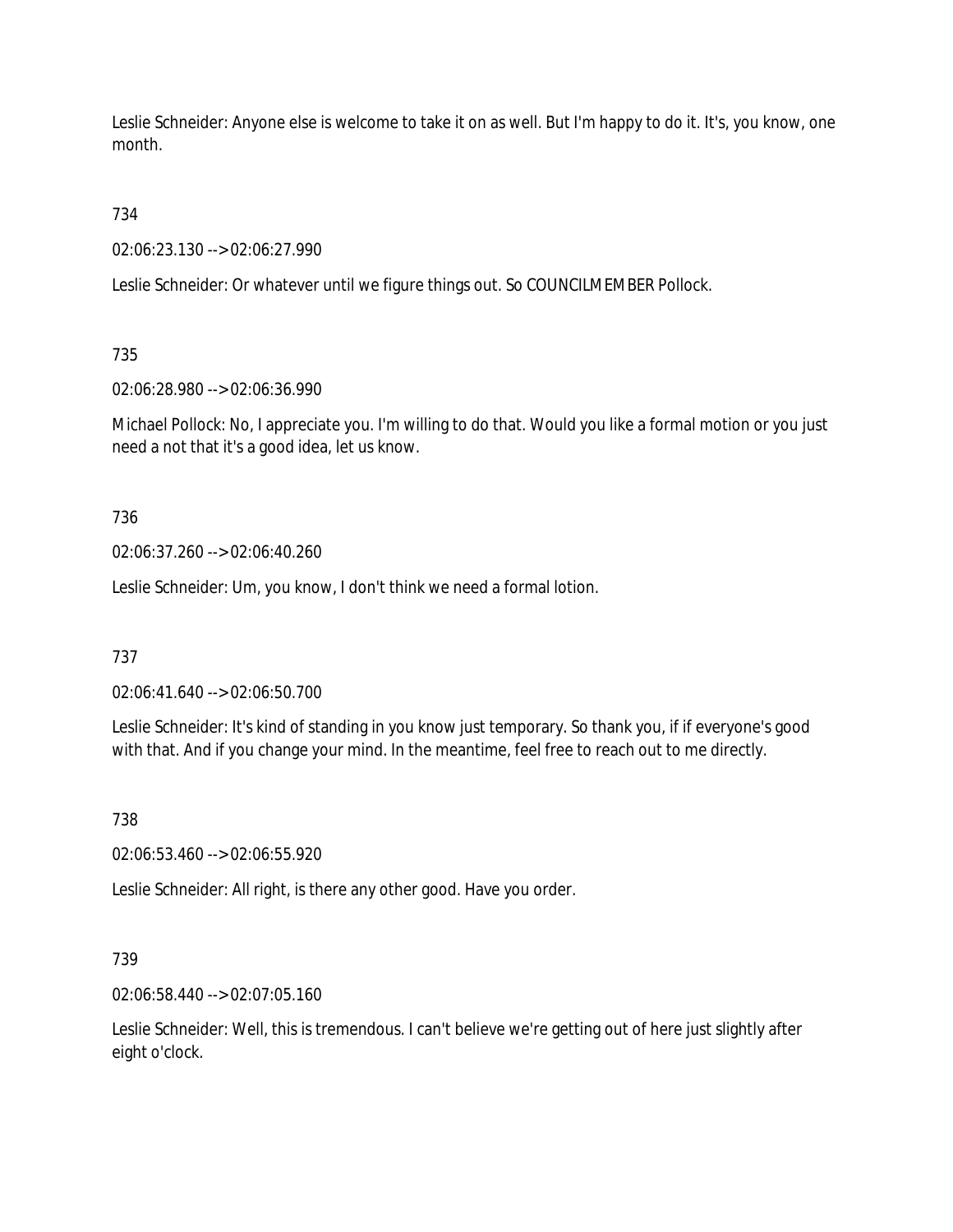Leslie Schneider: Anyone else is welcome to take it on as well. But I'm happy to do it. It's, you know, one month.

734

02:06:23.130 --> 02:06:27.990

Leslie Schneider: Or whatever until we figure things out. So COUNCILMEMBER Pollock.

735

02:06:28.980 --> 02:06:36.990

Michael Pollock: No, I appreciate you. I'm willing to do that. Would you like a formal motion or you just need a not that it's a good idea, let us know.

736

02:06:37.260 --> 02:06:40.260

Leslie Schneider: Um, you know, I don't think we need a formal lotion.

737

02:06:41.640 --> 02:06:50.700

Leslie Schneider: It's kind of standing in you know just temporary. So thank you, if if everyone's good with that. And if you change your mind. In the meantime, feel free to reach out to me directly.

738

02:06:53.460 --> 02:06:55.920

Leslie Schneider: All right, is there any other good. Have you order.

739

02:06:58.440 --> 02:07:05.160

Leslie Schneider: Well, this is tremendous. I can't believe we're getting out of here just slightly after eight o'clock.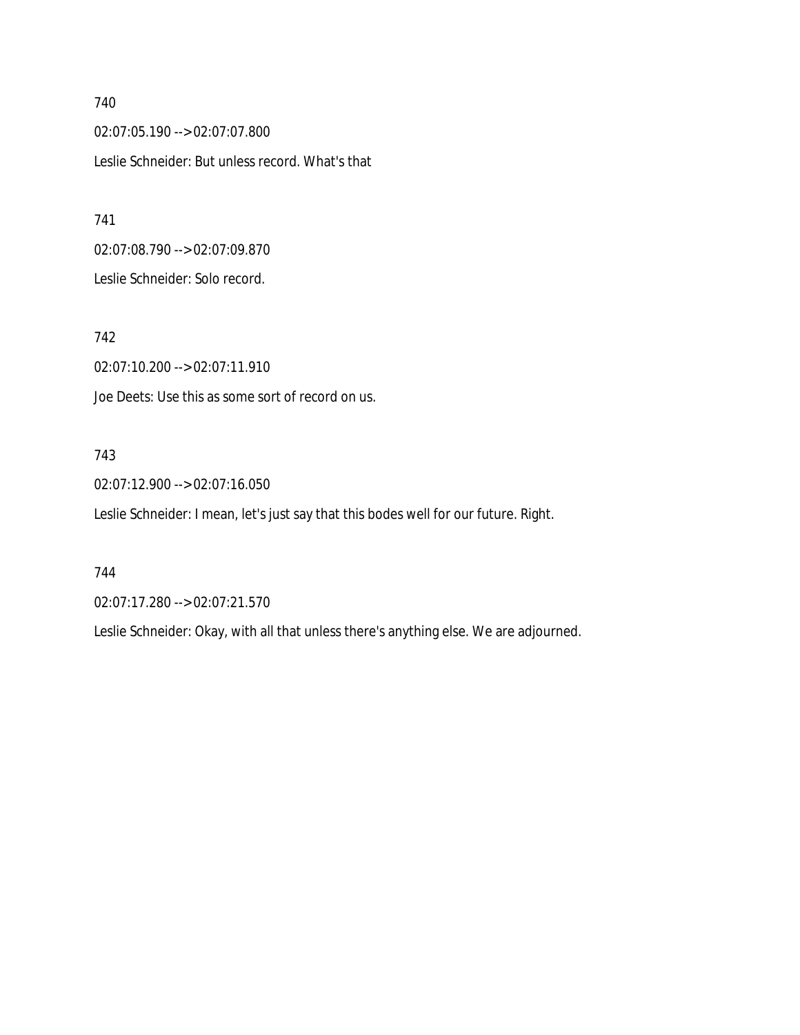740

02:07:05.190 --> 02:07:07.800

Leslie Schneider: But unless record. What's that

741

02:07:08.790 --> 02:07:09.870

Leslie Schneider: Solo record.

742

02:07:10.200 --> 02:07:11.910

Joe Deets: Use this as some sort of record on us.

743

02:07:12.900 --> 02:07:16.050

Leslie Schneider: I mean, let's just say that this bodes well for our future. Right.

744

02:07:17.280 --> 02:07:21.570

Leslie Schneider: Okay, with all that unless there's anything else. We are adjourned.